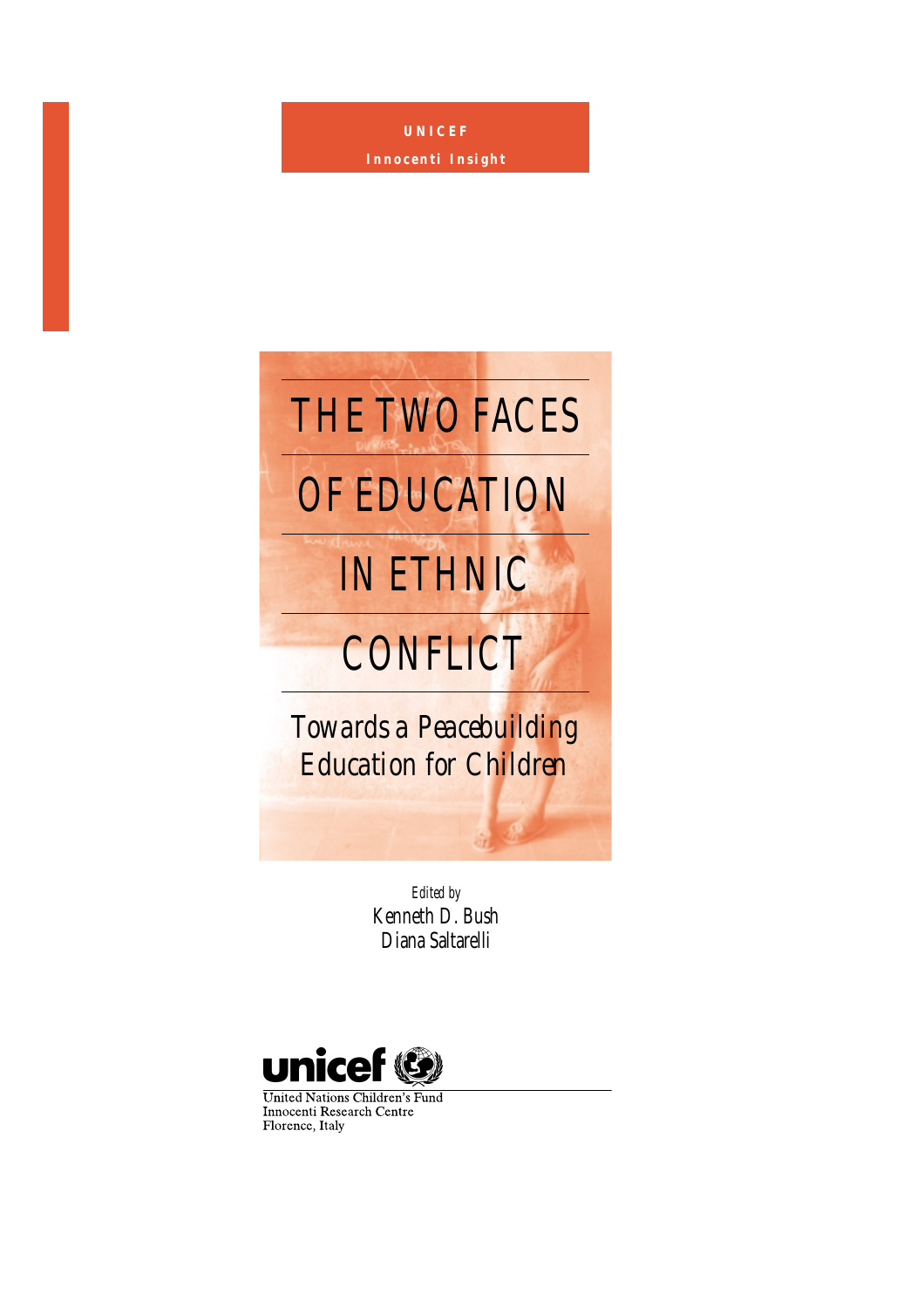UNICEF

Innocenti Insight

# THE TWO FACES OF EDUCATION IN ETHNIC CONFLICT

## Towards a Peacebuilding Education for Children

*Edited by*

Kenneth D. Bush

Diana Saltarelli

unicef

United Nations Children's Fund
Innocenti Research Centre
Florence, Italy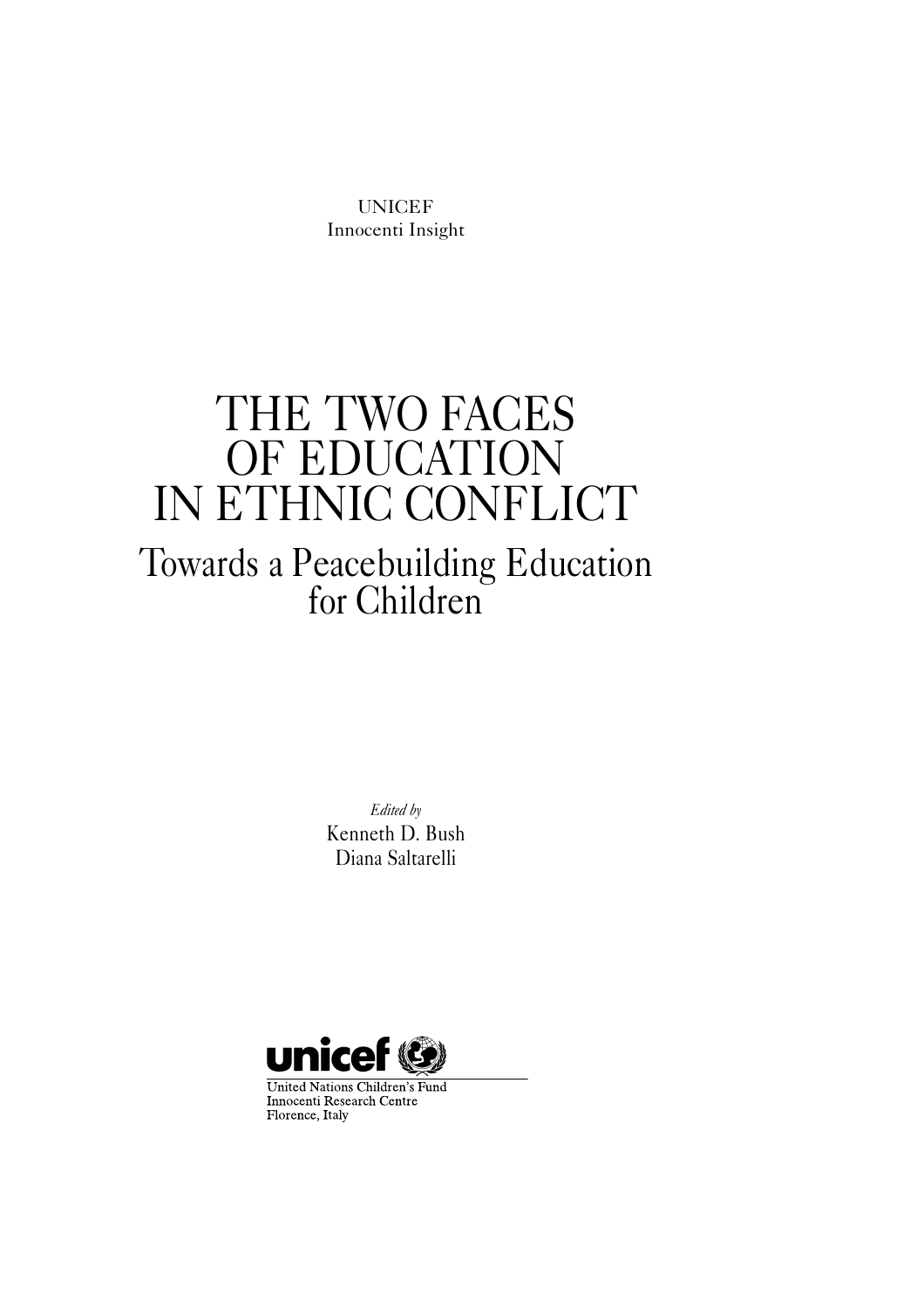UNICEF
Innocenti Insight

# THE TWO FACES OF EDUCATION IN ETHNIC CONFLICT

## Towards a Peacebuilding Education for Children

*Edited by*
Kenneth D. Bush
Diana Saltarelli

unicef

United Nations Children's Fund
Innocenti Research Centre
Florence, Italy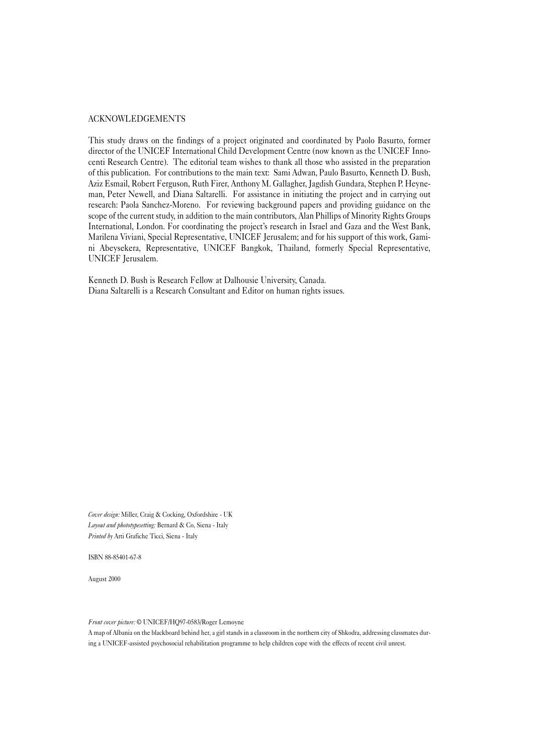ACKNOWLEDGEMENTS

This study draws on the findings of a project originated and coordinated by Paolo Basurto, former director of the UNICEF International Child Development Centre (now known as the UNICEF Innocenti Research Centre). The editorial team wishes to thank all those who assisted in the preparation of this publication. For contributions to the main text: Sami Adwan, Paulo Basurto, Kenneth D. Bush, Aziz Esmail, Robert Ferguson, Ruth Firer, Anthony M. Gallagher, Jagdish Gundara, Stephen P. Heyneman, Peter Newell, and Diana Saltarelli. For assistance in initiating the project and in carrying out research: Paola Sanchez-Moreno. For reviewing background papers and providing guidance on the scope of the current study, in addition to the main contributors, Alan Phillips of Minority Rights Groups International, London. For coordinating the project's research in Israel and Gaza and the West Bank, Marilena Viviani, Special Representative, UNICEF Jerusalem; and for his support of this work, Gamini Abeysekera, Representative, UNICEF Bangkok, Thailand, formerly Special Representative, UNICEF Jerusalem.

Kenneth D. Bush is Research Fellow at Dalhousie University, Canada.
Diana Saltarelli is a Research Consultant and Editor on human rights issues.

*Cover design:* Miller, Craig & Cocking, Oxfordshire - UK
*Layout and phototypesetting:* Bernard & Co, Siena - Italy
*Printed by* Arti Grafiche Ticci, Siena - Italy

ISBN 88-85401-67-8

August 2000

*Front cover picture:* © UNICEF/HQ97-0583/Roger Lemoyne

A map of Albania on the blackboard behind her, a girl stands in a classroom in the northern city of Shkodra, addressing classmates during a UNICEF-assisted psychosocial rehabilitation programme to help children cope with the effects of recent civil unrest.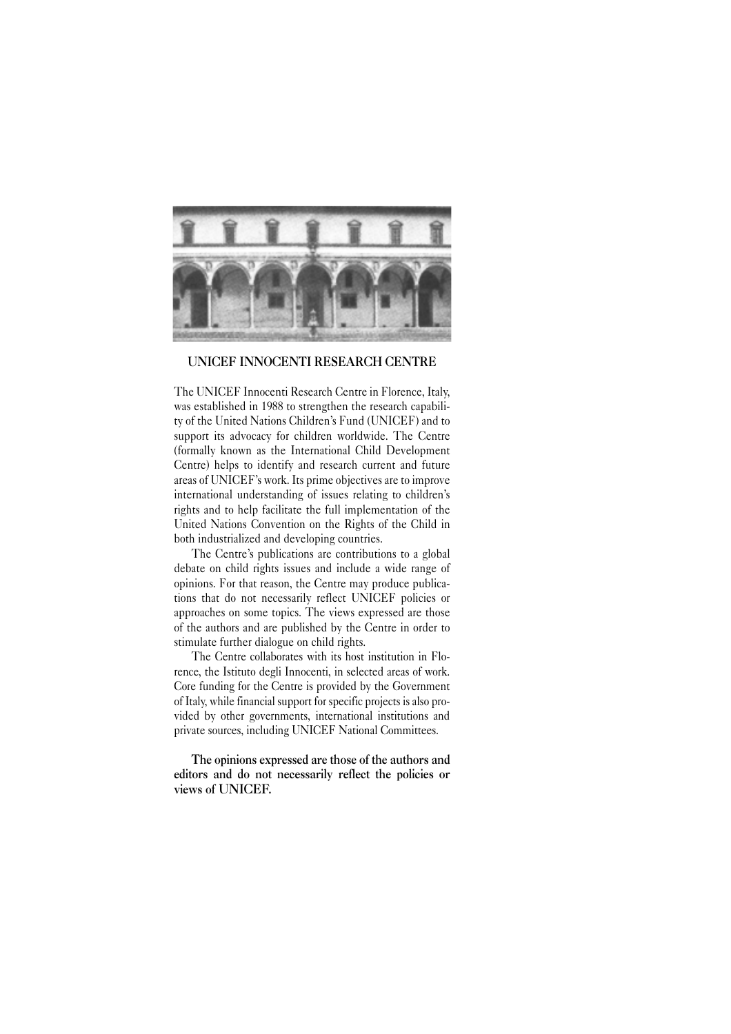## UNICEF INNOCENTI RESEARCH CENTRE

The UNICEF Innocenti Research Centre in Florence, Italy, was established in 1988 to strengthen the research capability of the United Nations Children's Fund (UNICEF) and to support its advocacy for children worldwide. The Centre (formally known as the International Child Development Centre) helps to identify and research current and future areas of UNICEF's work. Its prime objectives are to improve international understanding of issues relating to children's rights and to help facilitate the full implementation of the United Nations Convention on the Rights of the Child in both industrialized and developing countries.

The Centre's publications are contributions to a global debate on child rights issues and include a wide range of opinions. For that reason, the Centre may produce publications that do not necessarily reflect UNICEF policies or approaches on some topics. The views expressed are those of the authors and are published by the Centre in order to stimulate further dialogue on child rights.

The Centre collaborates with its host institution in Florence, the Istituto degli Innocenti, in selected areas of work. Core funding for the Centre is provided by the Government of Italy, while financial support for specific projects is also provided by other governments, international institutions and private sources, including UNICEF National Committees.

**The opinions expressed are those of the authors and editors and do not necessarily reflect the policies or views of UNICEF.**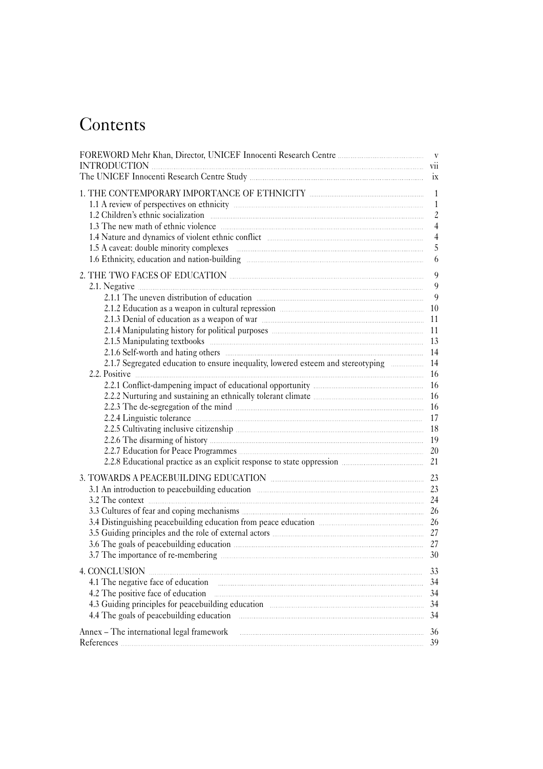# Contents

FOREWORD Mehr Khan, Director, UNICEF Innocenti Research Centre ..... v
INTRODUCTION ..... vii
The UNICEF Innocenti Research Centre Study ..... ix

1. THE CONTEMPORARY IMPORTANCE OF ETHNICITY ..... 1
   - 1.1 A review of perspectives on ethnicity ..... 1
   - 1.2 Children's ethnic socialization ..... 2
   - 1.3 The new math of ethnic violence ..... 4
   - 1.4 Nature and dynamics of violent ethnic conflict ..... 4
   - 1.5 A caveat: double minority complexes ..... 5
   - 1.6 Ethnicity, education and nation-building ..... 6

2. THE TWO FACES OF EDUCATION ..... 9
   - 2.1. Negative ..... 9
     - 2.1.1 The uneven distribution of education ..... 9
     - 2.1.2 Education as a weapon in cultural repression ..... 10
     - 2.1.3 Denial of education as a weapon of war ..... 11
     - 2.1.4 Manipulating history for political purposes ..... 11
     - 2.1.5 Manipulating textbooks ..... 13
     - 2.1.6 Self-worth and hating others ..... 14
     - 2.1.7 Segregated education to ensure inequality, lowered esteem and stereotyping ..... 14
   - 2.2. Positive ..... 16
     - 2.2.1 Conflict-dampening impact of educational opportunity ..... 16
     - 2.2.2 Nurturing and sustaining an ethnically tolerant climate ..... 16
     - 2.2.3 The de-segregation of the mind ..... 16
     - 2.2.4 Linguistic tolerance ..... 17
     - 2.2.5 Cultivating inclusive citizenship ..... 18
     - 2.2.6 The disarming of history ..... 19
     - 2.2.7 Education for Peace Programmes ..... 20
     - 2.2.8 Educational practice as an explicit response to state oppression ..... 21

3. TOWARDS A PEACEBUILDING EDUCATION ..... 23
   - 3.1 An introduction to peacebuilding education ..... 23
   - 3.2 The context ..... 24
   - 3.3 Cultures of fear and coping mechanisms ..... 26
   - 3.4 Distinguishing peacebuilding education from peace education ..... 26
   - 3.5 Guiding principles and the role of external actors ..... 27
   - 3.6 The goals of peacebuilding education ..... 27
   - 3.7 The importance of re-membering ..... 30

4. CONCLUSION ..... 33
   - 4.1 The negative face of education ..... 34
   - 4.2 The positive face of education ..... 34
   - 4.3 Guiding principles for peacebuilding education ..... 34
   - 4.4 The goals of peacebuilding education ..... 34

Annex – The international legal framework ..... 36
References ..... 39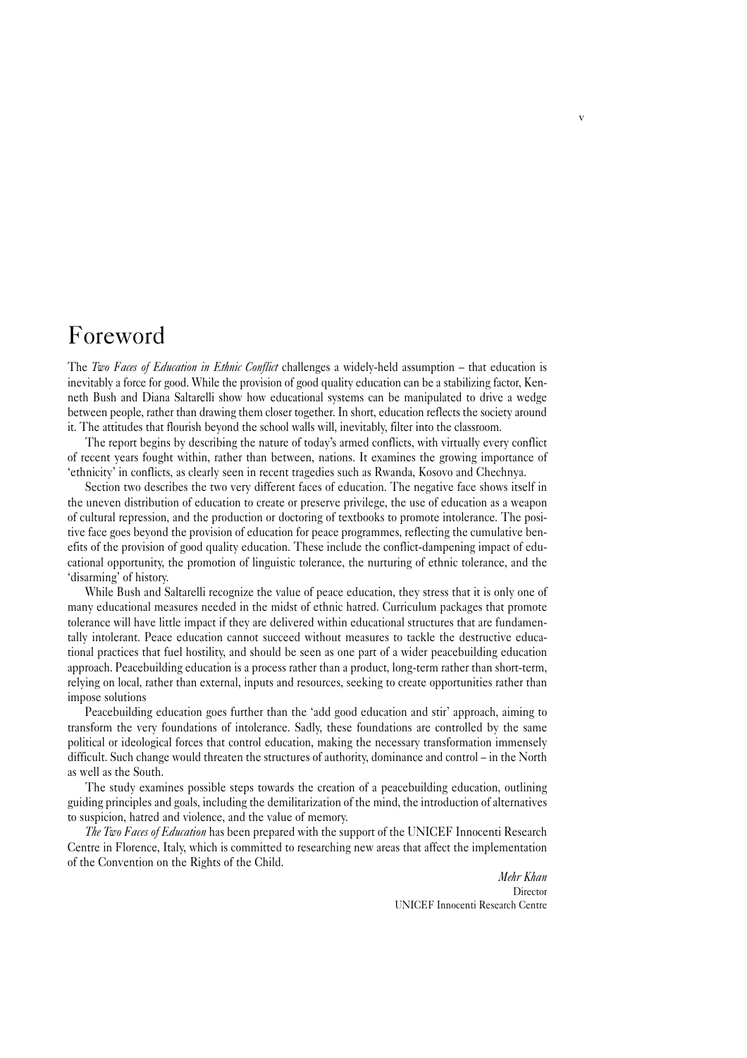# Foreword

The *Two Faces of Education in Ethnic Conflict* challenges a widely-held assumption – that education is inevitably a force for good. While the provision of good quality education can be a stabilizing factor, Kenneth Bush and Diana Saltarelli show how educational systems can be manipulated to drive a wedge between people, rather than drawing them closer together. In short, education reflects the society around it. The attitudes that flourish beyond the school walls will, inevitably, filter into the classroom.

The report begins by describing the nature of today's armed conflicts, with virtually every conflict of recent years fought within, rather than between, nations. It examines the growing importance of 'ethnicity' in conflicts, as clearly seen in recent tragedies such as Rwanda, Kosovo and Chechnya.

Section two describes the two very different faces of education. The negative face shows itself in the uneven distribution of education to create or preserve privilege, the use of education as a weapon of cultural repression, and the production or doctoring of textbooks to promote intolerance. The positive face goes beyond the provision of education for peace programmes, reflecting the cumulative benefits of the provision of good quality education. These include the conflict-dampening impact of educational opportunity, the promotion of linguistic tolerance, the nurturing of ethnic tolerance, and the 'disarming' of history.

While Bush and Saltarelli recognize the value of peace education, they stress that it is only one of many educational measures needed in the midst of ethnic hatred. Curriculum packages that promote tolerance will have little impact if they are delivered within educational structures that are fundamentally intolerant. Peace education cannot succeed without measures to tackle the destructive educational practices that fuel hostility, and should be seen as one part of a wider peacebuilding education approach. Peacebuilding education is a process rather than a product, long-term rather than short-term, relying on local, rather than external, inputs and resources, seeking to create opportunities rather than impose solutions

Peacebuilding education goes further than the 'add good education and stir' approach, aiming to transform the very foundations of intolerance. Sadly, these foundations are controlled by the same political or ideological forces that control education, making the necessary transformation immensely difficult. Such change would threaten the structures of authority, dominance and control – in the North as well as the South.

The study examines possible steps towards the creation of a peacebuilding education, outlining guiding principles and goals, including the demilitarization of the mind, the introduction of alternatives to suspicion, hatred and violence, and the value of memory.

*The Two Faces of Education* has been prepared with the support of the UNICEF Innocenti Research Centre in Florence, Italy, which is committed to researching new areas that affect the implementation of the Convention on the Rights of the Child.

*Mehr Khan*
Director
UNICEF Innocenti Research Centre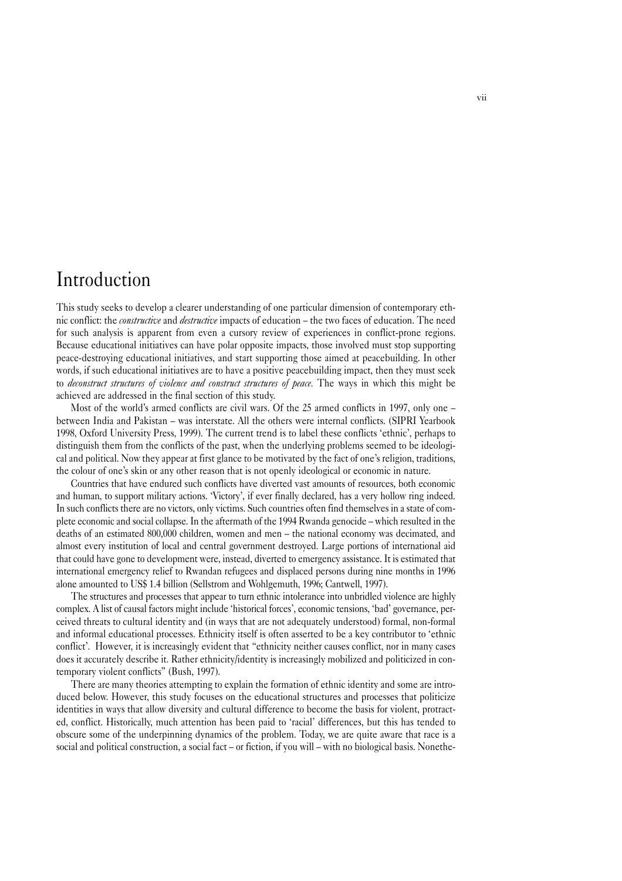# Introduction

This study seeks to develop a clearer understanding of one particular dimension of contemporary ethnic conflict: the *constructive* and *destructive* impacts of education – the two faces of education. The need for such analysis is apparent from even a cursory review of experiences in conflict-prone regions. Because educational initiatives can have polar opposite impacts, those involved must stop supporting peace-destroying educational initiatives, and start supporting those aimed at peacebuilding. In other words, if such educational initiatives are to have a positive peacebuilding impact, then they must seek to *deconstruct structures of violence and construct structures of peace*. The ways in which this might be achieved are addressed in the final section of this study.

Most of the world's armed conflicts are civil wars. Of the 25 armed conflicts in 1997, only one – between India and Pakistan – was interstate. All the others were internal conflicts. (SIPRI Yearbook 1998, Oxford University Press, 1999). The current trend is to label these conflicts 'ethnic', perhaps to distinguish them from the conflicts of the past, when the underlying problems seemed to be ideological and political. Now they appear at first glance to be motivated by the fact of one's religion, traditions, the colour of one's skin or any other reason that is not openly ideological or economic in nature.

Countries that have endured such conflicts have diverted vast amounts of resources, both economic and human, to support military actions. 'Victory', if ever finally declared, has a very hollow ring indeed. In such conflicts there are no victors, only victims. Such countries often find themselves in a state of complete economic and social collapse. In the aftermath of the 1994 Rwanda genocide – which resulted in the deaths of an estimated 800,000 children, women and men – the national economy was decimated, and almost every institution of local and central government destroyed. Large portions of international aid that could have gone to development were, instead, diverted to emergency assistance. It is estimated that international emergency relief to Rwandan refugees and displaced persons during nine months in 1996 alone amounted to US$ 1.4 billion (Sellstrom and Wohlgemuth, 1996; Cantwell, 1997).

The structures and processes that appear to turn ethnic intolerance into unbridled violence are highly complex. A list of causal factors might include 'historical forces', economic tensions, 'bad' governance, perceived threats to cultural identity and (in ways that are not adequately understood) formal, non-formal and informal educational processes. Ethnicity itself is often asserted to be a key contributor to 'ethnic conflict'. However, it is increasingly evident that "ethnicity neither causes conflict, nor in many cases does it accurately describe it. Rather ethnicity/identity is increasingly mobilized and politicized in contemporary violent conflicts" (Bush, 1997).

There are many theories attempting to explain the formation of ethnic identity and some are introduced below. However, this study focuses on the educational structures and processes that politicize identities in ways that allow diversity and cultural difference to become the basis for violent, protracted, conflict. Historically, much attention has been paid to 'racial' differences, but this has tended to obscure some of the underpinning dynamics of the problem. Today, we are quite aware that race is a social and political construction, a social fact – or fiction, if you will – with no biological basis. Nonethe-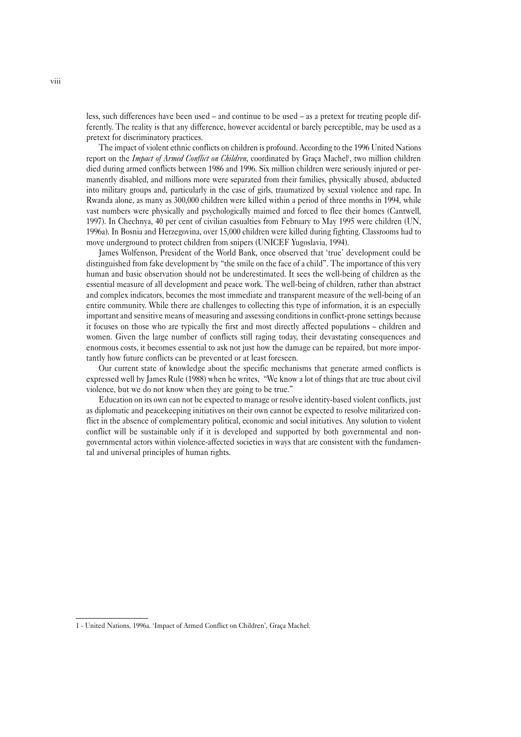less, such differences have been used – and continue to be used – as a pretext for treating people differently. The reality is that any difference, however accidental or barely perceptible, may be used as a pretext for discriminatory practices.

The impact of violent ethnic conflicts on children is profound. According to the 1996 United Nations report on the *Impact of Armed Conflict on Children*, coordinated by Graça Machel[1], two million children died during armed conflicts between 1986 and 1996. Six million children were seriously injured or permanently disabled, and millions more were separated from their families, physically abused, abducted into military groups and, particularly in the case of girls, traumatized by sexual violence and rape. In Rwanda alone, as many as 300,000 children were killed within a period of three months in 1994, while vast numbers were physically and psychologically maimed and forced to flee their homes (Cantwell, 1997). In Chechnya, 40 per cent of civilian casualties from February to May 1995 were children (UN, 1996a). In Bosnia and Herzegovina, over 15,000 children were killed during fighting. Classrooms had to move underground to protect children from snipers (UNICEF Yugoslavia, 1994).

James Wolfenson, President of the World Bank, once observed that 'true' development could be distinguished from fake development by "the smile on the face of a child". The importance of this very human and basic observation should not be underestimated. It sees the well-being of children as the essential measure of all development and peace work. The well-being of children, rather than abstract and complex indicators, becomes the most immediate and transparent measure of the well-being of an entire community. While there are challenges to collecting this type of information, it is an especially important and sensitive means of measuring and assessing conditions in conflict-prone settings because it focuses on those who are typically the first and most directly affected populations – children and women. Given the large number of conflicts still raging today, their devastating consequences and enormous costs, it becomes essential to ask not just how the damage can be repaired, but more importantly how future conflicts can be prevented or at least foreseen.

Our current state of knowledge about the specific mechanisms that generate armed conflicts is expressed well by James Rule (1988) when he writes, "We know a lot of things that are true about civil violence, but we do not know when they are going to be true."

Education on its own can not be expected to manage or resolve identity-based violent conflicts, just as diplomatic and peacekeeping initiatives on their own cannot be expected to resolve militarized conflict in the absence of complementary political, economic and social initiatives. Any solution to violent conflict will be sustainable only if it is developed and supported by both governmental and non-governmental actors within violence-affected societies in ways that are consistent with the fundamental and universal principles of human rights.

---

1 - United Nations, 1996a. 'Impact of Armed Conflict on Children', Graça Machel.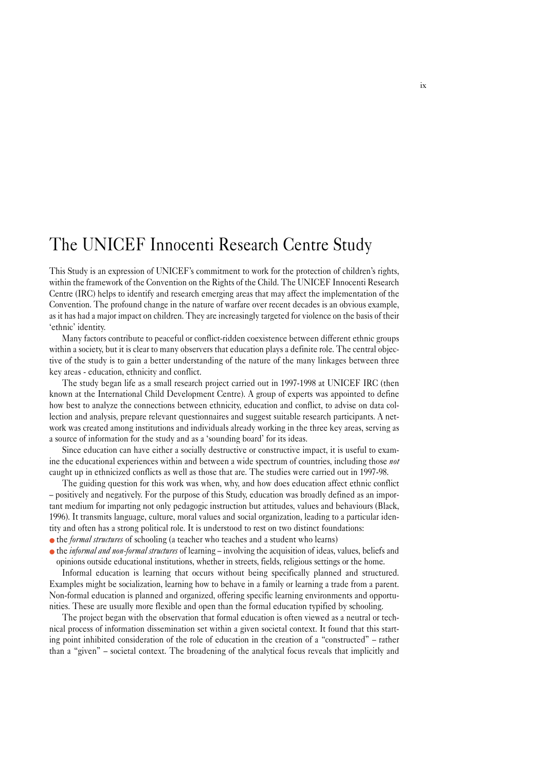# The UNICEF Innocenti Research Centre Study

This Study is an expression of UNICEF's commitment to work for the protection of children's rights, within the framework of the Convention on the Rights of the Child. The UNICEF Innocenti Research Centre (IRC) helps to identify and research emerging areas that may affect the implementation of the Convention. The profound change in the nature of warfare over recent decades is an obvious example, as it has had a major impact on children. They are increasingly targeted for violence on the basis of their 'ethnic' identity.

Many factors contribute to peaceful or conflict-ridden coexistence between different ethnic groups within a society, but it is clear to many observers that education plays a definite role. The central objective of the study is to gain a better understanding of the nature of the many linkages between three key areas - education, ethnicity and conflict.

The study began life as a small research project carried out in 1997-1998 at UNICEF IRC (then known at the International Child Development Centre). A group of experts was appointed to define how best to analyze the connections between ethnicity, education and conflict, to advise on data collection and analysis, prepare relevant questionnaires and suggest suitable research participants. A network was created among institutions and individuals already working in the three key areas, serving as a source of information for the study and as a 'sounding board' for its ideas.

Since education can have either a socially destructive or constructive impact, it is useful to examine the educational experiences within and between a wide spectrum of countries, including those *not* caught up in ethnicized conflicts as well as those that are. The studies were carried out in 1997-98.

The guiding question for this work was when, why, and how does education affect ethnic conflict – positively and negatively. For the purpose of this Study, education was broadly defined as an important medium for imparting not only pedagogic instruction but attitudes, values and behaviours (Black, 1996). It transmits language, culture, moral values and social organization, leading to a particular identity and often has a strong political role. It is understood to rest on two distinct foundations:

- the *formal structures* of schooling (a teacher who teaches and a student who learns)
- the *informal and non-formal structures* of learning – involving the acquisition of ideas, values, beliefs and opinions outside educational institutions, whether in streets, fields, religious settings or the home.

Informal education is learning that occurs without being specifically planned and structured. Examples might be socialization, learning how to behave in a family or learning a trade from a parent. Non-formal education is planned and organized, offering specific learning environments and opportunities. These are usually more flexible and open than the formal education typified by schooling.

The project began with the observation that formal education is often viewed as a neutral or technical process of information dissemination set within a given societal context. It found that this starting point inhibited consideration of the role of education in the creation of a "constructed" – rather than a "given" – societal context. The broadening of the analytical focus reveals that implicitly and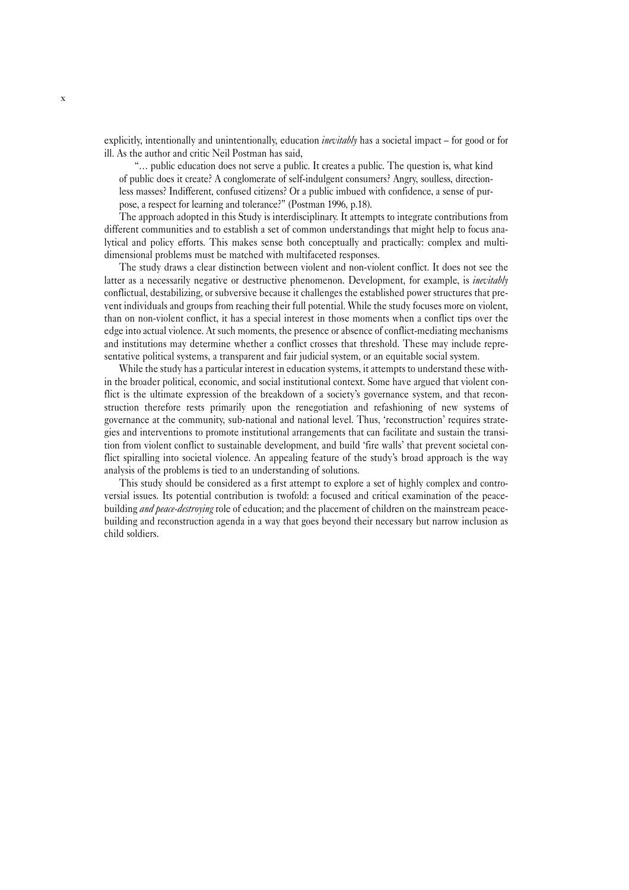explicitly, intentionally and unintentionally, education *inevitably* has a societal impact – for good or for ill. As the author and critic Neil Postman has said,

> "… public education does not serve a public. It creates a public. The question is, what kind of public does it create? A conglomerate of self-indulgent consumers? Angry, soulless, directionless masses? Indifferent, confused citizens? Or a public imbued with confidence, a sense of purpose, a respect for learning and tolerance?" (Postman 1996, p.18).

The approach adopted in this Study is interdisciplinary. It attempts to integrate contributions from different communities and to establish a set of common understandings that might help to focus analytical and policy efforts. This makes sense both conceptually and practically: complex and multidimensional problems must be matched with multifaceted responses.

The study draws a clear distinction between violent and non-violent conflict. It does not see the latter as a necessarily negative or destructive phenomenon. Development, for example, is *inevitably* conflictual, destabilizing, or subversive because it challenges the established power structures that prevent individuals and groups from reaching their full potential. While the study focuses more on violent, than on non-violent conflict, it has a special interest in those moments when a conflict tips over the edge into actual violence. At such moments, the presence or absence of conflict-mediating mechanisms and institutions may determine whether a conflict crosses that threshold. These may include representative political systems, a transparent and fair judicial system, or an equitable social system.

While the study has a particular interest in education systems, it attempts to understand these within the broader political, economic, and social institutional context. Some have argued that violent conflict is the ultimate expression of the breakdown of a society's governance system, and that reconstruction therefore rests primarily upon the renegotiation and refashioning of new systems of governance at the community, sub-national and national level. Thus, 'reconstruction' requires strategies and interventions to promote institutional arrangements that can facilitate and sustain the transition from violent conflict to sustainable development, and build 'fire walls' that prevent societal conflict spiralling into societal violence. An appealing feature of the study's broad approach is the way analysis of the problems is tied to an understanding of solutions.

This study should be considered as a first attempt to explore a set of highly complex and controversial issues. Its potential contribution is twofold: a focused and critical examination of the peacebuilding *and peace-destroying* role of education; and the placement of children on the mainstream peacebuilding and reconstruction agenda in a way that goes beyond their necessary but narrow inclusion as child soldiers.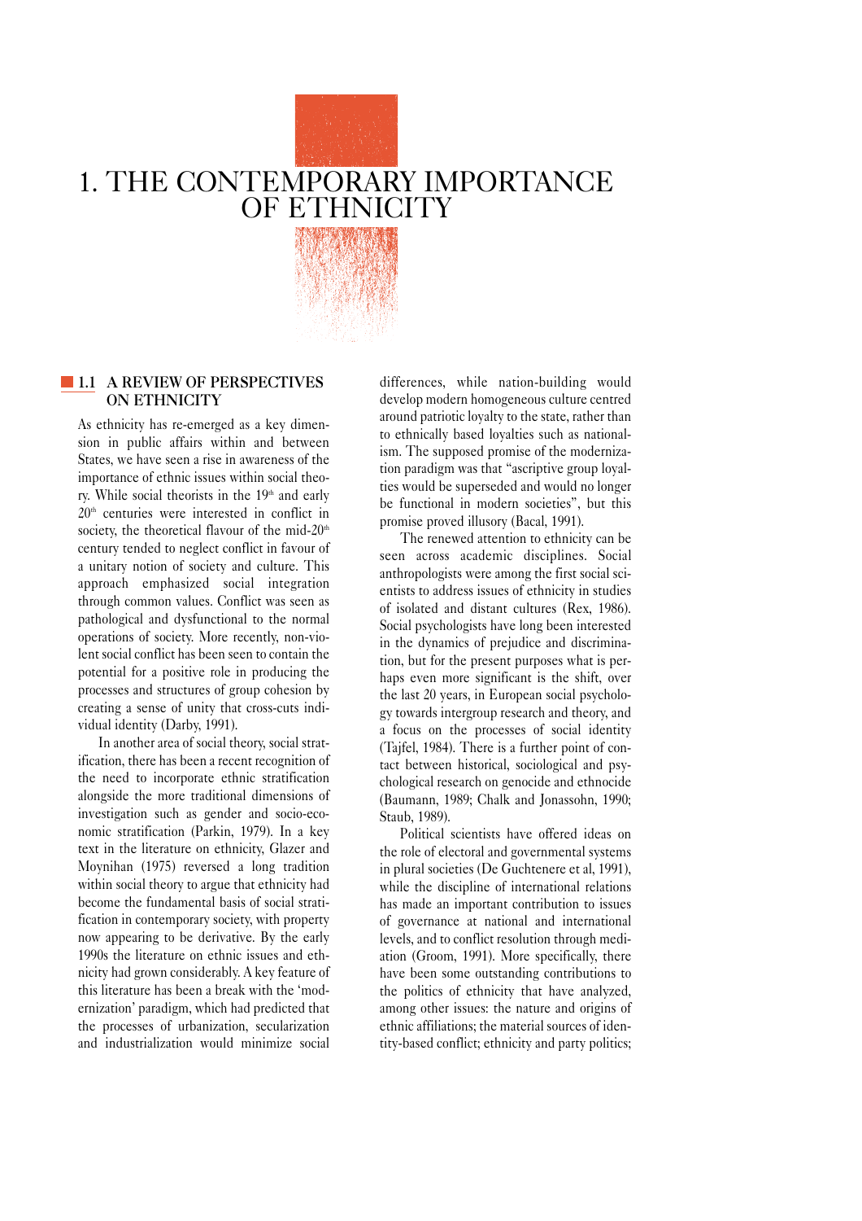# 1. THE CONTEMPORARY IMPORTANCE OF ETHNICITY

## 1.1 A REVIEW OF PERSPECTIVES ON ETHNICITY

As ethnicity has re-emerged as a key dimension in public affairs within and between States, we have seen a rise in awareness of the importance of ethnic issues within social theory. While social theorists in the 19th and early 20th centuries were interested in conflict in society, the theoretical flavour of the mid-20th century tended to neglect conflict in favour of a unitary notion of society and culture. This approach emphasized social integration through common values. Conflict was seen as pathological and dysfunctional to the normal operations of society. More recently, non-violent social conflict has been seen to contain the potential for a positive role in producing the processes and structures of group cohesion by creating a sense of unity that cross-cuts individual identity (Darby, 1991).

In another area of social theory, social stratification, there has been a recent recognition of the need to incorporate ethnic stratification alongside the more traditional dimensions of investigation such as gender and socio-economic stratification (Parkin, 1979). In a key text in the literature on ethnicity, Glazer and Moynihan (1975) reversed a long tradition within social theory to argue that ethnicity had become the fundamental basis of social stratification in contemporary society, with property now appearing to be derivative. By the early 1990s the literature on ethnic issues and ethnicity had grown considerably. A key feature of this literature has been a break with the 'modernization' paradigm, which had predicted that the processes of urbanization, secularization and industrialization would minimize social differences, while nation-building would develop modern homogeneous culture centred around patriotic loyalty to the state, rather than to ethnically based loyalties such as nationalism. The supposed promise of the modernization paradigm was that "ascriptive group loyalties would be superseded and would no longer be functional in modern societies", but this promise proved illusory (Bacal, 1991).

The renewed attention to ethnicity can be seen across academic disciplines. Social anthropologists were among the first social scientists to address issues of ethnicity in studies of isolated and distant cultures (Rex, 1986). Social psychologists have long been interested in the dynamics of prejudice and discrimination, but for the present purposes what is perhaps even more significant is the shift, over the last 20 years, in European social psychology towards intergroup research and theory, and a focus on the processes of social identity (Tajfel, 1984). There is a further point of contact between historical, sociological and psychological research on genocide and ethnocide (Baumann, 1989; Chalk and Jonassohn, 1990; Staub, 1989).

Political scientists have offered ideas on the role of electoral and governmental systems in plural societies (De Guchtenere et al, 1991), while the discipline of international relations has made an important contribution to issues of governance at national and international levels, and to conflict resolution through mediation (Groom, 1991). More specifically, there have been some outstanding contributions to the politics of ethnicity that have analyzed, among other issues: the nature and origins of ethnic affiliations; the material sources of identity-based conflict; ethnicity and party politics;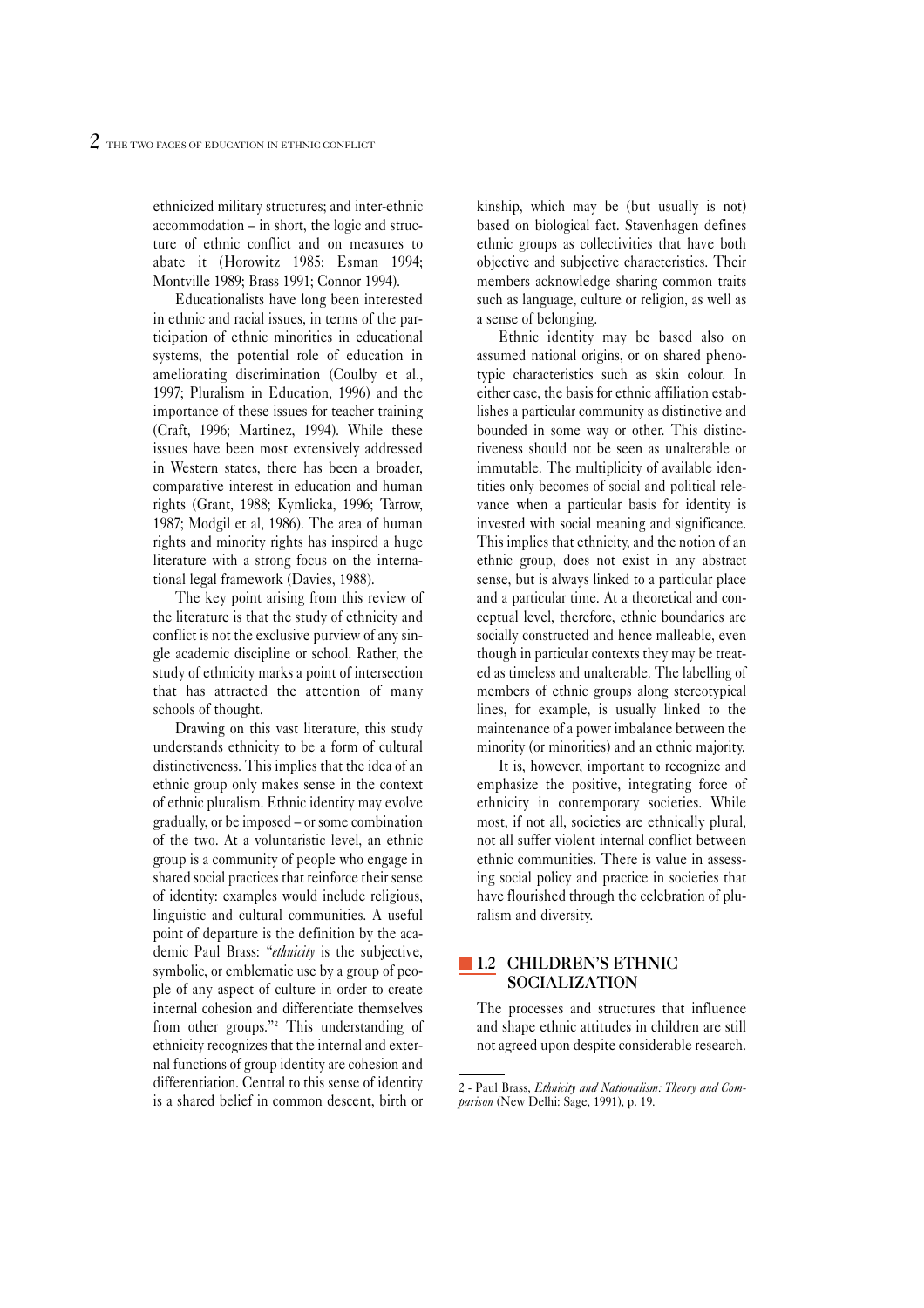ethnicized military structures; and inter-ethnic accommodation – in short, the logic and structure of ethnic conflict and on measures to abate it (Horowitz 1985; Esman 1994; Montville 1989; Brass 1991; Connor 1994).

Educationalists have long been interested in ethnic and racial issues, in terms of the participation of ethnic minorities in educational systems, the potential role of education in ameliorating discrimination (Coulby et al., 1997; Pluralism in Education, 1996) and the importance of these issues for teacher training (Craft, 1996; Martinez, 1994). While these issues have been most extensively addressed in Western states, there has been a broader, comparative interest in education and human rights (Grant, 1988; Kymlicka, 1996; Tarrow, 1987; Modgil et al, 1986). The area of human rights and minority rights has inspired a huge literature with a strong focus on the international legal framework (Davies, 1988).

The key point arising from this review of the literature is that the study of ethnicity and conflict is not the exclusive purview of any single academic discipline or school. Rather, the study of ethnicity marks a point of intersection that has attracted the attention of many schools of thought.

Drawing on this vast literature, this study understands ethnicity to be a form of cultural distinctiveness. This implies that the idea of an ethnic group only makes sense in the context of ethnic pluralism. Ethnic identity may evolve gradually, or be imposed – or some combination of the two. At a voluntaristic level, an ethnic group is a community of people who engage in shared social practices that reinforce their sense of identity: examples would include religious, linguistic and cultural communities. A useful point of departure is the definition by the academic Paul Brass: "*ethnicity* is the subjective, symbolic, or emblematic use by a group of people of any aspect of culture in order to create internal cohesion and differentiate themselves from other groups."[2] This understanding of ethnicity recognizes that the internal and external functions of group identity are cohesion and differentiation. Central to this sense of identity is a shared belief in common descent, birth or kinship, which may be (but usually is not) based on biological fact. Stavenhagen defines ethnic groups as collectivities that have both objective and subjective characteristics. Their members acknowledge sharing common traits such as language, culture or religion, as well as a sense of belonging.

Ethnic identity may be based also on assumed national origins, or on shared phenotypic characteristics such as skin colour. In either case, the basis for ethnic affiliation establishes a particular community as distinctive and bounded in some way or other. This distinctiveness should not be seen as unalterable or immutable. The multiplicity of available identities only becomes of social and political relevance when a particular basis for identity is invested with social meaning and significance. This implies that ethnicity, and the notion of an ethnic group, does not exist in any abstract sense, but is always linked to a particular place and a particular time. At a theoretical and conceptual level, therefore, ethnic boundaries are socially constructed and hence malleable, even though in particular contexts they may be treated as timeless and unalterable. The labelling of members of ethnic groups along stereotypical lines, for example, is usually linked to the maintenance of a power imbalance between the minority (or minorities) and an ethnic majority.

It is, however, important to recognize and emphasize the positive, integrating force of ethnicity in contemporary societies. While most, if not all, societies are ethnically plural, not all suffer violent internal conflict between ethnic communities. There is value in assessing social policy and practice in societies that have flourished through the celebration of pluralism and diversity.

## 1.2 CHILDREN'S ETHNIC SOCIALIZATION

The processes and structures that influence and shape ethnic attitudes in children are still not agreed upon despite considerable research.

---

2 - Paul Brass, *Ethnicity and Nationalism: Theory and Comparison* (New Delhi: Sage, 1991), p. 19.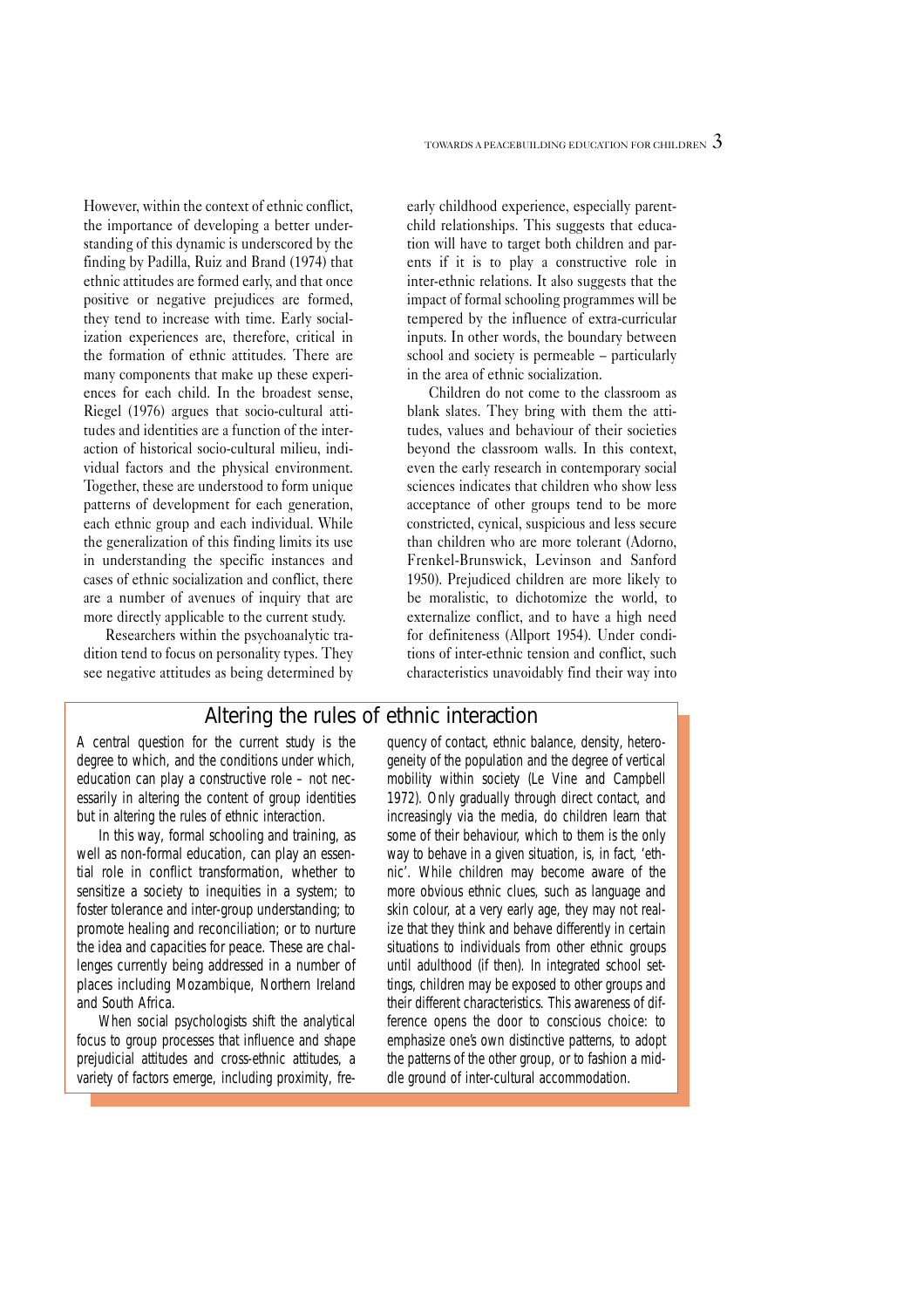However, within the context of ethnic conflict, the importance of developing a better understanding of this dynamic is underscored by the finding by Padilla, Ruiz and Brand (1974) that ethnic attitudes are formed early, and that once positive or negative prejudices are formed, they tend to increase with time. Early socialization experiences are, therefore, critical in the formation of ethnic attitudes. There are many components that make up these experiences for each child. In the broadest sense, Riegel (1976) argues that socio-cultural attitudes and identities are a function of the interaction of historical socio-cultural milieu, individual factors and the physical environment. Together, these are understood to form unique patterns of development for each generation, each ethnic group and each individual. While the generalization of this finding limits its use in understanding the specific instances and cases of ethnic socialization and conflict, there are a number of avenues of inquiry that are more directly applicable to the current study.

Researchers within the psychoanalytic tradition tend to focus on personality types. They see negative attitudes as being determined by early childhood experience, especially parent-child relationships. This suggests that education will have to target both children and parents if it is to play a constructive role in inter-ethnic relations. It also suggests that the impact of formal schooling programmes will be tempered by the influence of extra-curricular inputs. In other words, the boundary between school and society is permeable – particularly in the area of ethnic socialization.

Children do not come to the classroom as blank slates. They bring with them the attitudes, values and behaviour of their societies beyond the classroom walls. In this context, even the early research in contemporary social sciences indicates that children who show less acceptance of other groups tend to be more constricted, cynical, suspicious and less secure than children who are more tolerant (Adorno, Frenkel-Brunswick, Levinson and Sanford 1950). Prejudiced children are more likely to be moralistic, to dichotomize the world, to externalize conflict, and to have a high need for definiteness (Allport 1954). Under conditions of inter-ethnic tension and conflict, such characteristics unavoidably find their way into

## Altering the rules of ethnic interaction

A central question for the current study is the degree to which, and the conditions under which, education can play a constructive role – not necessarily in altering the content of group identities but in altering the rules of ethnic interaction.

In this way, formal schooling and training, as well as non-formal education, can play an essential role in conflict transformation, whether to sensitize a society to inequities in a system; to foster tolerance and inter-group understanding; to promote healing and reconciliation; or to nurture the idea and capacities for peace. These are challenges currently being addressed in a number of places including Mozambique, Northern Ireland and South Africa.

When social psychologists shift the analytical focus to group processes that influence and shape prejudicial attitudes and cross-ethnic attitudes, a variety of factors emerge, including proximity, frequency of contact, ethnic balance, density, heterogeneity of the population and the degree of vertical mobility within society (Le Vine and Campbell 1972). Only gradually through direct contact, and increasingly via the media, do children learn that some of their behaviour, which to them is the only way to behave in a given situation, is, in fact, 'ethnic'. While children may become aware of the more obvious ethnic clues, such as language and skin colour, at a very early age, they may not realize that they think and behave differently in certain situations to individuals from other ethnic groups until adulthood (if then). In integrated school settings, children may be exposed to other groups and their different characteristics. This awareness of difference opens the door to conscious choice: to emphasize one's own distinctive patterns, to adopt the patterns of the other group, or to fashion a middle ground of inter-cultural accommodation.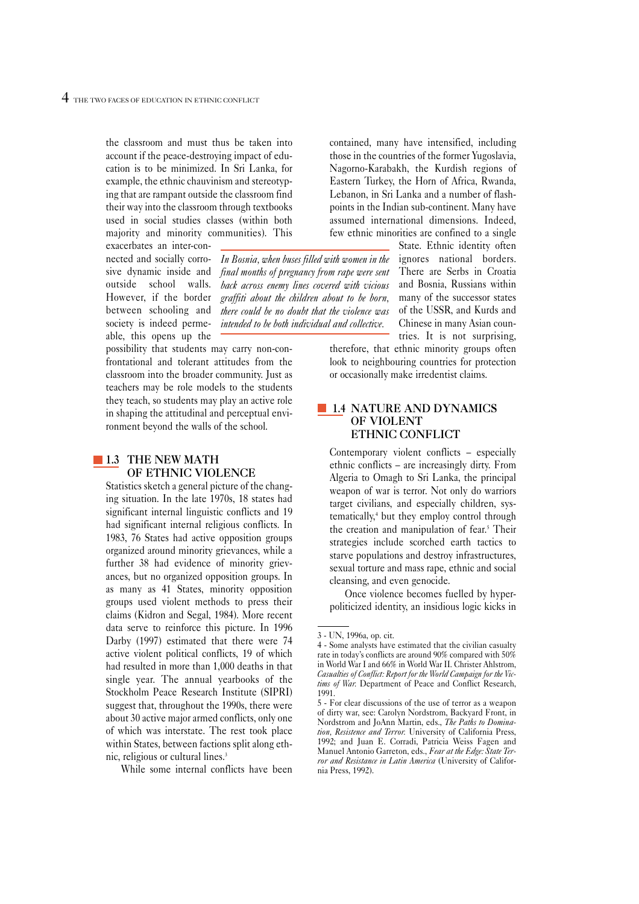the classroom and must thus be taken into account if the peace-destroying impact of education is to be minimized. In Sri Lanka, for example, the ethnic chauvinism and stereotyping that are rampant outside the classroom find their way into the classroom through textbooks used in social studies classes (within both majority and minority communities). This exacerbates an inter-connected and socially corrosive dynamic inside and outside school walls. However, if the border between schooling and society is indeed permeable, this opens up the possibility that students may carry non-confrontational and tolerant attitudes from the classroom into the broader community. Just as teachers may be role models to the students they teach, so students may play an active role in shaping the attitudinal and perceptual environment beyond the walls of the school.

*In Bosnia, when buses filled with women in the final months of pregnancy from rape were sent back across enemy lines covered with vicious graffiti about the children about to be born, there could be no doubt that the violence was intended to be both individual and collective.*

## 1.3 THE NEW MATH OF ETHNIC VIOLENCE

Statistics sketch a general picture of the changing situation. In the late 1970s, 18 states had significant internal linguistic conflicts and 19 had significant internal religious conflicts. In 1983, 76 States had active opposition groups organized around minority grievances, while a further 38 had evidence of minority grievances, but no organized opposition groups. In as many as 41 States, minority opposition groups used violent methods to press their claims (Kidron and Segal, 1984). More recent data serve to reinforce this picture. In 1996 Darby (1997) estimated that there were 74 active violent political conflicts, 19 of which had resulted in more than 1,000 deaths in that single year. The annual yearbooks of the Stockholm Peace Research Institute (SIPRI) suggest that, throughout the 1990s, there were about 30 active major armed conflicts, only one of which was interstate. The rest took place within States, between factions split along ethnic, religious or cultural lines.[3]

While some internal conflicts have been contained, many have intensified, including those in the countries of the former Yugoslavia, Nagorno-Karabakh, the Kurdish regions of Eastern Turkey, the Horn of Africa, Rwanda, Lebanon, in Sri Lanka and a number of flash-points in the Indian sub-continent. Many have assumed international dimensions. Indeed, few ethnic minorities are confined to a single State. Ethnic identity often ignores national borders. There are Serbs in Croatia and Bosnia, Russians within many of the successor states of the USSR, and Kurds and Chinese in many Asian countries. It is not surprising, therefore, that ethnic minority groups often look to neighbouring countries for protection or occasionally make irredentist claims.

## 1.4 NATURE AND DYNAMICS OF VIOLENT ETHNIC CONFLICT

Contemporary violent conflicts – especially ethnic conflicts – are increasingly dirty. From Algeria to Omagh to Sri Lanka, the principal weapon of war is terror. Not only do warriors target civilians, and especially children, systematically,[4] but they employ control through the creation and manipulation of fear.[5] Their strategies include scorched earth tactics to starve populations and destroy infrastructures, sexual torture and mass rape, ethnic and social cleansing, and even genocide.

Once violence becomes fuelled by hyper-politicized identity, an insidious logic kicks in

---

3 - UN, 1996a, op. cit.

4 - Some analysts have estimated that the civilian casualty rate in today's conflicts are around 90% compared with 50% in World War I and 66% in World War II. Christer Ahlstrom, *Casualties of Conflict: Report for the World Campaign for the Victims of War.* Department of Peace and Conflict Research, 1991.

5 - For clear discussions of the use of terror as a weapon of dirty war, see: Carolyn Nordstrom, Backyard Front, in Nordstrom and JoAnn Martin, eds., *The Paths to Domination, Resistence and Terror.* University of California Press, 1992; and Juan E. Corradi, Patricia Weiss Fagen and Manuel Antonio Garreton, eds., *Fear at the Edge: State Terror and Resistance in Latin America* (University of California Press, 1992).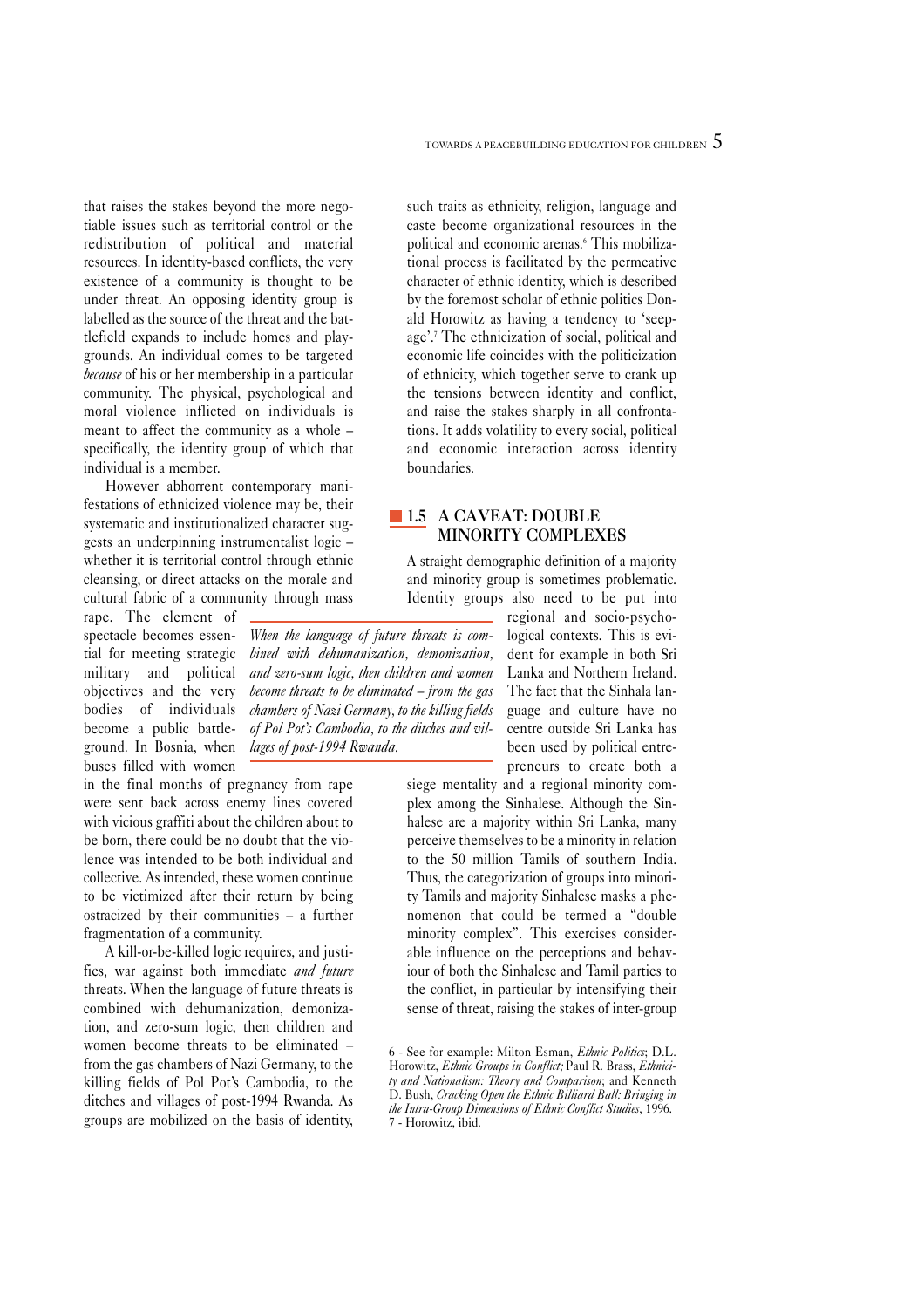that raises the stakes beyond the more negotiable issues such as territorial control or the redistribution of political and material resources. In identity-based conflicts, the very existence of a community is thought to be under threat. An opposing identity group is labelled as the source of the threat and the battlefield expands to include homes and playgrounds. An individual comes to be targeted *because* of his or her membership in a particular community. The physical, psychological and moral violence inflicted on individuals is meant to affect the community as a whole – specifically, the identity group of which that individual is a member.

However abhorrent contemporary manifestations of ethnicized violence may be, their systematic and institutionalized character suggests an underpinning instrumentalist logic – whether it is territorial control through ethnic cleansing, or direct attacks on the morale and cultural fabric of a community through mass rape. The element of spectacle becomes essential for meeting strategic military and political objectives and the very bodies of individuals become a public battleground. In Bosnia, when buses filled with women in the final months of pregnancy from rape were sent back across enemy lines covered with vicious graffiti about the children about to be born, there could be no doubt that the violence was intended to be both individual and collective. As intended, these women continue to be victimized after their return by being ostracized by their communities – a further fragmentation of a community.

A kill-or-be-killed logic requires, and justifies, war against both immediate *and future* threats. When the language of future threats is combined with dehumanization, demonization, and zero-sum logic, then children and women become threats to be eliminated – from the gas chambers of Nazi Germany, to the killing fields of Pol Pot's Cambodia, to the ditches and villages of post-1994 Rwanda. As groups are mobilized on the basis of identity, such traits as ethnicity, religion, language and caste become organizational resources in the political and economic arenas.[6] This mobilizational process is facilitated by the permeative character of ethnic identity, which is described by the foremost scholar of ethnic politics Donald Horowitz as having a tendency to 'seepage'.[7] The ethnicization of social, political and economic life coincides with the politicization of ethnicity, which together serve to crank up the tensions between identity and conflict, and raise the stakes sharply in all confrontations. It adds volatility to every social, political and economic interaction across identity boundaries.

> *When the language of future threats is combined with dehumanization, demonization, and zero-sum logic, then children and women become threats to be eliminated – from the gas chambers of Nazi Germany, to the killing fields of Pol Pot's Cambodia, to the ditches and villages of post-1994 Rwanda.*

## 1.5 A CAVEAT: DOUBLE MINORITY COMPLEXES

A straight demographic definition of a majority and minority group is sometimes problematic. Identity groups also need to be put into regional and socio-psychological contexts. This is evident for example in both Sri Lanka and Northern Ireland. The fact that the Sinhala language and culture have no centre outside Sri Lanka has been used by political entrepreneurs to create both a siege mentality and a regional minority complex among the Sinhalese. Although the Sinhalese are a majority within Sri Lanka, many perceive themselves to be a minority in relation to the 50 million Tamils of southern India. Thus, the categorization of groups into minority Tamils and majority Sinhalese masks a phenomenon that could be termed a "double minority complex". This exercises considerable influence on the perceptions and behaviour of both the Sinhalese and Tamil parties to the conflict, in particular by intensifying their sense of threat, raising the stakes of inter-group

---

6 - See for example: Milton Esman, *Ethnic Politics*; D.L. Horowitz, *Ethnic Groups in Conflict;* Paul R. Brass, *Ethnicity and Nationalism: Theory and Comparison*; and Kenneth D. Bush, *Cracking Open the Ethnic Billiard Ball: Bringing in the Intra-Group Dimensions of Ethnic Conflict Studies*, 1996.

7 - Horowitz, ibid.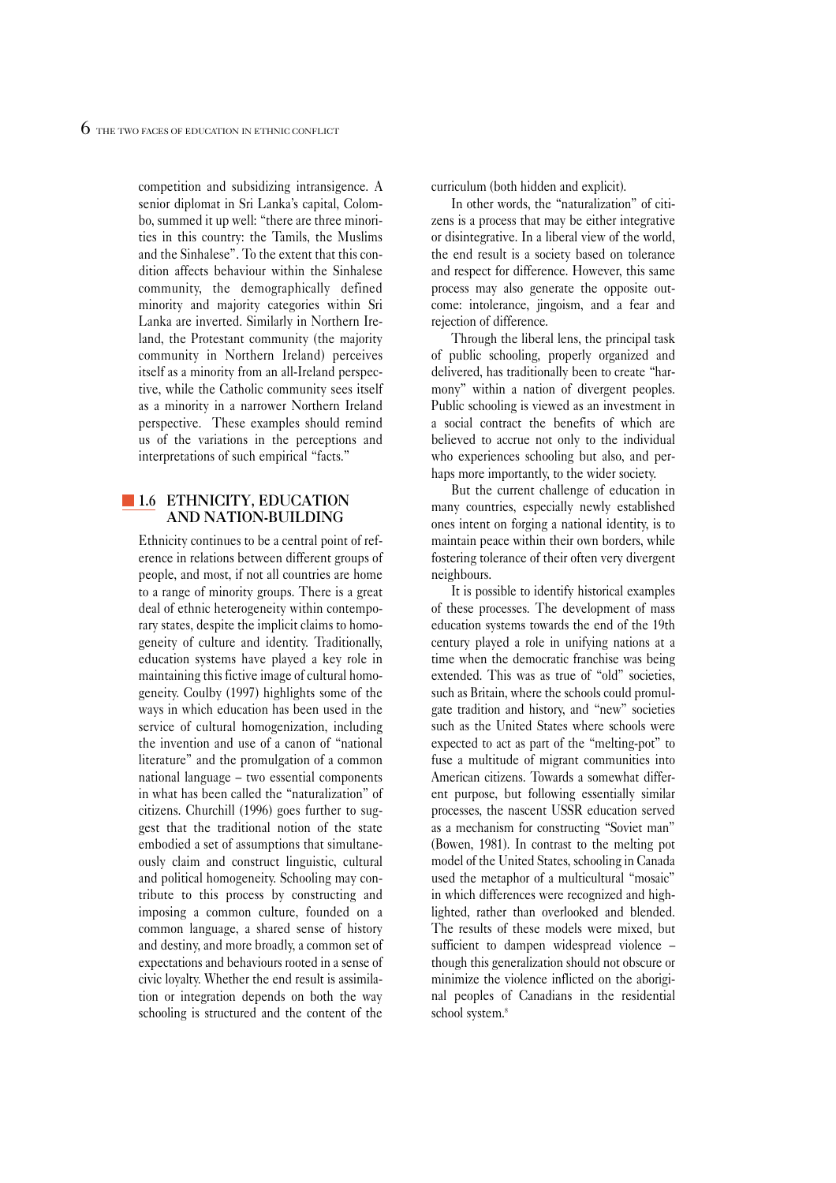competition and subsidizing intransigence. A senior diplomat in Sri Lanka's capital, Colombo, summed it up well: "there are three minorities in this country: the Tamils, the Muslims and the Sinhalese". To the extent that this condition affects behaviour within the Sinhalese community, the demographically defined minority and majority categories within Sri Lanka are inverted. Similarly in Northern Ireland, the Protestant community (the majority community in Northern Ireland) perceives itself as a minority from an all-Ireland perspective, while the Catholic community sees itself as a minority in a narrower Northern Ireland perspective. These examples should remind us of the variations in the perceptions and interpretations of such empirical "facts."

## 1.6 ETHNICITY, EDUCATION AND NATION-BUILDING

Ethnicity continues to be a central point of reference in relations between different groups of people, and most, if not all countries are home to a range of minority groups. There is a great deal of ethnic heterogeneity within contemporary states, despite the implicit claims to homogeneity of culture and identity. Traditionally, education systems have played a key role in maintaining this fictive image of cultural homogeneity. Coulby (1997) highlights some of the ways in which education has been used in the service of cultural homogenization, including the invention and use of a canon of "national literature" and the promulgation of a common national language – two essential components in what has been called the "naturalization" of citizens. Churchill (1996) goes further to suggest that the traditional notion of the state embodied a set of assumptions that simultaneously claim and construct linguistic, cultural and political homogeneity. Schooling may contribute to this process by constructing and imposing a common culture, founded on a common language, a shared sense of history and destiny, and more broadly, a common set of expectations and behaviours rooted in a sense of civic loyalty. Whether the end result is assimilation or integration depends on both the way schooling is structured and the content of the curriculum (both hidden and explicit).

In other words, the "naturalization" of citizens is a process that may be either integrative or disintegrative. In a liberal view of the world, the end result is a society based on tolerance and respect for difference. However, this same process may also generate the opposite outcome: intolerance, jingoism, and a fear and rejection of difference.

Through the liberal lens, the principal task of public schooling, properly organized and delivered, has traditionally been to create "harmony" within a nation of divergent peoples. Public schooling is viewed as an investment in a social contract the benefits of which are believed to accrue not only to the individual who experiences schooling but also, and perhaps more importantly, to the wider society.

But the current challenge of education in many countries, especially newly established ones intent on forging a national identity, is to maintain peace within their own borders, while fostering tolerance of their often very divergent neighbours.

It is possible to identify historical examples of these processes. The development of mass education systems towards the end of the 19th century played a role in unifying nations at a time when the democratic franchise was being extended. This was as true of "old" societies, such as Britain, where the schools could promulgate tradition and history, and "new" societies such as the United States where schools were expected to act as part of the "melting-pot" to fuse a multitude of migrant communities into American citizens. Towards a somewhat different purpose, but following essentially similar processes, the nascent USSR education served as a mechanism for constructing "Soviet man" (Bowen, 1981). In contrast to the melting pot model of the United States, schooling in Canada used the metaphor of a multicultural "mosaic" in which differences were recognized and highlighted, rather than overlooked and blended. The results of these models were mixed, but sufficient to dampen widespread violence – though this generalization should not obscure or minimize the violence inflicted on the aboriginal peoples of Canadians in the residential school system.[8]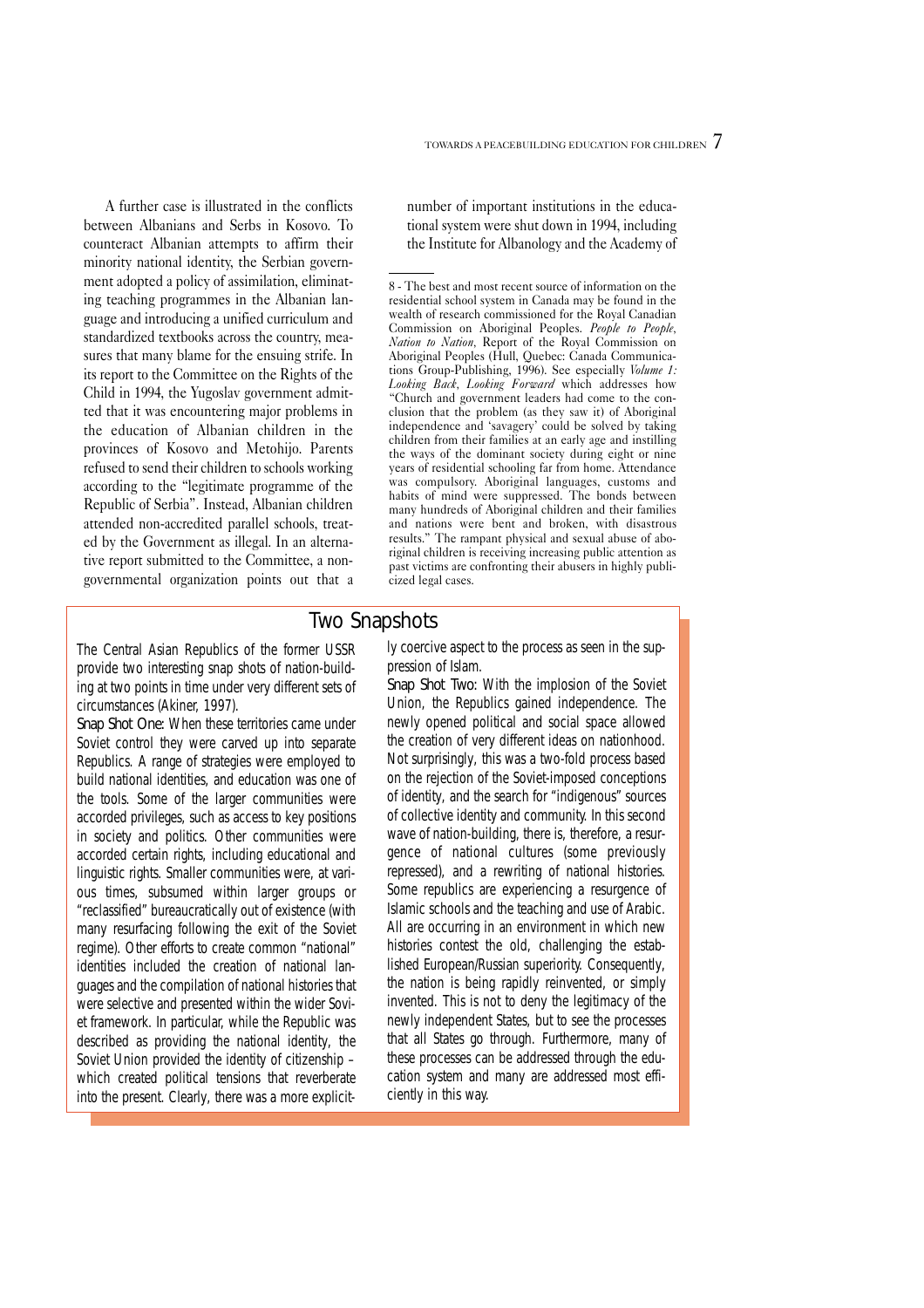A further case is illustrated in the conflicts between Albanians and Serbs in Kosovo. To counteract Albanian attempts to affirm their minority national identity, the Serbian government adopted a policy of assimilation, eliminating teaching programmes in the Albanian language and introducing a unified curriculum and standardized textbooks across the country, measures that many blame for the ensuing strife. In its report to the Committee on the Rights of the Child in 1994, the Yugoslav government admitted that it was encountering major problems in the education of Albanian children in the provinces of Kosovo and Metohijo. Parents refused to send their children to schools working according to the "legitimate programme of the Republic of Serbia". Instead, Albanian children attended non-accredited parallel schools, treated by the Government as illegal. In an alternative report submitted to the Committee, a non-governmental organization points out that a number of important institutions in the educational system were shut down in 1994, including the Institute for Albanology and the Academy of

8 - The best and most recent source of information on the residential school system in Canada may be found in the wealth of research commissioned for the Royal Canadian Commission on Aboriginal Peoples. *People to People, Nation to Nation*, Report of the Royal Commission on Aboriginal Peoples (Hull, Quebec: Canada Communications Group-Publishing, 1996). See especially *Volume 1: Looking Back, Looking Forward* which addresses how "Church and government leaders had come to the conclusion that the problem (as they saw it) of Aboriginal independence and 'savagery' could be solved by taking children from their families at an early age and instilling the ways of the dominant society during eight or nine years of residential schooling far from home. Attendance was compulsory. Aboriginal languages, customs and habits of mind were suppressed. The bonds between many hundreds of Aboriginal children and their families and nations were bent and broken, with disastrous results." The rampant physical and sexual abuse of aboriginal children is receiving increasing public attention as past victims are confronting their abusers in highly publicized legal cases.

## Two Snapshots

The Central Asian Republics of the former USSR provide two interesting snap shots of nation-building at two points in time under very different sets of circumstances (Akiner, 1997).

Snap Shot One: When these territories came under Soviet control they were carved up into separate Republics. A range of strategies were employed to build national identities, and education was one of the tools. Some of the larger communities were accorded privileges, such as access to key positions in society and politics. Other communities were accorded certain rights, including educational and linguistic rights. Smaller communities were, at various times, subsumed within larger groups or "reclassified" bureaucratically out of existence (with many resurfacing following the exit of the Soviet regime). Other efforts to create common "national" identities included the creation of national languages and the compilation of national histories that were selective and presented within the wider Soviet framework. In particular, while the Republic was described as providing the national identity, the Soviet Union provided the identity of citizenship – which created political tensions that reverberate into the present. Clearly, there was a more explicitly coercive aspect to the process as seen in the suppression of Islam.

Snap Shot Two: With the implosion of the Soviet Union, the Republics gained independence. The newly opened political and social space allowed the creation of very different ideas on nationhood. Not surprisingly, this was a two-fold process based on the rejection of the Soviet-imposed conceptions of identity, and the search for "indigenous" sources of collective identity and community. In this second wave of nation-building, there is, therefore, a resurgence of national cultures (some previously repressed), and a rewriting of national histories. Some republics are experiencing a resurgence of Islamic schools and the teaching and use of Arabic. All are occurring in an environment in which new histories contest the old, challenging the established European/Russian superiority. Consequently, the nation is being rapidly reinvented, or simply invented. This is not to deny the legitimacy of the newly independent States, but to see the processes that all States go through. Furthermore, many of these processes can be addressed through the education system and many are addressed most efficiently in this way.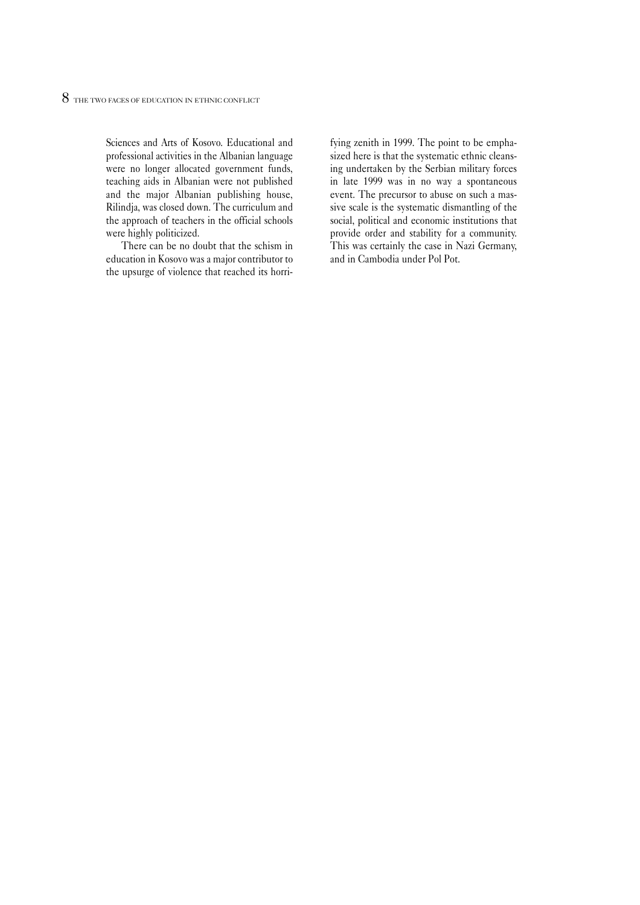Sciences and Arts of Kosovo. Educational and professional activities in the Albanian language were no longer allocated government funds, teaching aids in Albanian were not published and the major Albanian publishing house, Rilindja, was closed down. The curriculum and the approach of teachers in the official schools were highly politicized.

There can be no doubt that the schism in education in Kosovo was a major contributor to the upsurge of violence that reached its horrifying zenith in 1999. The point to be emphasized here is that the systematic ethnic cleansing undertaken by the Serbian military forces in late 1999 was in no way a spontaneous event. The precursor to abuse on such a massive scale is the systematic dismantling of the social, political and economic institutions that provide order and stability for a community. This was certainly the case in Nazi Germany, and in Cambodia under Pol Pot.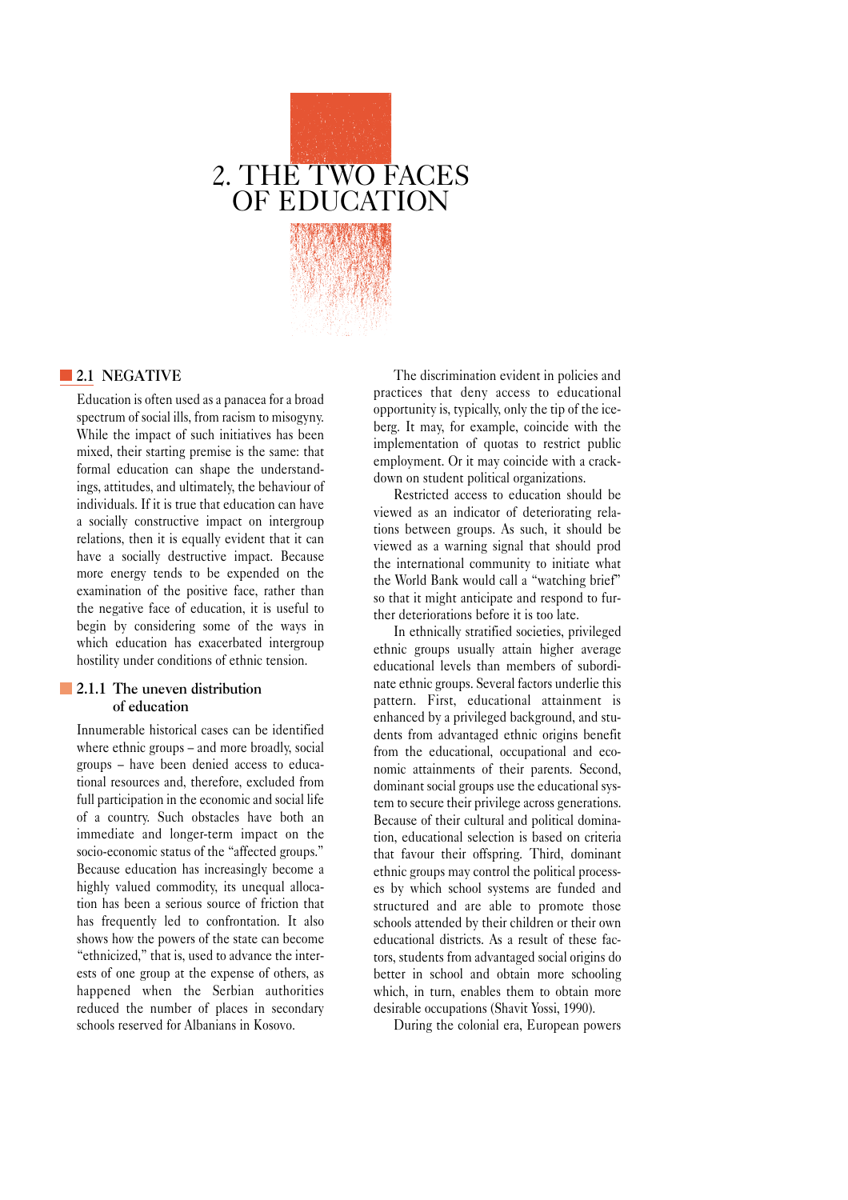# 2. THE TWO FACES OF EDUCATION

## 2.1 NEGATIVE

Education is often used as a panacea for a broad spectrum of social ills, from racism to misogyny. While the impact of such initiatives has been mixed, their starting premise is the same: that formal education can shape the understandings, attitudes, and ultimately, the behaviour of individuals. If it is true that education can have a socially constructive impact on intergroup relations, then it is equally evident that it can have a socially destructive impact. Because more energy tends to be expended on the examination of the positive face, rather than the negative face of education, it is useful to begin by considering some of the ways in which education has exacerbated intergroup hostility under conditions of ethnic tension.

### 2.1.1 The uneven distribution of education

Innumerable historical cases can be identified where ethnic groups – and more broadly, social groups – have been denied access to educational resources and, therefore, excluded from full participation in the economic and social life of a country. Such obstacles have both an immediate and longer-term impact on the socio-economic status of the "affected groups." Because education has increasingly become a highly valued commodity, its unequal allocation has been a serious source of friction that has frequently led to confrontation. It also shows how the powers of the state can become "ethnicized," that is, used to advance the interests of one group at the expense of others, as happened when the Serbian authorities reduced the number of places in secondary schools reserved for Albanians in Kosovo.

The discrimination evident in policies and practices that deny access to educational opportunity is, typically, only the tip of the iceberg. It may, for example, coincide with the implementation of quotas to restrict public employment. Or it may coincide with a crack-down on student political organizations.

Restricted access to education should be viewed as an indicator of deteriorating relations between groups. As such, it should be viewed as a warning signal that should prod the international community to initiate what the World Bank would call a "watching brief" so that it might anticipate and respond to further deteriorations before it is too late.

In ethnically stratified societies, privileged ethnic groups usually attain higher average educational levels than members of subordinate ethnic groups. Several factors underlie this pattern. First, educational attainment is enhanced by a privileged background, and students from advantaged ethnic origins benefit from the educational, occupational and economic attainments of their parents. Second, dominant social groups use the educational system to secure their privilege across generations. Because of their cultural and political domination, educational selection is based on criteria that favour their offspring. Third, dominant ethnic groups may control the political processes by which school systems are funded and structured and are able to promote those schools attended by their children or their own educational districts. As a result of these factors, students from advantaged social origins do better in school and obtain more schooling which, in turn, enables them to obtain more desirable occupations (Shavit Yossi, 1990).

During the colonial era, European powers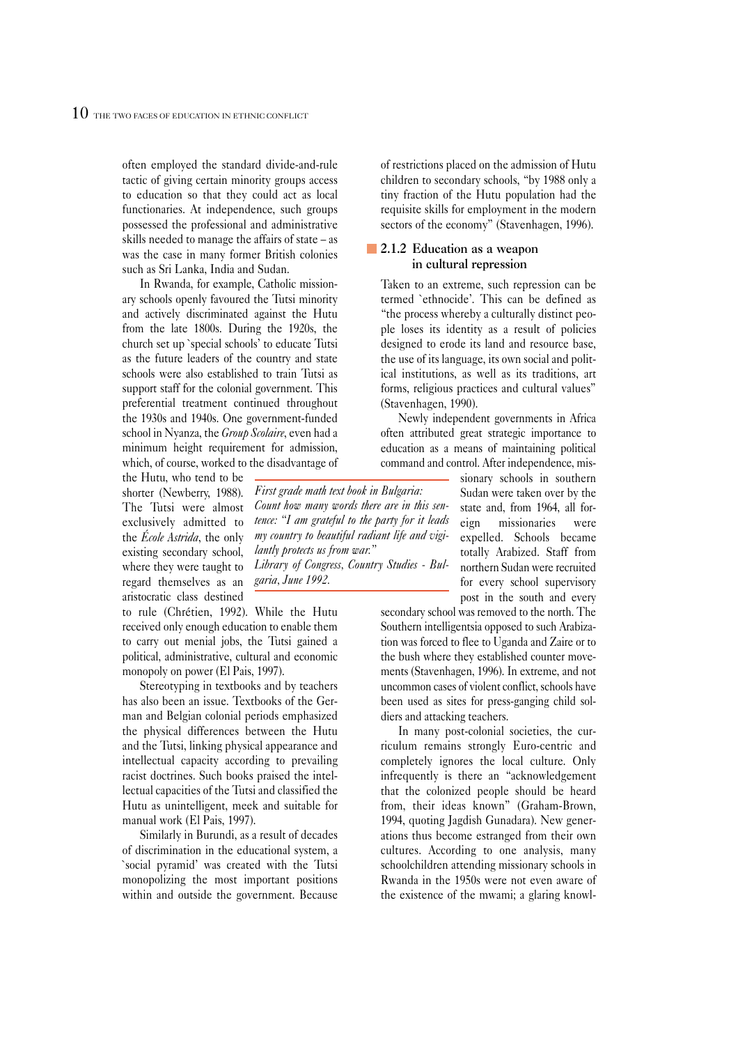often employed the standard divide-and-rule tactic of giving certain minority groups access to education so that they could act as local functionaries. At independence, such groups possessed the professional and administrative skills needed to manage the affairs of state – as was the case in many former British colonies such as Sri Lanka, India and Sudan.

In Rwanda, for example, Catholic missionary schools openly favoured the Tutsi minority and actively discriminated against the Hutu from the late 1800s. During the 1920s, the church set up `special schools' to educate Tutsi as the future leaders of the country and state schools were also established to train Tutsi as support staff for the colonial government. This preferential treatment continued throughout the 1930s and 1940s. One government-funded school in Nyanza, the *Group Scolaire*, even had a minimum height requirement for admission, which, of course, worked to the disadvantage of the Hutu, who tend to be shorter (Newberry, 1988). The Tutsi were almost exclusively admitted to the *École Astrida*, the only existing secondary school, where they were taught to regard themselves as an aristocratic class destined to rule (Chrétien, 1992). While the Hutu received only enough education to enable them to carry out menial jobs, the Tutsi gained a political, administrative, cultural and economic monopoly on power (El Pais, 1997).

Stereotyping in textbooks and by teachers has also been an issue. Textbooks of the German and Belgian colonial periods emphasized the physical differences between the Hutu and the Tutsi, linking physical appearance and intellectual capacity according to prevailing racist doctrines. Such books praised the intellectual capacities of the Tutsi and classified the Hutu as unintelligent, meek and suitable for manual work (El Pais, 1997).

Similarly in Burundi, as a result of decades of discrimination in the educational system, a `social pyramid' was created with the Tutsi monopolizing the most important positions within and outside the government. Because of restrictions placed on the admission of Hutu children to secondary schools, "by 1988 only a tiny fraction of the Hutu population had the requisite skills for employment in the modern sectors of the economy" (Stavenhagen, 1996).

*First grade math text book in Bulgaria: Count how many words there are in this sentence: "I am grateful to the party for it leads my country to beautiful radiant life and vigilantly protects us from war."*
*Library of Congress, Country Studies - Bulgaria, June 1992.*

### 2.1.2 Education as a weapon in cultural repression

Taken to an extreme, such repression can be termed `ethnocide'. This can be defined as "the process whereby a culturally distinct people loses its identity as a result of policies designed to erode its land and resource base, the use of its language, its own social and political institutions, as well as its traditions, art forms, religious practices and cultural values" (Stavenhagen, 1990).

Newly independent governments in Africa often attributed great strategic importance to education as a means of maintaining political command and control. After independence, missionary schools in southern Sudan were taken over by the state and, from 1964, all foreign missionaries were expelled. Schools became totally Arabized. Staff from northern Sudan were recruited for every school supervisory post in the south and every secondary school was removed to the north. The Southern intelligentsia opposed to such Arabization was forced to flee to Uganda and Zaire or to the bush where they established counter movements (Stavenhagen, 1996). In extreme, and not uncommon cases of violent conflict, schools have been used as sites for press-ganging child soldiers and attacking teachers.

In many post-colonial societies, the curriculum remains strongly Euro-centric and completely ignores the local culture. Only infrequently is there an "acknowledgement that the colonized people should be heard from, their ideas known" (Graham-Brown, 1994, quoting Jagdish Gunadara). New generations thus become estranged from their own cultures. According to one analysis, many schoolchildren attending missionary schools in Rwanda in the 1950s were not even aware of the existence of the mwami; a glaring knowl-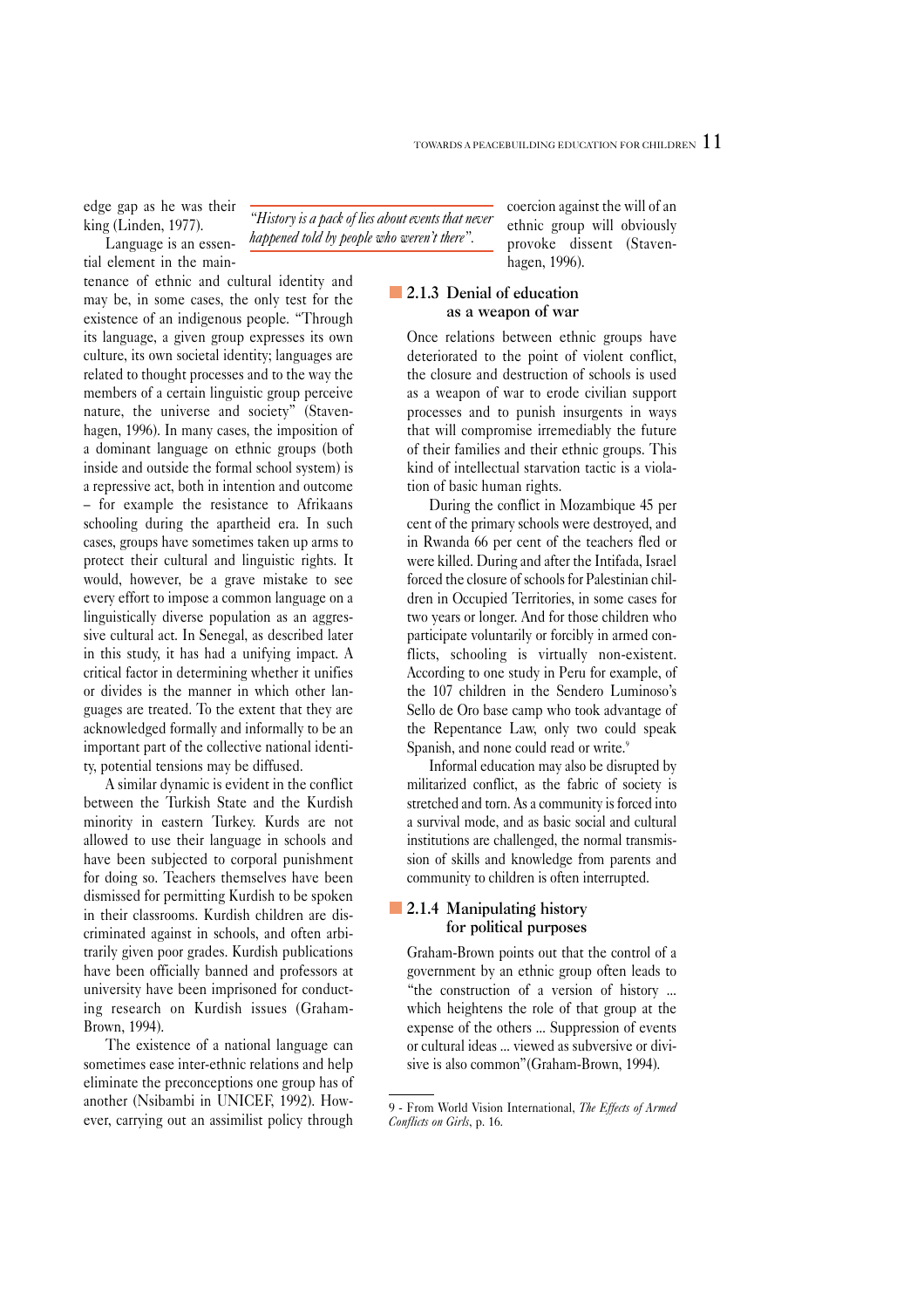edge gap as he was their king (Linden, 1977).

Language is an essential element in the maintenance of ethnic and cultural identity and may be, in some cases, the only test for the existence of an indigenous people. "Through its language, a given group expresses its own culture, its own societal identity; languages are related to thought processes and to the way the members of a certain linguistic group perceive nature, the universe and society" (Stavenhagen, 1996). In many cases, the imposition of a dominant language on ethnic groups (both inside and outside the formal school system) is a repressive act, both in intention and outcome – for example the resistance to Afrikaans schooling during the apartheid era. In such cases, groups have sometimes taken up arms to protect their cultural and linguistic rights. It would, however, be a grave mistake to see every effort to impose a common language on a linguistically diverse population as an aggressive cultural act. In Senegal, as described later in this study, it has had a unifying impact. A critical factor in determining whether it unifies or divides is the manner in which other languages are treated. To the extent that they are acknowledged formally and informally to be an important part of the collective national identity, potential tensions may be diffused.

*"History is a pack of lies about events that never happened told by people who weren't there".*

A similar dynamic is evident in the conflict between the Turkish State and the Kurdish minority in eastern Turkey. Kurds are not allowed to use their language in schools and have been subjected to corporal punishment for doing so. Teachers themselves have been dismissed for permitting Kurdish to be spoken in their classrooms. Kurdish children are discriminated against in schools, and often arbitrarily given poor grades. Kurdish publications have been officially banned and professors at university have been imprisoned for conducting research on Kurdish issues (Graham-Brown, 1994).

The existence of a national language can sometimes ease inter-ethnic relations and help eliminate the preconceptions one group has of another (Nsibambi in UNICEF, 1992). However, carrying out an assimilist policy through coercion against the will of an ethnic group will obviously provoke dissent (Stavenhagen, 1996).

### 2.1.3 Denial of education as a weapon of war

Once relations between ethnic groups have deteriorated to the point of violent conflict, the closure and destruction of schools is used as a weapon of war to erode civilian support processes and to punish insurgents in ways that will compromise irremediably the future of their families and their ethnic groups. This kind of intellectual starvation tactic is a violation of basic human rights.

During the conflict in Mozambique 45 per cent of the primary schools were destroyed, and in Rwanda 66 per cent of the teachers fled or were killed. During and after the Intifada, Israel forced the closure of schools for Palestinian children in Occupied Territories, in some cases for two years or longer. And for those children who participate voluntarily or forcibly in armed conflicts, schooling is virtually non-existent. According to one study in Peru for example, of the 107 children in the Sendero Luminoso's Sello de Oro base camp who took advantage of the Repentance Law, only two could speak Spanish, and none could read or write.[9]

Informal education may also be disrupted by militarized conflict, as the fabric of society is stretched and torn. As a community is forced into a survival mode, and as basic social and cultural institutions are challenged, the normal transmission of skills and knowledge from parents and community to children is often interrupted.

### 2.1.4 Manipulating history for political purposes

Graham-Brown points out that the control of a government by an ethnic group often leads to "the construction of a version of history ... which heightens the role of that group at the expense of the others ... Suppression of events or cultural ideas ... viewed as subversive or divisive is also common"(Graham-Brown, 1994).

9 - From World Vision International, *The Effects of Armed Conflicts on Girls*, p. 16.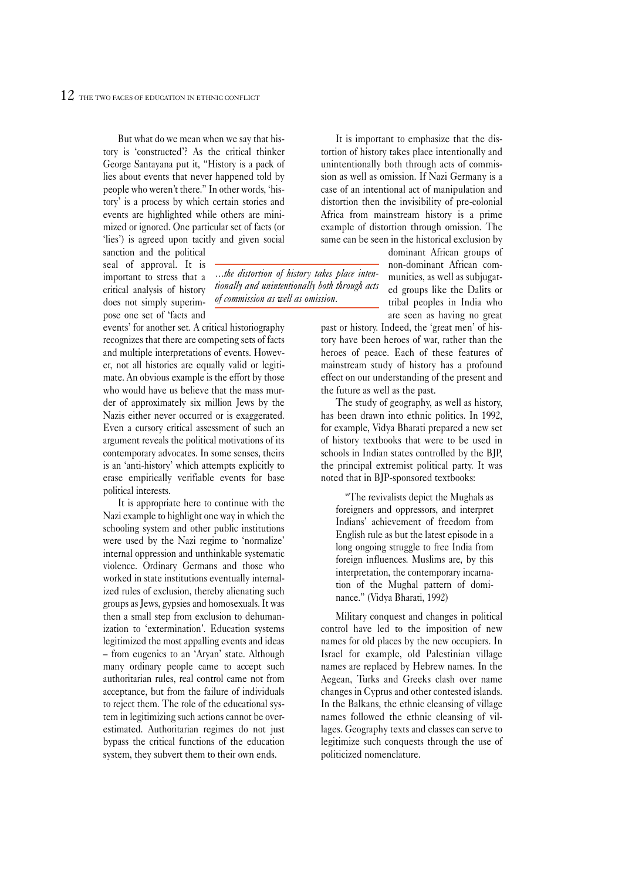But what do we mean when we say that history is 'constructed'? As the critical thinker George Santayana put it, "History is a pack of lies about events that never happened told by people who weren't there." In other words, 'history' is a process by which certain stories and events are highlighted while others are minimized or ignored. One particular set of facts (or 'lies') is agreed upon tacitly and given social sanction and the political seal of approval. It is important to stress that a critical analysis of history does not simply superimpose one set of 'facts and events' for another set. A critical historiography recognizes that there are competing sets of facts and multiple interpretations of events. However, not all histories are equally valid or legitimate. An obvious example is the effort by those who would have us believe that the mass murder of approximately six million Jews by the Nazis either never occurred or is exaggerated. Even a cursory critical assessment of such an argument reveals the political motivations of its contemporary advocates. In some senses, theirs is an 'anti-history' which attempts explicitly to erase empirically verifiable events for base political interests.

It is appropriate here to continue with the Nazi example to highlight one way in which the schooling system and other public institutions were used by the Nazi regime to 'normalize' internal oppression and unthinkable systematic violence. Ordinary Germans and those who worked in state institutions eventually internalized rules of exclusion, thereby alienating such groups as Jews, gypsies and homosexuals. It was then a small step from exclusion to dehumanization to 'extermination'. Education systems legitimized the most appalling events and ideas – from eugenics to an 'Aryan' state. Although many ordinary people came to accept such authoritarian rules, real control came not from acceptance, but from the failure of individuals to reject them. The role of the educational system in legitimizing such actions cannot be overestimated. Authoritarian regimes do not just bypass the critical functions of the education system, they subvert them to their own ends.

*…the distortion of history takes place intentionally and unintentionally both through acts of commission as well as omission.*

It is important to emphasize that the distortion of history takes place intentionally and unintentionally both through acts of commission as well as omission. If Nazi Germany is a case of an intentional act of manipulation and distortion then the invisibility of pre-colonial Africa from mainstream history is a prime example of distortion through omission. The same can be seen in the historical exclusion by dominant African groups of non-dominant African communities, as well as subjugated groups like the Dalits or tribal peoples in India who are seen as having no great past or history. Indeed, the 'great men' of history have been heroes of war, rather than the heroes of peace. Each of these features of mainstream study of history has a profound effect on our understanding of the present and the future as well as the past.

The study of geography, as well as history, has been drawn into ethnic politics. In 1992, for example, Vidya Bharati prepared a new set of history textbooks that were to be used in schools in Indian states controlled by the BJP, the principal extremist political party. It was noted that in BJP-sponsored textbooks:

> "The revivalists depict the Mughals as foreigners and oppressors, and interpret Indians' achievement of freedom from English rule as but the latest episode in a long ongoing struggle to free India from foreign influences. Muslims are, by this interpretation, the contemporary incarnation of the Mughal pattern of dominance." (Vidya Bharati, 1992)

Military conquest and changes in political control have led to the imposition of new names for old places by the new occupiers. In Israel for example, old Palestinian village names are replaced by Hebrew names. In the Aegean, Turks and Greeks clash over name changes in Cyprus and other contested islands. In the Balkans, the ethnic cleansing of village names followed the ethnic cleansing of villages. Geography texts and classes can serve to legitimize such conquests through the use of politicized nomenclature.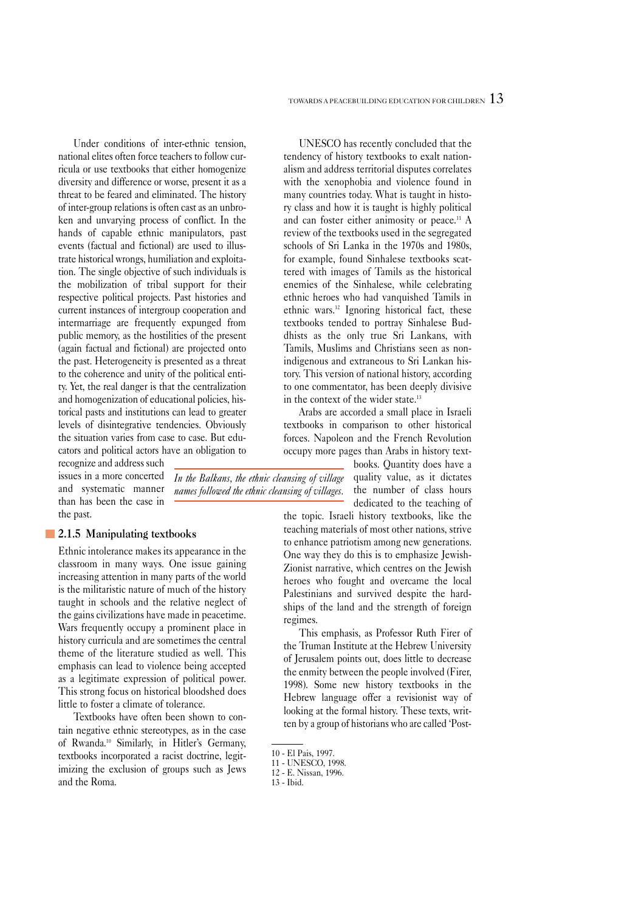Under conditions of inter-ethnic tension, national elites often force teachers to follow curricula or use textbooks that either homogenize diversity and difference or worse, present it as a threat to be feared and eliminated. The history of inter-group relations is often cast as an unbroken and unvarying process of conflict. In the hands of capable ethnic manipulators, past events (factual and fictional) are used to illustrate historical wrongs, humiliation and exploitation. The single objective of such individuals is the mobilization of tribal support for their respective political projects. Past histories and current instances of intergroup cooperation and intermarriage are frequently expunged from public memory, as the hostilities of the present (again factual and fictional) are projected onto the past. Heterogeneity is presented as a threat to the coherence and unity of the political entity. Yet, the real danger is that the centralization and homogenization of educational policies, historical pasts and institutions can lead to greater levels of disintegrative tendencies. Obviously the situation varies from case to case. But educators and political actors have an obligation to recognize and address such issues in a more concerted and systematic manner than has been the case in the past.

*In the Balkans, the ethnic cleansing of village names followed the ethnic cleansing of villages.*

### 2.1.5 Manipulating textbooks

Ethnic intolerance makes its appearance in the classroom in many ways. One issue gaining increasing attention in many parts of the world is the militaristic nature of much of the history taught in schools and the relative neglect of the gains civilizations have made in peacetime. Wars frequently occupy a prominent place in history curricula and are sometimes the central theme of the literature studied as well. This emphasis can lead to violence being accepted as a legitimate expression of political power. This strong focus on historical bloodshed does little to foster a climate of tolerance.

Textbooks have often been shown to contain negative ethnic stereotypes, as in the case of Rwanda.[10] Similarly, in Hitler's Germany, textbooks incorporated a racist doctrine, legitimizing the exclusion of groups such as Jews and the Roma.

UNESCO has recently concluded that the tendency of history textbooks to exalt nationalism and address territorial disputes correlates with the xenophobia and violence found in many countries today. What is taught in history class and how it is taught is highly political and can foster either animosity or peace.[11] A review of the textbooks used in the segregated schools of Sri Lanka in the 1970s and 1980s, for example, found Sinhalese textbooks scattered with images of Tamils as the historical enemies of the Sinhalese, while celebrating ethnic heroes who had vanquished Tamils in ethnic wars.[12] Ignoring historical fact, these textbooks tended to portray Sinhalese Buddhists as the only true Sri Lankans, with Tamils, Muslims and Christians seen as non-indigenous and extraneous to Sri Lankan history. This version of national history, according to one commentator, has been deeply divisive in the context of the wider state.[13]

Arabs are accorded a small place in Israeli textbooks in comparison to other historical forces. Napoleon and the French Revolution occupy more pages than Arabs in history textbooks. Quantity does have a quality value, as it dictates the number of class hours dedicated to the teaching of the topic. Israeli history textbooks, like the teaching materials of most other nations, strive to enhance patriotism among new generations. One way they do this is to emphasize Jewish-Zionist narrative, which centres on the Jewish heroes who fought and overcame the local Palestinians and survived despite the hardships of the land and the strength of foreign regimes.

This emphasis, as Professor Ruth Firer of the Truman Institute at the Hebrew University of Jerusalem points out, does little to decrease the enmity between the people involved (Firer, 1998). Some new history textbooks in the Hebrew language offer a revisionist way of looking at the formal history. These texts, written by a group of historians who are called 'Post-

---

10 - El Pais, 1997.
11 - UNESCO, 1998.
12 - E. Nissan, 1996.
13 - Ibid.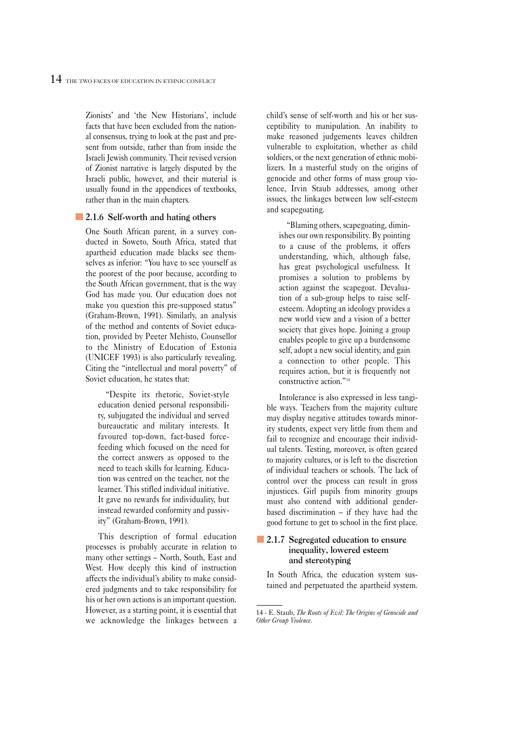Zionists' and 'the New Historians', include facts that have been excluded from the national consensus, trying to look at the past and present from outside, rather than from inside the Israeli Jewish community. Their revised version of Zionist narrative is largely disputed by the Israeli public, however, and their material is usually found in the appendices of textbooks, rather than in the main chapters.

### 2.1.6 Self-worth and hating others

One South African parent, in a survey conducted in Soweto, South Africa, stated that apartheid education made blacks see themselves as inferior: "You have to see yourself as the poorest of the poor because, according to the South African government, that is the way God has made you. Our education does not make you question this pre-supposed status" (Graham-Brown, 1991). Similarly, an analysis of the method and contents of Soviet education, provided by Peeter Mehisto, Counsellor to the Ministry of Education of Estonia (UNICEF 1993) is also particularly revealing. Citing the "intellectual and moral poverty" of Soviet education, he states that:

> "Despite its rhetoric, Soviet-style education denied personal responsibility, subjugated the individual and served bureaucratic and military interests. It favoured top-down, fact-based force-feeding which focused on the need for the correct answers as opposed to the need to teach skills for learning. Education was centred on the teacher, not the learner. This stifled individual initiative. It gave no rewards for individuality, but instead rewarded conformity and passivity" (Graham-Brown, 1991).

This description of formal education processes is probably accurate in relation to many other settings – North, South, East and West. How deeply this kind of instruction affects the individual's ability to make considered judgments and to take responsibility for his or her own actions is an important question. However, as a starting point, it is essential that we acknowledge the linkages between a child's sense of self-worth and his or her susceptibility to manipulation. An inability to make reasoned judgements leaves children vulnerable to exploitation, whether as child soldiers, or the next generation of ethnic mobilizers. In a masterful study on the origins of genocide and other forms of mass group violence, Irvin Staub addresses, among other issues, the linkages between low self-esteem and scapegoating.

> "Blaming others, scapegoating, diminishes our own responsibility. By pointing to a cause of the problems, it offers understanding, which, although false, has great psychological usefulness. It promises a solution to problems by action against the scapegoat. Devaluation of a sub-group helps to raise self-esteem. Adopting an ideology provides a new world view and a vision of a better society that gives hope. Joining a group enables people to give up a burdensome self, adopt a new social identity, and gain a connection to other people. This requires action, but it is frequently not constructive action."[14]

Intolerance is also expressed in less tangible ways. Teachers from the majority culture may display negative attitudes towards minority students, expect very little from them and fail to recognize and encourage their individual talents. Testing, moreover, is often geared to majority cultures, or is left to the discretion of individual teachers or schools. The lack of control over the process can result in gross injustices. Girl pupils from minority groups must also contend with additional gender-based discrimination – if they have had the good fortune to get to school in the first place.

### 2.1.7 Segregated education to ensure inequality, lowered esteem and stereotyping

In South Africa, the education system sustained and perpetuated the apartheid system.

14 - E. Staub, *The Roots of Evil: The Origins of Genocide and Other Group Violence*.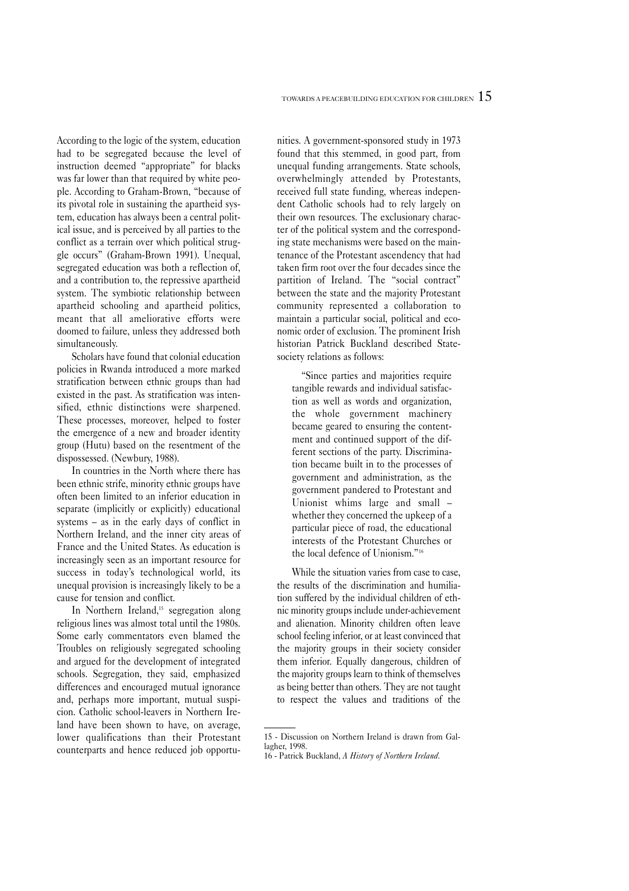According to the logic of the system, education had to be segregated because the level of instruction deemed "appropriate" for blacks was far lower than that required by white people. According to Graham-Brown, "because of its pivotal role in sustaining the apartheid system, education has always been a central political issue, and is perceived by all parties to the conflict as a terrain over which political struggle occurs" (Graham-Brown 1991). Unequal, segregated education was both a reflection of, and a contribution to, the repressive apartheid system. The symbiotic relationship between apartheid schooling and apartheid politics, meant that all ameliorative efforts were doomed to failure, unless they addressed both simultaneously.

Scholars have found that colonial education policies in Rwanda introduced a more marked stratification between ethnic groups than had existed in the past. As stratification was intensified, ethnic distinctions were sharpened. These processes, moreover, helped to foster the emergence of a new and broader identity group (Hutu) based on the resentment of the dispossessed. (Newbury, 1988).

In countries in the North where there has been ethnic strife, minority ethnic groups have often been limited to an inferior education in separate (implicitly or explicitly) educational systems – as in the early days of conflict in Northern Ireland, and the inner city areas of France and the United States. As education is increasingly seen as an important resource for success in today's technological world, its unequal provision is increasingly likely to be a cause for tension and conflict.

In Northern Ireland,[15] segregation along religious lines was almost total until the 1980s. Some early commentators even blamed the Troubles on religiously segregated schooling and argued for the development of integrated schools. Segregation, they said, emphasized differences and encouraged mutual ignorance and, perhaps more important, mutual suspicion. Catholic school-leavers in Northern Ireland have been shown to have, on average, lower qualifications than their Protestant counterparts and hence reduced job opportunities. A government-sponsored study in 1973 found that this stemmed, in good part, from unequal funding arrangements. State schools, overwhelmingly attended by Protestants, received full state funding, whereas independent Catholic schools had to rely largely on their own resources. The exclusionary character of the political system and the corresponding state mechanisms were based on the maintenance of the Protestant ascendency that had taken firm root over the four decades since the partition of Ireland. The "social contract" between the state and the majority Protestant community represented a collaboration to maintain a particular social, political and economic order of exclusion. The prominent Irish historian Patrick Buckland described State-society relations as follows:

> "Since parties and majorities require tangible rewards and individual satisfaction as well as words and organization, the whole government machinery became geared to ensuring the contentment and continued support of the different sections of the party. Discrimination became built in to the processes of government and administration, as the government pandered to Protestant and Unionist whims large and small – whether they concerned the upkeep of a particular piece of road, the educational interests of the Protestant Churches or the local defence of Unionism."[16]

While the situation varies from case to case, the results of the discrimination and humiliation suffered by the individual children of ethnic minority groups include under-achievement and alienation. Minority children often leave school feeling inferior, or at least convinced that the majority groups in their society consider them inferior. Equally dangerous, children of the majority groups learn to think of themselves as being better than others. They are not taught to respect the values and traditions of the

---

15 - Discussion on Northern Ireland is drawn from Gallagher, 1998.

16 - Patrick Buckland, *A History of Northern Ireland*.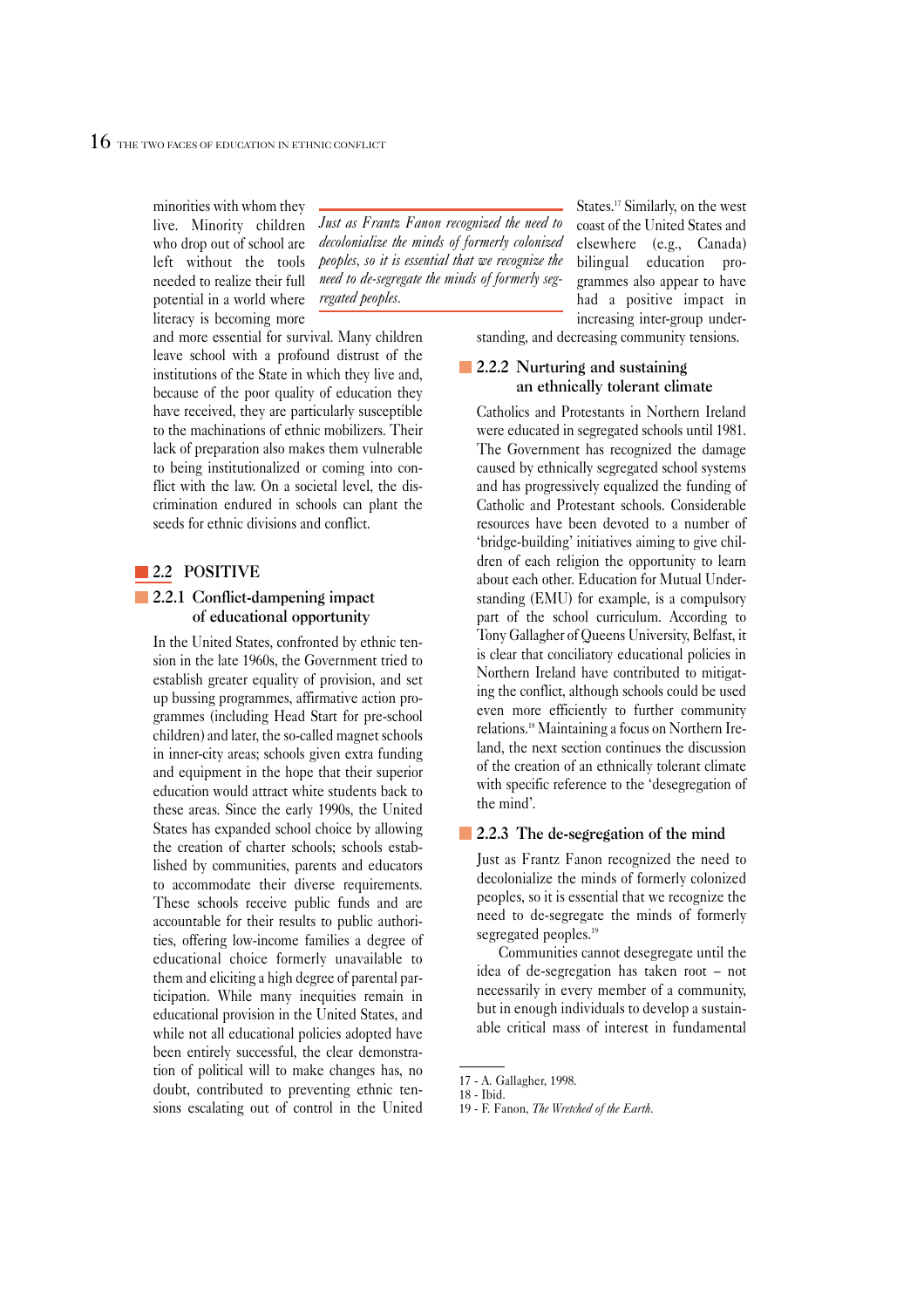minorities with whom they live. Minority children who drop out of school are left without the tools needed to realize their full potential in a world where literacy is becoming more and more essential for survival. Many children leave school with a profound distrust of the institutions of the State in which they live and, because of the poor quality of education they have received, they are particularly susceptible to the machinations of ethnic mobilizers. Their lack of preparation also makes them vulnerable to being institutionalized or coming into conflict with the law. On a societal level, the discrimination endured in schools can plant the seeds for ethnic divisions and conflict.

*Just as Frantz Fanon recognized the need to decolonialize the minds of formerly colonized peoples, so it is essential that we recognize the need to de-segregate the minds of formerly segregated peoples.*

## 2.2 POSITIVE

### 2.2.1 Conflict-dampening impact of educational opportunity

In the United States, confronted by ethnic tension in the late 1960s, the Government tried to establish greater equality of provision, and set up bussing programmes, affirmative action programmes (including Head Start for pre-school children) and later, the so-called magnet schools in inner-city areas; schools given extra funding and equipment in the hope that their superior education would attract white students back to these areas. Since the early 1990s, the United States has expanded school choice by allowing the creation of charter schools; schools established by communities, parents and educators to accommodate their diverse requirements. These schools receive public funds and are accountable for their results to public authorities, offering low-income families a degree of educational choice formerly unavailable to them and eliciting a high degree of parental participation. While many inequities remain in educational provision in the United States, and while not all educational policies adopted have been entirely successful, the clear demonstration of political will to make changes has, no doubt, contributed to preventing ethnic tensions escalating out of control in the United States.[17] Similarly, on the west coast of the United States and elsewhere (e.g., Canada) bilingual education programmes also appear to have had a positive impact in increasing inter-group understanding, and decreasing community tensions.

### 2.2.2 Nurturing and sustaining an ethnically tolerant climate

Catholics and Protestants in Northern Ireland were educated in segregated schools until 1981. The Government has recognized the damage caused by ethnically segregated school systems and has progressively equalized the funding of Catholic and Protestant schools. Considerable resources have been devoted to a number of 'bridge-building' initiatives aiming to give children of each religion the opportunity to learn about each other. Education for Mutual Understanding (EMU) for example, is a compulsory part of the school curriculum. According to Tony Gallagher of Queens University, Belfast, it is clear that conciliatory educational policies in Northern Ireland have contributed to mitigating the conflict, although schools could be used even more efficiently to further community relations.[18] Maintaining a focus on Northern Ireland, the next section continues the discussion of the creation of an ethnically tolerant climate with specific reference to the 'desegregation of the mind'.

### 2.2.3 The de-segregation of the mind

Just as Frantz Fanon recognized the need to decolonialize the minds of formerly colonized peoples, so it is essential that we recognize the need to de-segregate the minds of formerly segregated peoples.[19]

Communities cannot desegregate until the idea of de-segregation has taken root – not necessarily in every member of a community, but in enough individuals to develop a sustainable critical mass of interest in fundamental

---

17 - A. Gallagher, 1998.
18 - Ibid.
19 - F. Fanon, *The Wretched of the Earth*.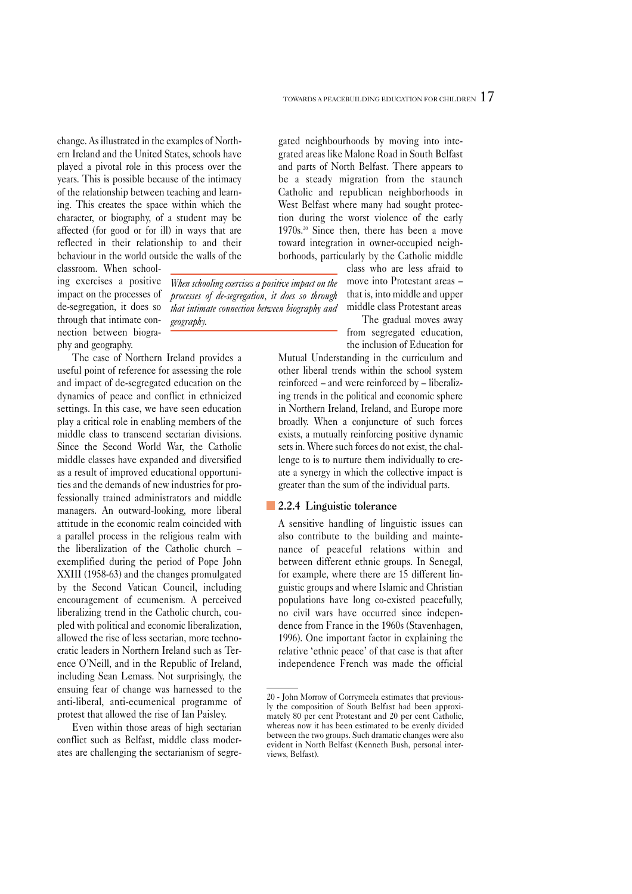change. As illustrated in the examples of Northern Ireland and the United States, schools have played a pivotal role in this process over the years. This is possible because of the intimacy of the relationship between teaching and learning. This creates the space within which the character, or biography, of a student may be affected (for good or for ill) in ways that are reflected in their relationship to and their behaviour in the world outside the walls of the classroom. When schooling exercises a positive impact on the processes of de-segregation, it does so through that intimate connection between biography and geography.

> *When schooling exercises a positive impact on the processes of de-segregation, it does so through that intimate connection between biography and geography.*

The case of Northern Ireland provides a useful point of reference for assessing the role and impact of de-segregated education on the dynamics of peace and conflict in ethnicized settings. In this case, we have seen education play a critical role in enabling members of the middle class to transcend sectarian divisions. Since the Second World War, the Catholic middle classes have expanded and diversified as a result of improved educational opportunities and the demands of new industries for professionally trained administrators and middle managers. An outward-looking, more liberal attitude in the economic realm coincided with a parallel process in the religious realm with the liberalization of the Catholic church – exemplified during the period of Pope John XXIII (1958-63) and the changes promulgated by the Second Vatican Council, including encouragement of ecumenism. A perceived liberalizing trend in the Catholic church, coupled with political and economic liberalization, allowed the rise of less sectarian, more technocratic leaders in Northern Ireland such as Terence O'Neill, and in the Republic of Ireland, including Sean Lemass. Not surprisingly, the ensuing fear of change was harnessed to the anti-liberal, anti-ecumenical programme of protest that allowed the rise of Ian Paisley.

Even within those areas of high sectarian conflict such as Belfast, middle class moderates are challenging the sectarianism of segregated neighbourhoods by moving into integrated areas like Malone Road in South Belfast and parts of North Belfast. There appears to be a steady migration from the staunch Catholic and republican neighborhoods in West Belfast where many had sought protection during the worst violence of the early 1970s.[20] Since then, there has been a move toward integration in owner-occupied neighborhoods, particularly by the Catholic middle class who are less afraid to move into Protestant areas – that is, into middle and upper middle class Protestant areas

The gradual moves away from segregated education, the inclusion of Education for Mutual Understanding in the curriculum and other liberal trends within the school system reinforced – and were reinforced by – liberalizing trends in the political and economic sphere in Northern Ireland, Ireland, and Europe more broadly. When a conjuncture of such forces exists, a mutually reinforcing positive dynamic sets in. Where such forces do not exist, the challenge to is to nurture them individually to create a synergy in which the collective impact is greater than the sum of the individual parts.

### 2.2.4 Linguistic tolerance

A sensitive handling of linguistic issues can also contribute to the building and maintenance of peaceful relations within and between different ethnic groups. In Senegal, for example, where there are 15 different linguistic groups and where Islamic and Christian populations have long co-existed peacefully, no civil wars have occurred since independence from France in the 1960s (Stavenhagen, 1996). One important factor in explaining the relative 'ethnic peace' of that case is that after independence French was made the official

---

20 - John Morrow of Corrymeela estimates that previously the composition of South Belfast had been approximately 80 per cent Protestant and 20 per cent Catholic, whereas now it has been estimated to be evenly divided between the two groups. Such dramatic changes were also evident in North Belfast (Kenneth Bush, personal interviews, Belfast).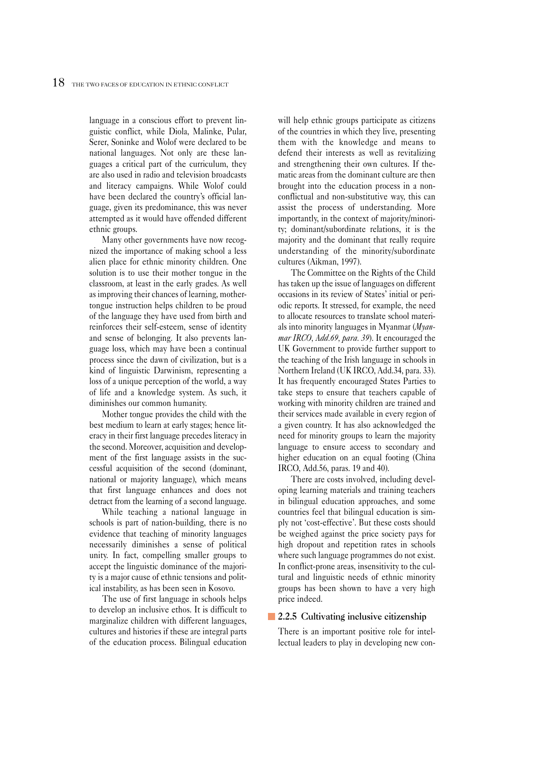language in a conscious effort to prevent linguistic conflict, while Diola, Malinke, Pular, Serer, Soninke and Wolof were declared to be national languages. Not only are these languages a critical part of the curriculum, they are also used in radio and television broadcasts and literacy campaigns. While Wolof could have been declared the country's official language, given its predominance, this was never attempted as it would have offended different ethnic groups.

Many other governments have now recognized the importance of making school a less alien place for ethnic minority children. One solution is to use their mother tongue in the classroom, at least in the early grades. As well as improving their chances of learning, mother-tongue instruction helps children to be proud of the language they have used from birth and reinforces their self-esteem, sense of identity and sense of belonging. It also prevents language loss, which may have been a continual process since the dawn of civilization, but is a kind of linguistic Darwinism, representing a loss of a unique perception of the world, a way of life and a knowledge system. As such, it diminishes our common humanity.

Mother tongue provides the child with the best medium to learn at early stages; hence literacy in their first language precedes literacy in the second. Moreover, acquisition and development of the first language assists in the successful acquisition of the second (dominant, national or majority language), which means that first language enhances and does not detract from the learning of a second language.

While teaching a national language in schools is part of nation-building, there is no evidence that teaching of minority languages necessarily diminishes a sense of political unity. In fact, compelling smaller groups to accept the linguistic dominance of the majority is a major cause of ethnic tensions and political instability, as has been seen in Kosovo.

The use of first language in schools helps to develop an inclusive ethos. It is difficult to marginalize children with different languages, cultures and histories if these are integral parts of the education process. Bilingual education will help ethnic groups participate as citizens of the countries in which they live, presenting them with the knowledge and means to defend their interests as well as revitalizing and strengthening their own cultures. If thematic areas from the dominant culture are then brought into the education process in a non-conflictual and non-substitutive way, this can assist the process of understanding. More importantly, in the context of majority/minority; dominant/subordinate relations, it is the majority and the dominant that really require understanding of the minority/subordinate cultures (Aikman, 1997).

The Committee on the Rights of the Child has taken up the issue of languages on different occasions in its review of States' initial or periodic reports. It stressed, for example, the need to allocate resources to translate school materials into minority languages in Myanmar (*Myanmar IRCO, Add.69, para. 39*). It encouraged the UK Government to provide further support to the teaching of the Irish language in schools in Northern Ireland (UK IRCO, Add.34, para. 33). It has frequently encouraged States Parties to take steps to ensure that teachers capable of working with minority children are trained and their services made available in every region of a given country. It has also acknowledged the need for minority groups to learn the majority language to ensure access to secondary and higher education on an equal footing (China IRCO, Add.56, paras. 19 and 40).

There are costs involved, including developing learning materials and training teachers in bilingual education approaches, and some countries feel that bilingual education is simply not 'cost-effective'. But these costs should be weighed against the price society pays for high dropout and repetition rates in schools where such language programmes do not exist. In conflict-prone areas, insensitivity to the cultural and linguistic needs of ethnic minority groups has been shown to have a very high price indeed.

### 2.2.5 Cultivating inclusive citizenship

There is an important positive role for intellectual leaders to play in developing new con-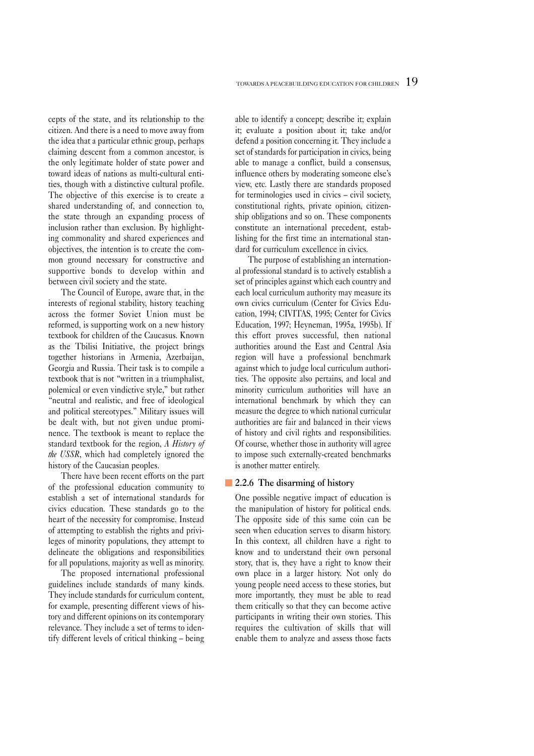cepts of the state, and its relationship to the citizen. And there is a need to move away from the idea that a particular ethnic group, perhaps claiming descent from a common ancestor, is the only legitimate holder of state power and toward ideas of nations as multi-cultural entities, though with a distinctive cultural profile. The objective of this exercise is to create a shared understanding of, and connection to, the state through an expanding process of inclusion rather than exclusion. By highlighting commonality and shared experiences and objectives, the intention is to create the common ground necessary for constructive and supportive bonds to develop within and between civil society and the state.

The Council of Europe, aware that, in the interests of regional stability, history teaching across the former Soviet Union must be reformed, is supporting work on a new history textbook for children of the Caucasus. Known as the Tbilisi Initiative, the project brings together historians in Armenia, Azerbaijan, Georgia and Russia. Their task is to compile a textbook that is not "written in a triumphalist, polemical or even vindictive style," but rather "neutral and realistic, and free of ideological and political stereotypes." Military issues will be dealt with, but not given undue prominence. The textbook is meant to replace the standard textbook for the region, *A History of the USSR*, which had completely ignored the history of the Caucasian peoples.

There have been recent efforts on the part of the professional education community to establish a set of international standards for civics education. These standards go to the heart of the necessity for compromise. Instead of attempting to establish the rights and privileges of minority populations, they attempt to delineate the obligations and responsibilities for all populations, majority as well as minority.

The proposed international professional guidelines include standards of many kinds. They include standards for curriculum content, for example, presenting different views of history and different opinions on its contemporary relevance. They include a set of terms to identify different levels of critical thinking – being able to identify a concept; describe it; explain it; evaluate a position about it; take and/or defend a position concerning it. They include a set of standards for participation in civics, being able to manage a conflict, build a consensus, influence others by moderating someone else's view, etc. Lastly there are standards proposed for terminologies used in civics – civil society, constitutional rights, private opinion, citizenship obligations and so on. These components constitute an international precedent, establishing for the first time an international standard for curriculum excellence in civics.

The purpose of establishing an international professional standard is to actively establish a set of principles against which each country and each local curriculum authority may measure its own civics curriculum (Center for Civics Education, 1994; CIVITAS, 1995; Center for Civics Education, 1997; Heyneman, 1995a, 1995b). If this effort proves successful, then national authorities around the East and Central Asia region will have a professional benchmark against which to judge local curriculum authorities. The opposite also pertains, and local and minority curriculum authorities will have an international benchmark by which they can measure the degree to which national curricular authorities are fair and balanced in their views of history and civil rights and responsibilities. Of course, whether those in authority will agree to impose such externally-created benchmarks is another matter entirely.

### 2.2.6 The disarming of history

One possible negative impact of education is the manipulation of history for political ends. The opposite side of this same coin can be seen when education serves to disarm history. In this context, all children have a right to know and to understand their own personal story, that is, they have a right to know their own place in a larger history. Not only do young people need access to these stories, but more importantly, they must be able to read them critically so that they can become active participants in writing their own stories. This requires the cultivation of skills that will enable them to analyze and assess those facts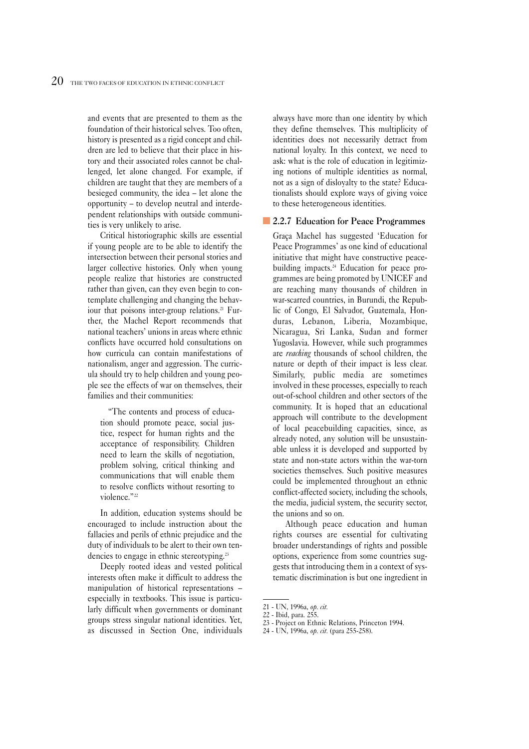and events that are presented to them as the foundation of their historical selves. Too often, history is presented as a rigid concept and children are led to believe that their place in history and their associated roles cannot be challenged, let alone changed. For example, if children are taught that they are members of a besieged community, the idea – let alone the opportunity – to develop neutral and interdependent relationships with outside communities is very unlikely to arise.

Critical historiographic skills are essential if young people are to be able to identify the intersection between their personal stories and larger collective histories. Only when young people realize that histories are constructed rather than given, can they even begin to contemplate challenging and changing the behaviour that poisons inter-group relations.[21] Further, the Machel Report recommends that national teachers' unions in areas where ethnic conflicts have occurred hold consultations on how curricula can contain manifestations of nationalism, anger and aggression. The curricula should try to help children and young people see the effects of war on themselves, their families and their communities:

> "The contents and process of education should promote peace, social justice, respect for human rights and the acceptance of responsibility. Children need to learn the skills of negotiation, problem solving, critical thinking and communications that will enable them to resolve conflicts without resorting to violence."[22]

In addition, education systems should be encouraged to include instruction about the fallacies and perils of ethnic prejudice and the duty of individuals to be alert to their own tendencies to engage in ethnic stereotyping.[23]

Deeply rooted ideas and vested political interests often make it difficult to address the manipulation of historical representations – especially in textbooks. This issue is particularly difficult when governments or dominant groups stress singular national identities. Yet, as discussed in Section One, individuals always have more than one identity by which they define themselves. This multiplicity of identities does not necessarily detract from national loyalty. In this context, we need to ask: what is the role of education in legitimizing notions of multiple identities as normal, not as a sign of disloyalty to the state? Educationalists should explore ways of giving voice to these heterogeneous identities.

### 2.2.7 Education for Peace Programmes

Graça Machel has suggested 'Education for Peace Programmes' as one kind of educational initiative that might have constructive peacebuilding impacts.[24] Education for peace programmes are being promoted by UNICEF and are reaching many thousands of children in war-scarred countries, in Burundi, the Republic of Congo, El Salvador, Guatemala, Honduras, Lebanon, Liberia, Mozambique, Nicaragua, Sri Lanka, Sudan and former Yugoslavia. However, while such programmes are *reaching* thousands of school children, the nature or depth of their impact is less clear. Similarly, public media are sometimes involved in these processes, especially to reach out-of-school children and other sectors of the community. It is hoped that an educational approach will contribute to the development of local peacebuilding capacities, since, as already noted, any solution will be unsustainable unless it is developed and supported by state and non-state actors within the war-torn societies themselves. Such positive measures could be implemented throughout an ethnic conflict-affected society, including the schools, the media, judicial system, the security sector, the unions and so on.

Although peace education and human rights courses are essential for cultivating broader understandings of rights and possible options, experience from some countries suggests that introducing them in a context of systematic discrimination is but one ingredient in

---

21 - UN, 1996a, *op. cit.*

22 - Ibid, para. 255.

23 - Project on Ethnic Relations, Princeton 1994.

24 - UN, 1996a, *op. cit.* (para 255-258).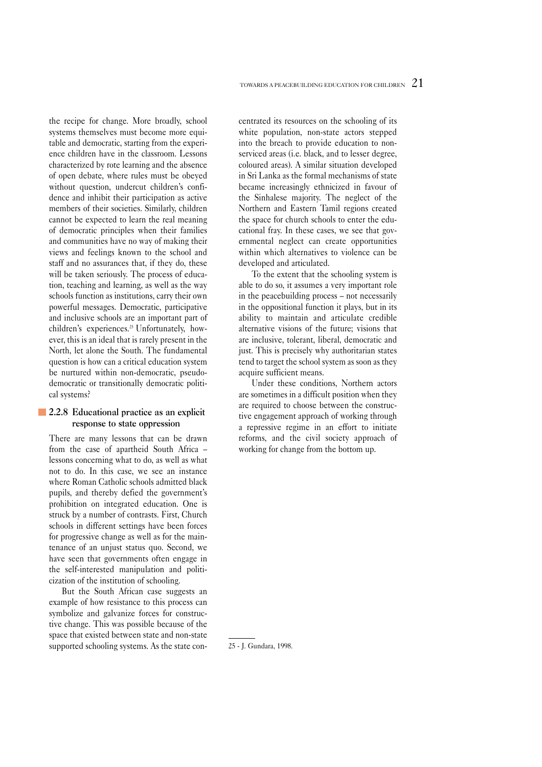the recipe for change. More broadly, school systems themselves must become more equitable and democratic, starting from the experience children have in the classroom. Lessons characterized by rote learning and the absence of open debate, where rules must be obeyed without question, undercut children's confidence and inhibit their participation as active members of their societies. Similarly, children cannot be expected to learn the real meaning of democratic principles when their families and communities have no way of making their views and feelings known to the school and staff and no assurances that, if they do, these will be taken seriously. The process of education, teaching and learning, as well as the way schools function as institutions, carry their own powerful messages. Democratic, participative and inclusive schools are an important part of children's experiences.[25] Unfortunately, however, this is an ideal that is rarely present in the North, let alone the South. The fundamental question is how can a critical education system be nurtured within non-democratic, pseudo-democratic or transitionally democratic political systems?

### 2.2.8 Educational practice as an explicit response to state oppression

There are many lessons that can be drawn from the case of apartheid South Africa – lessons concerning what to do, as well as what not to do. In this case, we see an instance where Roman Catholic schools admitted black pupils, and thereby defied the government's prohibition on integrated education. One is struck by a number of contrasts. First, Church schools in different settings have been forces for progressive change as well as for the maintenance of an unjust status quo. Second, we have seen that governments often engage in the self-interested manipulation and politicization of the institution of schooling.

But the South African case suggests an example of how resistance to this process can symbolize and galvanize forces for constructive change. This was possible because of the space that existed between state and non-state supported schooling systems. As the state concentrated its resources on the schooling of its white population, non-state actors stepped into the breach to provide education to non-serviced areas (i.e. black, and to lesser degree, coloured areas). A similar situation developed in Sri Lanka as the formal mechanisms of state became increasingly ethnicized in favour of the Sinhalese majority. The neglect of the Northern and Eastern Tamil regions created the space for church schools to enter the educational fray. In these cases, we see that governmental neglect can create opportunities within which alternatives to violence can be developed and articulated.

To the extent that the schooling system is able to do so, it assumes a very important role in the peacebuilding process – not necessarily in the oppositional function it plays, but in its ability to maintain and articulate credible alternative visions of the future; visions that are inclusive, tolerant, liberal, democratic and just. This is precisely why authoritarian states tend to target the school system as soon as they acquire sufficient means.

Under these conditions, Northern actors are sometimes in a difficult position when they are required to choose between the constructive engagement approach of working through a repressive regime in an effort to initiate reforms, and the civil society approach of working for change from the bottom up.

25 - J. Gundara, 1998.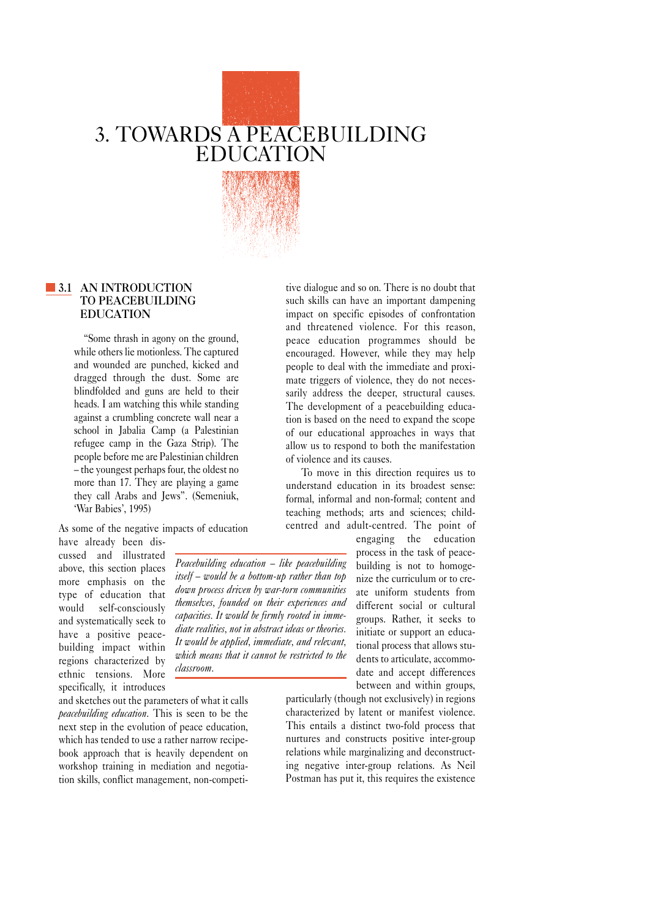# 3. TOWARDS A PEACEBUILDING EDUCATION

## 3.1 AN INTRODUCTION TO PEACEBUILDING EDUCATION

"Some thrash in agony on the ground, while others lie motionless. The captured and wounded are punched, kicked and dragged through the dust. Some are blindfolded and guns are held to their heads. I am watching this while standing against a crumbling concrete wall near a school in Jabalia Camp (a Palestinian refugee camp in the Gaza Strip). The people before me are Palestinian children – the youngest perhaps four, the oldest no more than 17. They are playing a game they call Arabs and Jews". (Semeniuk, 'War Babies', 1995)

As some of the negative impacts of education have already been discussed and illustrated above, this section places more emphasis on the type of education that would self-consciously and systematically seek to have a positive peacebuilding impact within regions characterized by ethnic tensions. More specifically, it introduces and sketches out the parameters of what it calls *peacebuilding education*. This is seen to be the next step in the evolution of peace education, which has tended to use a rather narrow recipe-book approach that is heavily dependent on workshop training in mediation and negotiation skills, conflict management, non-competitive dialogue and so on. There is no doubt that such skills can have an important dampening impact on specific episodes of confrontation and threatened violence. For this reason, peace education programmes should be encouraged. However, while they may help people to deal with the immediate and proximate triggers of violence, they do not necessarily address the deeper, structural causes. The development of a peacebuilding education is based on the need to expand the scope of our educational approaches in ways that allow us to respond to both the manifestation of violence and its causes.

*Peacebuilding education – like peacebuilding itself – would be a bottom-up rather than top down process driven by war-torn communities themselves, founded on their experiences and capacities. It would be firmly rooted in immediate realities, not in abstract ideas or theories. It would be applied, immediate, and relevant, which means that it cannot be restricted to the classroom.*

To move in this direction requires us to understand education in its broadest sense: formal, informal and non-formal; content and teaching methods; arts and sciences; child-centred and adult-centred. The point of engaging the education process in the task of peacebuilding is not to homogenize the curriculum or to create uniform students from different social or cultural groups. Rather, it seeks to initiate or support an educational process that allows students to articulate, accommodate and accept differences between and within groups, particularly (though not exclusively) in regions characterized by latent or manifest violence. This entails a distinct two-fold process that nurtures and constructs positive inter-group relations while marginalizing and deconstructing negative inter-group relations. As Neil Postman has put it, this requires the existence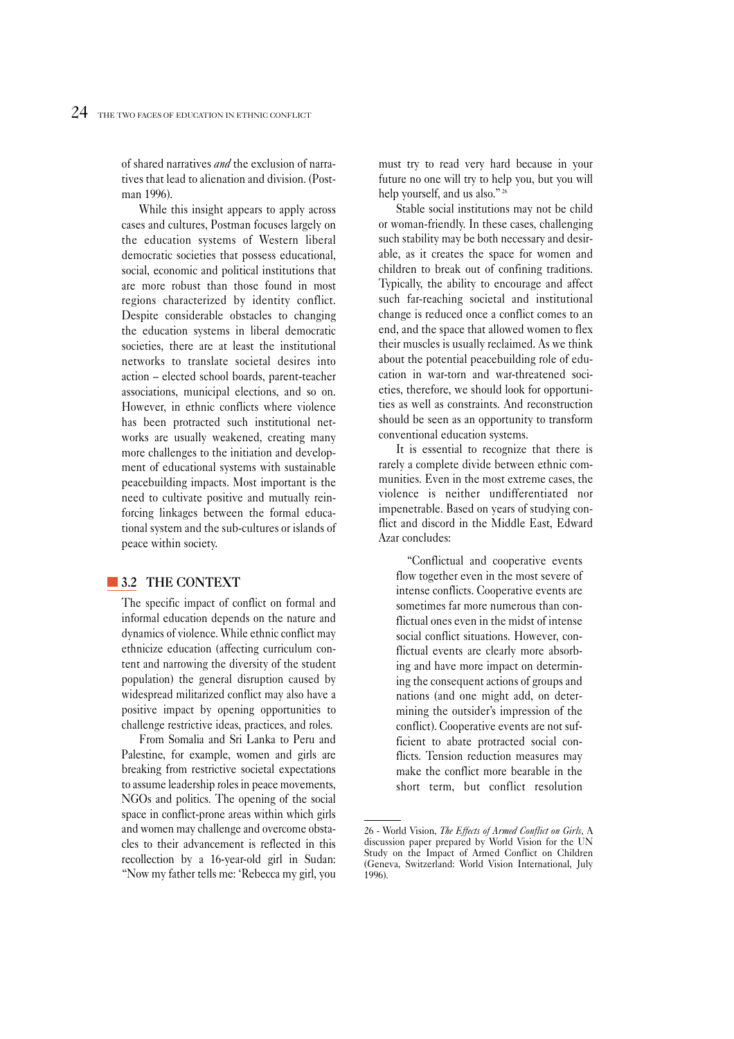of shared narratives *and* the exclusion of narratives that lead to alienation and division. (Postman 1996).

While this insight appears to apply across cases and cultures, Postman focuses largely on the education systems of Western liberal democratic societies that possess educational, social, economic and political institutions that are more robust than those found in most regions characterized by identity conflict. Despite considerable obstacles to changing the education systems in liberal democratic societies, there are at least the institutional networks to translate societal desires into action – elected school boards, parent-teacher associations, municipal elections, and so on. However, in ethnic conflicts where violence has been protracted such institutional networks are usually weakened, creating many more challenges to the initiation and development of educational systems with sustainable peacebuilding impacts. Most important is the need to cultivate positive and mutually reinforcing linkages between the formal educational system and the sub-cultures or islands of peace within society.

## 3.2 THE CONTEXT

The specific impact of conflict on formal and informal education depends on the nature and dynamics of violence. While ethnic conflict may ethnicize education (affecting curriculum content and narrowing the diversity of the student population) the general disruption caused by widespread militarized conflict may also have a positive impact by opening opportunities to challenge restrictive ideas, practices, and roles.

From Somalia and Sri Lanka to Peru and Palestine, for example, women and girls are breaking from restrictive societal expectations to assume leadership roles in peace movements, NGOs and politics. The opening of the social space in conflict-prone areas within which girls and women may challenge and overcome obstacles to their advancement is reflected in this recollection by a 16-year-old girl in Sudan: "Now my father tells me: 'Rebecca my girl, you must try to read very hard because in your future no one will try to help you, but you will help yourself, and us also."[26]

Stable social institutions may not be child or woman-friendly. In these cases, challenging such stability may be both necessary and desirable, as it creates the space for women and children to break out of confining traditions. Typically, the ability to encourage and affect such far-reaching societal and institutional change is reduced once a conflict comes to an end, and the space that allowed women to flex their muscles is usually reclaimed. As we think about the potential peacebuilding role of education in war-torn and war-threatened societies, therefore, we should look for opportunities as well as constraints. And reconstruction should be seen as an opportunity to transform conventional education systems.

It is essential to recognize that there is rarely a complete divide between ethnic communities. Even in the most extreme cases, the violence is neither undifferentiated nor impenetrable. Based on years of studying conflict and discord in the Middle East, Edward Azar concludes:

> "Conflictual and cooperative events flow together even in the most severe of intense conflicts. Cooperative events are sometimes far more numerous than conflictual ones even in the midst of intense social conflict situations. However, conflictual events are clearly more absorbing and have more impact on determining the consequent actions of groups and nations (and one might add, on determining the outsider's impression of the conflict). Cooperative events are not sufficient to abate protracted social conflicts. Tension reduction measures may make the conflict more bearable in the short term, but conflict resolution

---

26 - World Vision, *The Effects of Armed Conflict on Girls*, A discussion paper prepared by World Vision for the UN Study on the Impact of Armed Conflict on Children (Geneva, Switzerland: World Vision International, July 1996).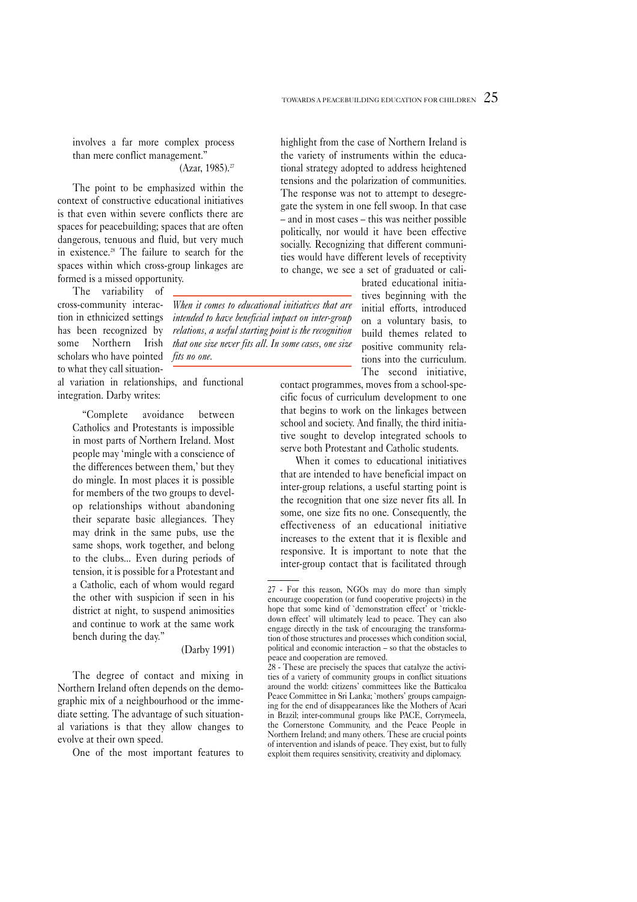involves a far more complex process than mere conflict management."
(Azar, 1985).[27]

The point to be emphasized within the context of constructive educational initiatives is that even within severe conflicts there are spaces for peacebuilding; spaces that are often dangerous, tenuous and fluid, but very much in existence.[28] The failure to search for the spaces within which cross-group linkages are formed is a missed opportunity.

The variability of cross-community interaction in ethnicized settings has been recognized by some Northern Irish scholars who have pointed to what they call situational variation in relationships, and functional integration. Darby writes:

> "Complete avoidance between Catholics and Protestants is impossible in most parts of Northern Ireland. Most people may 'mingle with a conscience of the differences between them,' but they do mingle. In most places it is possible for members of the two groups to develop relationships without abandoning their separate basic allegiances. They may drink in the same pubs, use the same shops, work together, and belong to the clubs... Even during periods of tension, it is possible for a Protestant and a Catholic, each of whom would regard the other with suspicion if seen in his district at night, to suspend animosities and continue to work at the same work bench during the day."
>
> (Darby 1991)

The degree of contact and mixing in Northern Ireland often depends on the demographic mix of a neighbourhood or the immediate setting. The advantage of such situational variations is that they allow changes to evolve at their own speed.

One of the most important features to highlight from the case of Northern Ireland is the variety of instruments within the educational strategy adopted to address heightened tensions and the polarization of communities. The response was not to attempt to desegregate the system in one fell swoop. In that case – and in most cases – this was neither possible politically, nor would it have been effective socially. Recognizing that different communities would have different levels of receptivity to change, we see a set of graduated or calibrated educational initiatives beginning with the initial efforts, introduced on a voluntary basis, to build themes related to positive community relations into the curriculum. The second initiative, contact programmes, moves from a school-specific focus of curriculum development to one that begins to work on the linkages between school and society. And finally, the third initiative sought to develop integrated schools to serve both Protestant and Catholic students.

*When it comes to educational initiatives that are intended to have beneficial impact on inter-group relations, a useful starting point is the recognition that one size never fits all. In some cases, one size fits no one.*

When it comes to educational initiatives that are intended to have beneficial impact on inter-group relations, a useful starting point is the recognition that one size never fits all. In some, one size fits no one. Consequently, the effectiveness of an educational initiative increases to the extent that it is flexible and responsive. It is important to note that the inter-group contact that is facilitated through

---

27 - For this reason, NGOs may do more than simply encourage cooperation (or fund cooperative projects) in the hope that some kind of `demonstration effect' or `trickle-down effect' will ultimately lead to peace. They can also engage directly in the task of encouraging the transformation of those structures and processes which condition social, political and economic interaction – so that the obstacles to peace and cooperation are removed.

28 - These are precisely the spaces that catalyze the activities of a variety of community groups in conflict situations around the world: citizens' committees like the Batticaloa Peace Committee in Sri Lanka; `mothers' groups campaigning for the end of disappearances like the Mothers of Acari in Brazil; inter-communal groups like PACE, Corrymeela, the Cornerstone Community, and the Peace People in Northern Ireland; and many others. These are crucial points of intervention and islands of peace. They exist, but to fully exploit them requires sensitivity, creativity and diplomacy.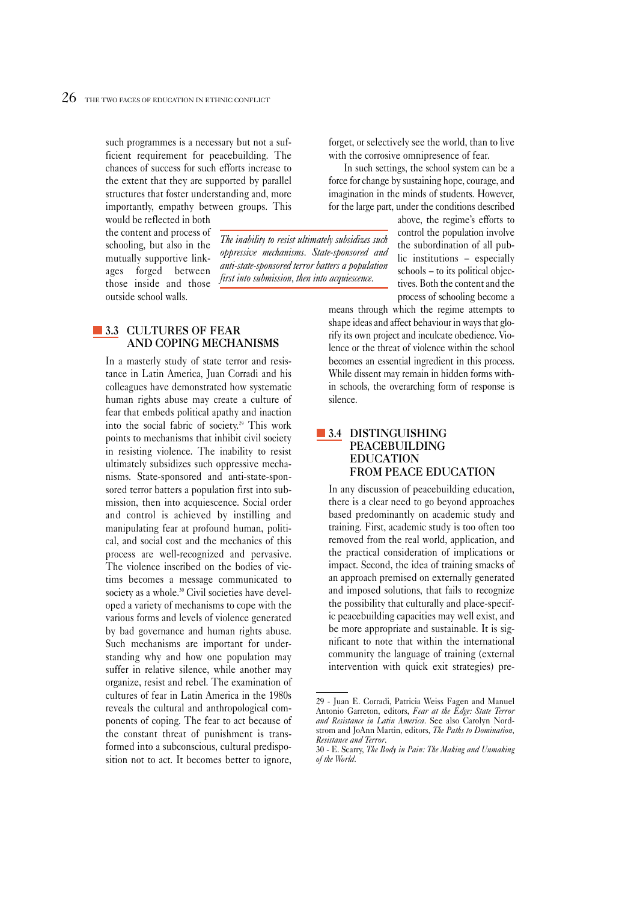such programmes is a necessary but not a sufficient requirement for peacebuilding. The chances of success for such efforts increase to the extent that they are supported by parallel structures that foster understanding and, more importantly, empathy between groups. This would be reflected in both the content and process of schooling, but also in the mutually supportive linkages forged between those inside and those outside school walls.

*The inability to resist ultimately subsidizes such oppressive mechanisms. State-sponsored and anti-state-sponsored terror batters a population first into submission, then into acquiescence.*

## 3.3 CULTURES OF FEAR AND COPING MECHANISMS

In a masterly study of state terror and resistance in Latin America, Juan Corradi and his colleagues have demonstrated how systematic human rights abuse may create a culture of fear that embeds political apathy and inaction into the social fabric of society.[29] This work points to mechanisms that inhibit civil society in resisting violence. The inability to resist ultimately subsidizes such oppressive mechanisms. State-sponsored and anti-state-sponsored terror batters a population first into submission, then into acquiescence. Social order and control is achieved by instilling and manipulating fear at profound human, political, and social cost and the mechanics of this process are well-recognized and pervasive. The violence inscribed on the bodies of victims becomes a message communicated to society as a whole.[30] Civil societies have developed a variety of mechanisms to cope with the various forms and levels of violence generated by bad governance and human rights abuse. Such mechanisms are important for understanding why and how one population may suffer in relative silence, while another may organize, resist and rebel. The examination of cultures of fear in Latin America in the 1980s reveals the cultural and anthropological components of coping. The fear to act because of the constant threat of punishment is transformed into a subconscious, cultural predisposition not to act. It becomes better to ignore, forget, or selectively see the world, than to live with the corrosive omnipresence of fear.

In such settings, the school system can be a force for change by sustaining hope, courage, and imagination in the minds of students. However, for the large part, under the conditions described above, the regime's efforts to control the population involve the subordination of all public institutions – especially schools – to its political objectives. Both the content and the process of schooling become a means through which the regime attempts to shape ideas and affect behaviour in ways that glorify its own project and inculcate obedience. Violence or the threat of violence within the school becomes an essential ingredient in this process. While dissent may remain in hidden forms within schools, the overarching form of response is silence.

## 3.4 DISTINGUISHING PEACEBUILDING EDUCATION FROM PEACE EDUCATION

In any discussion of peacebuilding education, there is a clear need to go beyond approaches based predominantly on academic study and training. First, academic study is too often too removed from the real world, application, and the practical consideration of implications or impact. Second, the idea of training smacks of an approach premised on externally generated and imposed solutions, that fails to recognize the possibility that culturally and place-specific peacebuilding capacities may well exist, and be more appropriate and sustainable. It is significant to note that within the international community the language of training (external intervention with quick exit strategies) pre-

---

29 - Juan E. Corradi, Patricia Weiss Fagen and Manuel Antonio Garreton, editors, *Fear at the Edge: State Terror and Resistance in Latin America*. See also Carolyn Nordstrom and JoAnn Martin, editors, *The Paths to Domination, Resistance and Terror*.

30 - E. Scarry, *The Body in Pain: The Making and Unmaking of the World*.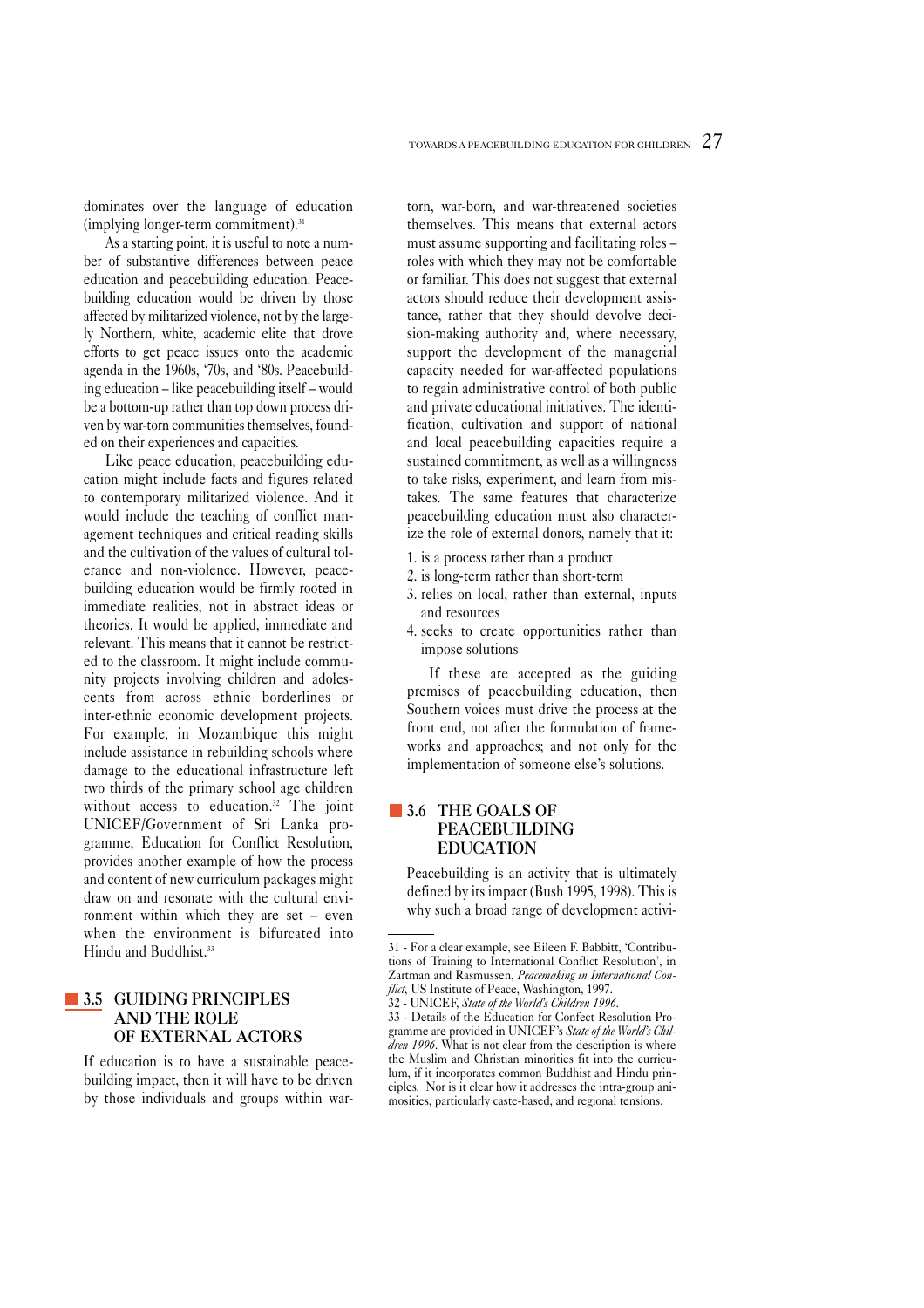dominates over the language of education (implying longer-term commitment).[31]

As a starting point, it is useful to note a number of substantive differences between peace education and peacebuilding education. Peacebuilding education would be driven by those affected by militarized violence, not by the largely Northern, white, academic elite that drove efforts to get peace issues onto the academic agenda in the 1960s, '70s, and '80s. Peacebuilding education – like peacebuilding itself – would be a bottom-up rather than top down process driven by war-torn communities themselves, founded on their experiences and capacities.

Like peace education, peacebuilding education might include facts and figures related to contemporary militarized violence. And it would include the teaching of conflict management techniques and critical reading skills and the cultivation of the values of cultural tolerance and non-violence. However, peacebuilding education would be firmly rooted in immediate realities, not in abstract ideas or theories. It would be applied, immediate and relevant. This means that it cannot be restricted to the classroom. It might include community projects involving children and adolescents from across ethnic borderlines or inter-ethnic economic development projects. For example, in Mozambique this might include assistance in rebuilding schools where damage to the educational infrastructure left two thirds of the primary school age children without access to education.[32] The joint UNICEF/Government of Sri Lanka programme, Education for Conflict Resolution, provides another example of how the process and content of new curriculum packages might draw on and resonate with the cultural environment within which they are set – even when the environment is bifurcated into Hindu and Buddhist.[33]

## 3.5 GUIDING PRINCIPLES AND THE ROLE OF EXTERNAL ACTORS

If education is to have a sustainable peacebuilding impact, then it will have to be driven by those individuals and groups within war-torn, war-born, and war-threatened societies themselves. This means that external actors must assume supporting and facilitating roles – roles with which they may not be comfortable or familiar. This does not suggest that external actors should reduce their development assistance, rather that they should devolve decision-making authority and, where necessary, support the development of the managerial capacity needed for war-affected populations to regain administrative control of both public and private educational initiatives. The identification, cultivation and support of national and local peacebuilding capacities require a sustained commitment, as well as a willingness to take risks, experiment, and learn from mistakes. The same features that characterize peacebuilding education must also characterize the role of external donors, namely that it:

1. is a process rather than a product
2. is long-term rather than short-term
3. relies on local, rather than external, inputs and resources
4. seeks to create opportunities rather than impose solutions

If these are accepted as the guiding premises of peacebuilding education, then Southern voices must drive the process at the front end, not after the formulation of frameworks and approaches; and not only for the implementation of someone else's solutions.

## 3.6 THE GOALS OF PEACEBUILDING EDUCATION

Peacebuilding is an activity that is ultimately defined by its impact (Bush 1995, 1998). This is why such a broad range of development activi-

---

31 - For a clear example, see Eileen F. Babbitt, 'Contributions of Training to International Conflict Resolution', in Zartman and Rasmussen, *Peacemaking in International Conflict*, US Institute of Peace, Washington, 1997.

32 - UNICEF, *State of the World's Children 1996*.

33 - Details of the Education for Confect Resolution Programme are provided in UNICEF's *State of the World's Children 1996*. What is not clear from the description is where the Muslim and Christian minorities fit into the curriculum, if it incorporates common Buddhist and Hindu principles. Nor is it clear how it addresses the intra-group animosities, particularly caste-based, and regional tensions.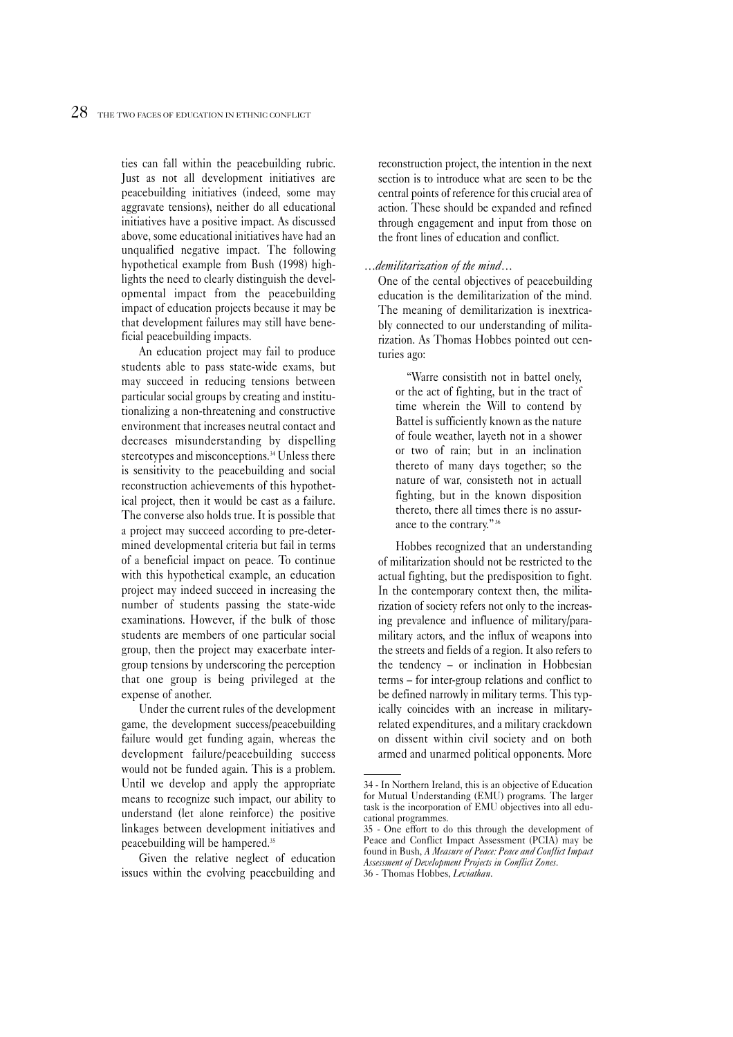ties can fall within the peacebuilding rubric. Just as not all development initiatives are peacebuilding initiatives (indeed, some may aggravate tensions), neither do all educational initiatives have a positive impact. As discussed above, some educational initiatives have had an unqualified negative impact. The following hypothetical example from Bush (1998) highlights the need to clearly distinguish the developmental impact from the peacebuilding impact of education projects because it may be that development failures may still have beneficial peacebuilding impacts.

An education project may fail to produce students able to pass state-wide exams, but may succeed in reducing tensions between particular social groups by creating and institutionalizing a non-threatening and constructive environment that increases neutral contact and decreases misunderstanding by dispelling stereotypes and misconceptions.[34] Unless there is sensitivity to the peacebuilding and social reconstruction achievements of this hypothetical project, then it would be cast as a failure. The converse also holds true. It is possible that a project may succeed according to pre-determined developmental criteria but fail in terms of a beneficial impact on peace. To continue with this hypothetical example, an education project may indeed succeed in increasing the number of students passing the state-wide examinations. However, if the bulk of those students are members of one particular social group, then the project may exacerbate intergroup tensions by underscoring the perception that one group is being privileged at the expense of another.

Under the current rules of the development game, the development success/peacebuilding failure would get funding again, whereas the development failure/peacebuilding success would not be funded again. This is a problem. Until we develop and apply the appropriate means to recognize such impact, our ability to understand (let alone reinforce) the positive linkages between development initiatives and peacebuilding will be hampered.[35]

Given the relative neglect of education issues within the evolving peacebuilding and reconstruction project, the intention in the next section is to introduce what are seen to be the central points of reference for this crucial area of action. These should be expanded and refined through engagement and input from those on the front lines of education and conflict.

*…demilitarization of the mind…*

One of the cental objectives of peacebuilding education is the demilitarization of the mind. The meaning of demilitarization is inextricably connected to our understanding of militarization. As Thomas Hobbes pointed out centuries ago:

> "Warre consistith not in battel onely, or the act of fighting, but in the tract of time wherein the Will to contend by Battel is sufficiently known as the nature of foule weather, layeth not in a shower or two of rain; but in an inclination thereto of many days together; so the nature of war, consisteth not in actuall fighting, but in the known disposition thereto, there all times there is no assurance to the contrary."[36]

Hobbes recognized that an understanding of militarization should not be restricted to the actual fighting, but the predisposition to fight. In the contemporary context then, the militarization of society refers not only to the increasing prevalence and influence of military/paramilitary actors, and the influx of weapons into the streets and fields of a region. It also refers to the tendency – or inclination in Hobbesian terms – for inter-group relations and conflict to be defined narrowly in military terms. This typically coincides with an increase in military-related expenditures, and a military crackdown on dissent within civil society and on both armed and unarmed political opponents. More

---

34 - In Northern Ireland, this is an objective of Education for Mutual Understanding (EMU) programs. The larger task is the incorporation of EMU objectives into all educational programmes.

35 - One effort to do this through the development of Peace and Conflict Impact Assessment (PCIA) may be found in Bush, *A Measure of Peace: Peace and Conflict Impact Assessment of Development Projects in Conflict Zones*.

36 - Thomas Hobbes, *Leviathan*.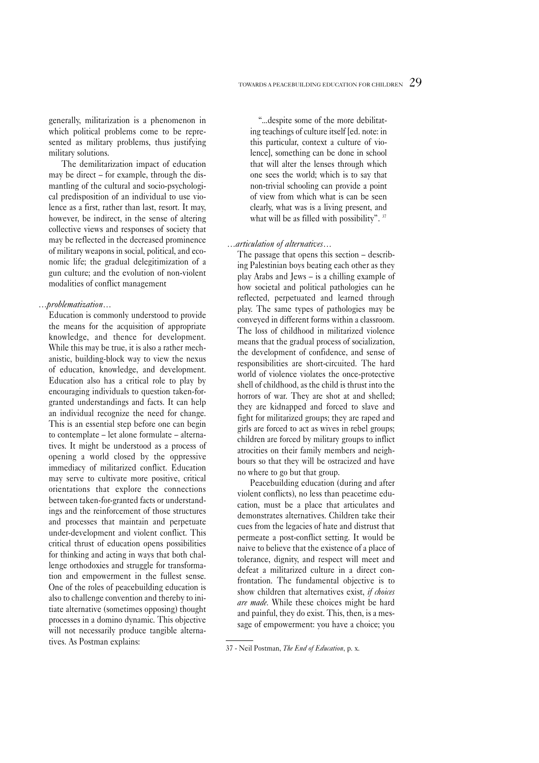generally, militarization is a phenomenon in which political problems come to be represented as military problems, thus justifying military solutions.

The demilitarization impact of education may be direct – for example, through the dismantling of the cultural and socio-psychological predisposition of an individual to use violence as a first, rather than last, resort. It may, however, be indirect, in the sense of altering collective views and responses of society that may be reflected in the decreased prominence of military weapons in social, political, and economic life; the gradual delegitimization of a gun culture; and the evolution of non-violent modalities of conflict management

*…problematization…*

Education is commonly understood to provide the means for the acquisition of appropriate knowledge, and thence for development. While this may be true, it is also a rather mechanistic, building-block way to view the nexus of education, knowledge, and development. Education also has a critical role to play by encouraging individuals to question taken-for-granted understandings and facts. It can help an individual recognize the need for change. This is an essential step before one can begin to contemplate – let alone formulate – alternatives. It might be understood as a process of opening a world closed by the oppressive immediacy of militarized conflict. Education may serve to cultivate more positive, critical orientations that explore the connections between taken-for-granted facts or understandings and the reinforcement of those structures and processes that maintain and perpetuate under-development and violent conflict. This critical thrust of education opens possibilities for thinking and acting in ways that both challenge orthodoxies and struggle for transformation and empowerment in the fullest sense. One of the roles of peacebuilding education is also to challenge convention and thereby to initiate alternative (sometimes opposing) thought processes in a domino dynamic. This objective will not necessarily produce tangible alternatives. As Postman explains:

> "...despite some of the more debilitating teachings of culture itself [ed. note: in this particular, context a culture of violence], something can be done in school that will alter the lenses through which one sees the world; which is to say that non-trivial schooling can provide a point of view from which what is can be seen clearly, what was is a living present, and what will be as filled with possibility". [37]

*…articulation of alternatives…*

The passage that opens this section – describing Palestinian boys beating each other as they play Arabs and Jews – is a chilling example of how societal and political pathologies can he reflected, perpetuated and learned through play. The same types of pathologies may be conveyed in different forms within a classroom. The loss of childhood in militarized violence means that the gradual process of socialization, the development of confidence, and sense of responsibilities are short-circuited. The hard world of violence violates the once-protective shell of childhood, as the child is thrust into the horrors of war. They are shot at and shelled; they are kidnapped and forced to slave and fight for militarized groups; they are raped and girls are forced to act as wives in rebel groups; children are forced by military groups to inflict atrocities on their family members and neighbours so that they will be ostracized and have no where to go but that group.

Peacebuilding education (during and after violent conflicts), no less than peacetime education, must be a place that articulates and demonstrates alternatives. Children take their cues from the legacies of hate and distrust that permeate a post-conflict setting. It would be naive to believe that the existence of a place of tolerance, dignity, and respect will meet and defeat a militarized culture in a direct confrontation. The fundamental objective is to show children that alternatives exist, *if choices are made.* While these choices might be hard and painful, they do exist. This, then, is a message of empowerment: you have a choice; you

37 - Neil Postman, *The End of Education*, p. x.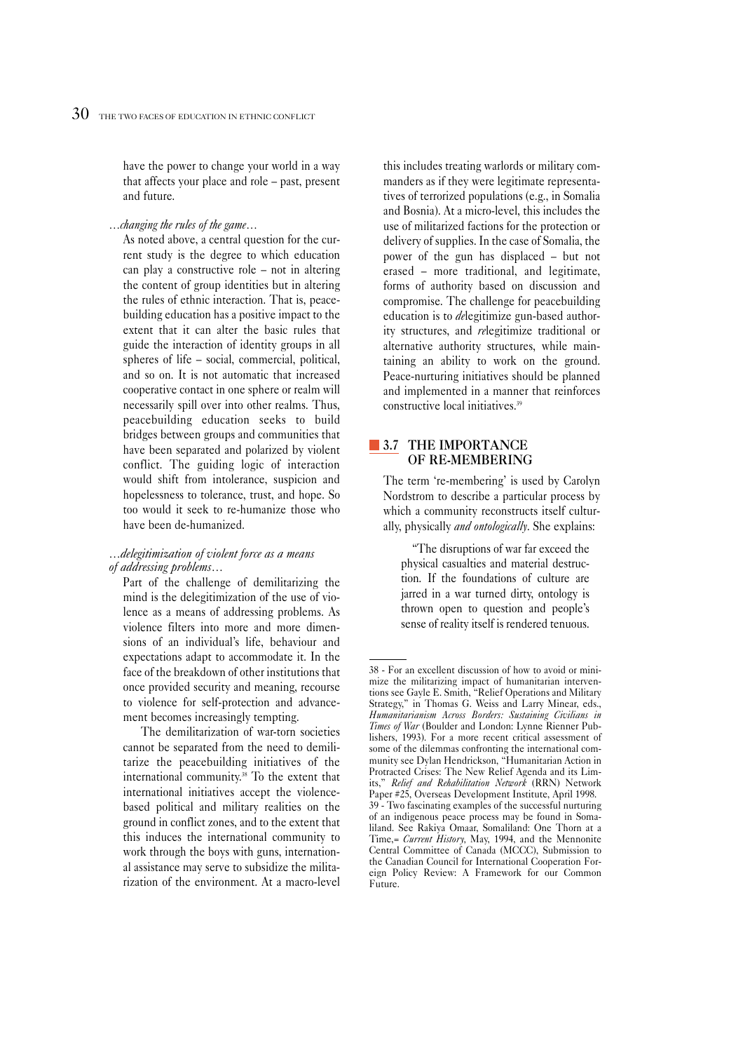have the power to change your world in a way that affects your place and role – past, present and future.

*…changing the rules of the game…*

As noted above, a central question for the current study is the degree to which education can play a constructive role – not in altering the content of group identities but in altering the rules of ethnic interaction. That is, peacebuilding education has a positive impact to the extent that it can alter the basic rules that guide the interaction of identity groups in all spheres of life – social, commercial, political, and so on. It is not automatic that increased cooperative contact in one sphere or realm will necessarily spill over into other realms. Thus, peacebuilding education seeks to build bridges between groups and communities that have been separated and polarized by violent conflict. The guiding logic of interaction would shift from intolerance, suspicion and hopelessness to tolerance, trust, and hope. So too would it seek to re-humanize those who have been de-humanized.

*…delegitimization of violent force as a means of addressing problems…*

Part of the challenge of demilitarizing the mind is the delegitimization of the use of violence as a means of addressing problems. As violence filters into more and more dimensions of an individual's life, behaviour and expectations adapt to accommodate it. In the face of the breakdown of other institutions that once provided security and meaning, recourse to violence for self-protection and advancement becomes increasingly tempting.

The demilitarization of war-torn societies cannot be separated from the need to demilitarize the peacebuilding initiatives of the international community.[38] To the extent that international initiatives accept the violence-based political and military realities on the ground in conflict zones, and to the extent that this induces the international community to work through the boys with guns, international assistance may serve to subsidize the militarization of the environment. At a macro-level this includes treating warlords or military commanders as if they were legitimate representatives of terrorized populations (e.g., in Somalia and Bosnia). At a micro-level, this includes the use of militarized factions for the protection or delivery of supplies. In the case of Somalia, the power of the gun has displaced – but not erased – more traditional, and legitimate, forms of authority based on discussion and compromise. The challenge for peacebuilding education is to *de*legitimize gun-based authority structures, and *re*legitimize traditional or alternative authority structures, while maintaining an ability to work on the ground. Peace-nurturing initiatives should be planned and implemented in a manner that reinforces constructive local initiatives.[39]

## 3.7 THE IMPORTANCE OF RE-MEMBERING

The term 're-membering' is used by Carolyn Nordstrom to describe a particular process by which a community reconstructs itself culturally, physically *and ontologically*. She explains:

> "The disruptions of war far exceed the physical casualties and material destruction. If the foundations of culture are jarred in a war turned dirty, ontology is thrown open to question and people's sense of reality itself is rendered tenuous.

---

38 - For an excellent discussion of how to avoid or minimize the militarizing impact of humanitarian interventions see Gayle E. Smith, "Relief Operations and Military Strategy," in Thomas G. Weiss and Larry Minear, eds., *Humanitarianism Across Borders: Sustaining Civilians in Times of War* (Boulder and London: Lynne Rienner Publishers, 1993). For a more recent critical assessment of some of the dilemmas confronting the international community see Dylan Hendrickson, "Humanitarian Action in Protracted Crises: The New Relief Agenda and its Limits," *Relief and Rehabilitation Network* (RRN) Network Paper #25, Overseas Development Institute, April 1998.

39 - Two fascinating examples of the successful nurturing of an indigenous peace process may be found in Somaliland. See Rakiya Omaar, Somaliland: One Thorn at a Time,= *Current History*, May, 1994, and the Mennonite Central Committee of Canada (MCCC), Submission to the Canadian Council for International Cooperation Foreign Policy Review: A Framework for our Common Future.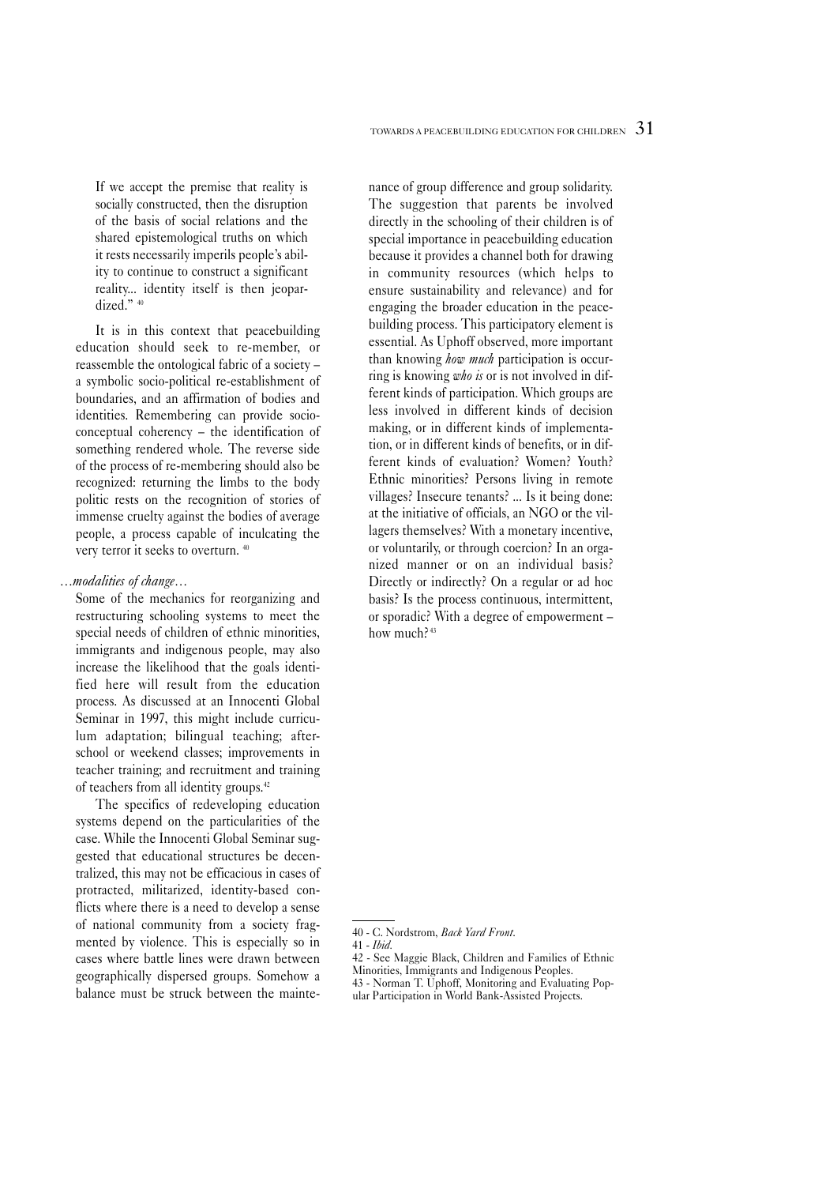> If we accept the premise that reality is socially constructed, then the disruption of the basis of social relations and the shared epistemological truths on which it rests necessarily imperils people's ability to continue to construct a significant reality... identity itself is then jeopardized." [40]

It is in this context that peacebuilding education should seek to re-member, or reassemble the ontological fabric of a society – a symbolic socio-political re-establishment of boundaries, and an affirmation of bodies and identities. Remembering can provide socio-conceptual coherency – the identification of something rendered whole. The reverse side of the process of re-membering should also be recognized: returning the limbs to the body politic rests on the recognition of stories of immense cruelty against the bodies of average people, a process capable of inculcating the very terror it seeks to overturn. [40]

*…modalities of change…*

Some of the mechanics for reorganizing and restructuring schooling systems to meet the special needs of children of ethnic minorities, immigrants and indigenous people, may also increase the likelihood that the goals identified here will result from the education process. As discussed at an Innocenti Global Seminar in 1997, this might include curriculum adaptation; bilingual teaching; after-school or weekend classes; improvements in teacher training; and recruitment and training of teachers from all identity groups.[42]

The specifics of redeveloping education systems depend on the particularities of the case. While the Innocenti Global Seminar suggested that educational structures be decentralized, this may not be efficacious in cases of protracted, militarized, identity-based conflicts where there is a need to develop a sense of national community from a society fragmented by violence. This is especially so in cases where battle lines were drawn between geographically dispersed groups. Somehow a balance must be struck between the maintenance of group difference and group solidarity. The suggestion that parents be involved directly in the schooling of their children is of special importance in peacebuilding education because it provides a channel both for drawing in community resources (which helps to ensure sustainability and relevance) and for engaging the broader education in the peacebuilding process. This participatory element is essential. As Uphoff observed, more important than knowing *how much* participation is occurring is knowing *who is* or is not involved in different kinds of participation. Which groups are less involved in different kinds of decision making, or in different kinds of implementation, or in different kinds of benefits, or in different kinds of evaluation? Women? Youth? Ethnic minorities? Persons living in remote villages? Insecure tenants? ... Is it being done: at the initiative of officials, an NGO or the villagers themselves? With a monetary incentive, or voluntarily, or through coercion? In an organized manner or on an individual basis? Directly or indirectly? On a regular or ad hoc basis? Is the process continuous, intermittent, or sporadic? With a degree of empowerment – how much? [43]

---

40 - C. Nordstrom, *Back Yard Front.*

41 - *Ibid.*

42 - See Maggie Black, Children and Families of Ethnic Minorities, Immigrants and Indigenous Peoples.

43 - Norman T. Uphoff, Monitoring and Evaluating Popular Participation in World Bank-Assisted Projects.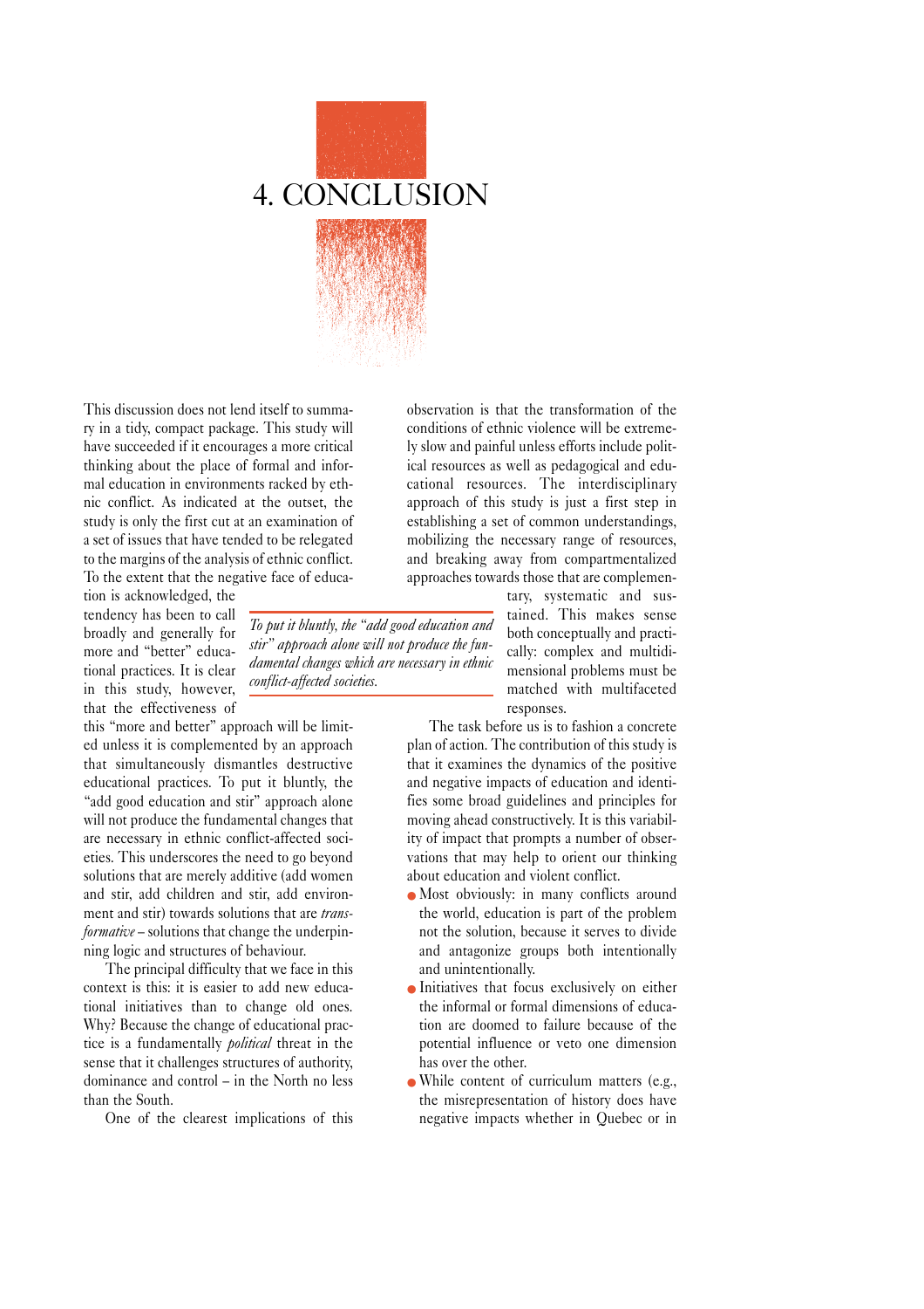# 4. CONCLUSION

This discussion does not lend itself to summary in a tidy, compact package. This study will have succeeded if it encourages a more critical thinking about the place of formal and informal education in environments racked by ethnic conflict. As indicated at the outset, the study is only the first cut at an examination of a set of issues that have tended to be relegated to the margins of the analysis of ethnic conflict. To the extent that the negative face of education is acknowledged, the tendency has been to call broadly and generally for more and "better" educational practices. It is clear in this study, however, that the effectiveness of this "more and better" approach will be limited unless it is complemented by an approach that simultaneously dismantles destructive educational practices. To put it bluntly, the "add good education and stir" approach alone will not produce the fundamental changes that are necessary in ethnic conflict-affected societies. This underscores the need to go beyond solutions that are merely additive (add women and stir, add children and stir, add environment and stir) towards solutions that are *transformative* – solutions that change the underpinning logic and structures of behaviour.

*To put it bluntly, the "add good education and stir" approach alone will not produce the fundamental changes which are necessary in ethnic conflict-affected societies.*

The principal difficulty that we face in this context is this: it is easier to add new educational initiatives than to change old ones. Why? Because the change of educational practice is a fundamentally *political* threat in the sense that it challenges structures of authority, dominance and control – in the North no less than the South.

One of the clearest implications of this observation is that the transformation of the conditions of ethnic violence will be extremely slow and painful unless efforts include political resources as well as pedagogical and educational resources. The interdisciplinary approach of this study is just a first step in establishing a set of common understandings, mobilizing the necessary range of resources, and breaking away from compartmentalized approaches towards those that are complementary, systematic and sustained. This makes sense both conceptually and practically: complex and multidimensional problems must be matched with multifaceted responses.

The task before us is to fashion a concrete plan of action. The contribution of this study is that it examines the dynamics of the positive and negative impacts of education and identifies some broad guidelines and principles for moving ahead constructively. It is this variability of impact that prompts a number of observations that may help to orient our thinking about education and violent conflict.

- Most obviously: in many conflicts around the world, education is part of the problem not the solution, because it serves to divide and antagonize groups both intentionally and unintentionally.
- Initiatives that focus exclusively on either the informal or formal dimensions of education are doomed to failure because of the potential influence or veto one dimension has over the other.
- While content of curriculum matters (e.g., the misrepresentation of history does have negative impacts whether in Quebec or in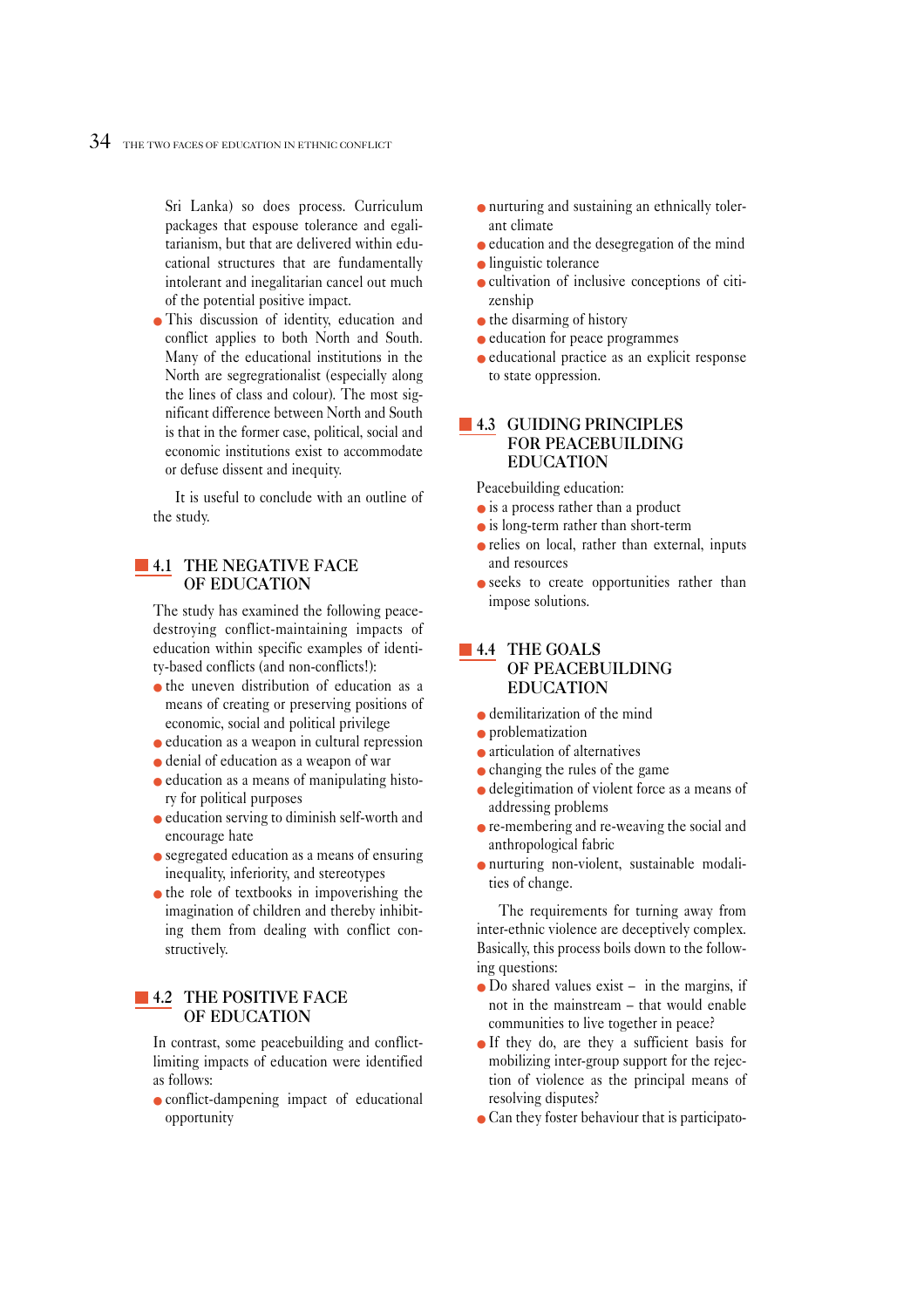Sri Lanka) so does process. Curriculum packages that espouse tolerance and egalitarianism, but that are delivered within educational structures that are fundamentally intolerant and inegalitarian cancel out much of the potential positive impact.

- This discussion of identity, education and conflict applies to both North and South. Many of the educational institutions in the North are segregrationalist (especially along the lines of class and colour). The most significant difference between North and South is that in the former case, political, social and economic institutions exist to accommodate or defuse dissent and inequity.

It is useful to conclude with an outline of the study.

## 4.1 THE NEGATIVE FACE OF EDUCATION

The study has examined the following peace-destroying conflict-maintaining impacts of education within specific examples of identity-based conflicts (and non-conflicts!):

- the uneven distribution of education as a means of creating or preserving positions of economic, social and political privilege
- education as a weapon in cultural repression
- denial of education as a weapon of war
- education as a means of manipulating history for political purposes
- education serving to diminish self-worth and encourage hate
- segregated education as a means of ensuring inequality, inferiority, and stereotypes
- the role of textbooks in impoverishing the imagination of children and thereby inhibiting them from dealing with conflict constructively.

## 4.2 THE POSITIVE FACE OF EDUCATION

In contrast, some peacebuilding and conflict-limiting impacts of education were identified as follows:

- conflict-dampening impact of educational opportunity
- nurturing and sustaining an ethnically tolerant climate
- education and the desegregation of the mind
- linguistic tolerance
- cultivation of inclusive conceptions of citizenship
- the disarming of history
- education for peace programmes
- educational practice as an explicit response to state oppression.

## 4.3 GUIDING PRINCIPLES FOR PEACEBUILDING EDUCATION

Peacebuilding education:

- is a process rather than a product
- is long-term rather than short-term
- relies on local, rather than external, inputs and resources
- seeks to create opportunities rather than impose solutions.

## 4.4 THE GOALS OF PEACEBUILDING EDUCATION

- demilitarization of the mind
- problematization
- articulation of alternatives
- changing the rules of the game
- delegitimation of violent force as a means of addressing problems
- re-membering and re-weaving the social and anthropological fabric
- nurturing non-violent, sustainable modalities of change.

The requirements for turning away from inter-ethnic violence are deceptively complex. Basically, this process boils down to the following questions:

- Do shared values exist – in the margins, if not in the mainstream – that would enable communities to live together in peace?
- If they do, are they a sufficient basis for mobilizing inter-group support for the rejection of violence as the principal means of resolving disputes?
- Can they foster behaviour that is participato-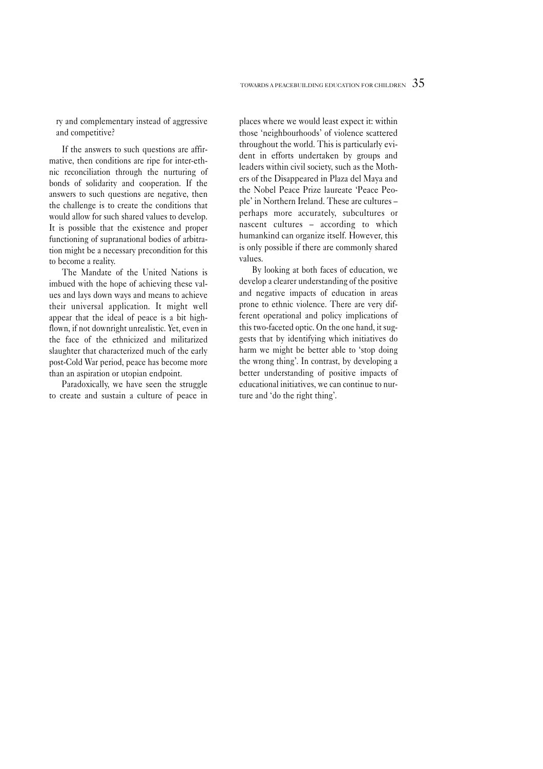ry and complementary instead of aggressive and competitive?

If the answers to such questions are affirmative, then conditions are ripe for inter-ethnic reconciliation through the nurturing of bonds of solidarity and cooperation. If the answers to such questions are negative, then the challenge is to create the conditions that would allow for such shared values to develop. It is possible that the existence and proper functioning of supranational bodies of arbitration might be a necessary precondition for this to become a reality.

The Mandate of the United Nations is imbued with the hope of achieving these values and lays down ways and means to achieve their universal application. It might well appear that the ideal of peace is a bit high-flown, if not downright unrealistic. Yet, even in the face of the ethnicized and militarized slaughter that characterized much of the early post-Cold War period, peace has become more than an aspiration or utopian endpoint.

Paradoxically, we have seen the struggle to create and sustain a culture of peace in places where we would least expect it: within those 'neighbourhoods' of violence scattered throughout the world. This is particularly evident in efforts undertaken by groups and leaders within civil society, such as the Mothers of the Disappeared in Plaza del Maya and the Nobel Peace Prize laureate 'Peace People' in Northern Ireland. These are cultures – perhaps more accurately, subcultures or nascent cultures – according to which humankind can organize itself. However, this is only possible if there are commonly shared values.

By looking at both faces of education, we develop a clearer understanding of the positive and negative impacts of education in areas prone to ethnic violence. There are very different operational and policy implications of this two-faceted optic. On the one hand, it suggests that by identifying which initiatives do harm we might be better able to 'stop doing the wrong thing'. In contrast, by developing a better understanding of positive impacts of educational initiatives, we can continue to nurture and 'do the right thing'.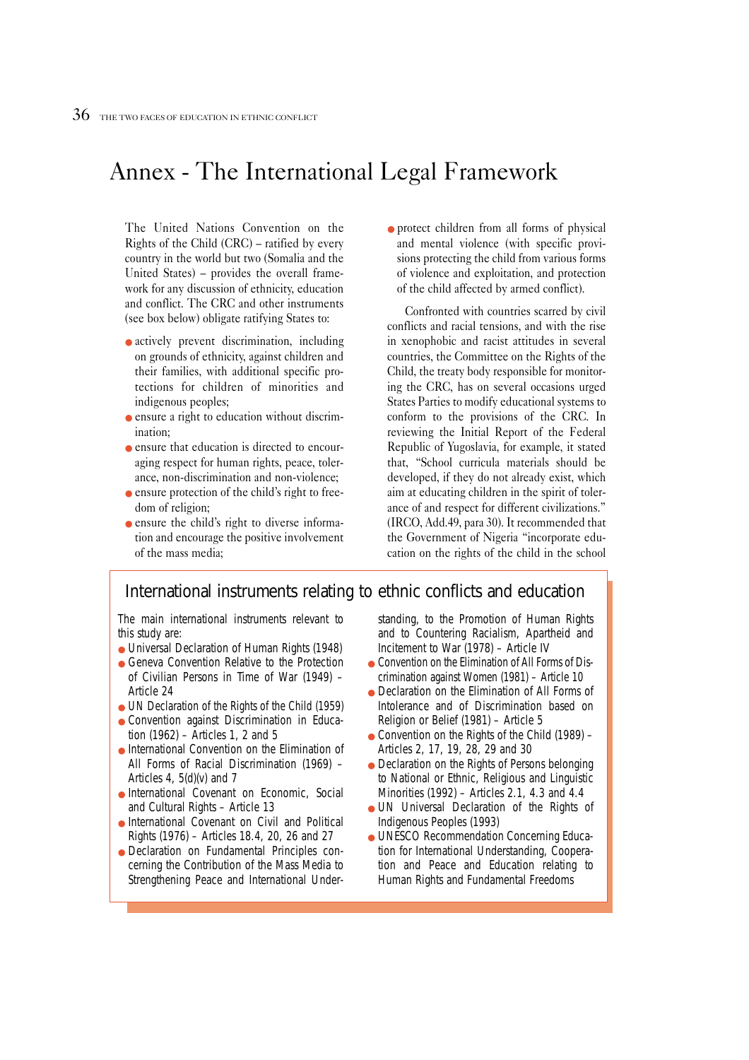# Annex - The International Legal Framework

The United Nations Convention on the Rights of the Child (CRC) – ratified by every country in the world but two (Somalia and the United States) – provides the overall framework for any discussion of ethnicity, education and conflict. The CRC and other instruments (see box below) obligate ratifying States to:

- actively prevent discrimination, including on grounds of ethnicity, against children and their families, with additional specific protections for children of minorities and indigenous peoples;
- ensure a right to education without discrimination;
- ensure that education is directed to encouraging respect for human rights, peace, tolerance, non-discrimination and non-violence;
- ensure protection of the child's right to freedom of religion;
- ensure the child's right to diverse information and encourage the positive involvement of the mass media;
- protect children from all forms of physical and mental violence (with specific provisions protecting the child from various forms of violence and exploitation, and protection of the child affected by armed conflict).

Confronted with countries scarred by civil conflicts and racial tensions, and with the rise in xenophobic and racist attitudes in several countries, the Committee on the Rights of the Child, the treaty body responsible for monitoring the CRC, has on several occasions urged States Parties to modify educational systems to conform to the provisions of the CRC. In reviewing the Initial Report of the Federal Republic of Yugoslavia, for example, it stated that, "School curricula materials should be developed, if they do not already exist, which aim at educating children in the spirit of tolerance of and respect for different civilizations." (IRCO, Add.49, para 30). It recommended that the Government of Nigeria "incorporate education on the rights of the child in the school

## International instruments relating to ethnic conflicts and education

The main international instruments relevant to this study are:

- Universal Declaration of Human Rights (1948)
- Geneva Convention Relative to the Protection of Civilian Persons in Time of War (1949) – Article 24
- UN Declaration of the Rights of the Child (1959)
- Convention against Discrimination in Education (1962) – Articles 1, 2 and 5
- International Convention on the Elimination of All Forms of Racial Discrimination (1969) – Articles 4, 5(d)(v) and 7
- International Covenant on Economic, Social and Cultural Rights – Article 13
- International Covenant on Civil and Political Rights (1976) – Articles 18.4, 20, 26 and 27
- Declaration on Fundamental Principles concerning the Contribution of the Mass Media to Strengthening Peace and International Understanding, to the Promotion of Human Rights and to Countering Racialism, Apartheid and Incitement to War (1978) – Article IV
- Convention on the Elimination of All Forms of Discrimination against Women (1981) – Article 10
- Declaration on the Elimination of All Forms of Intolerance and of Discrimination based on Religion or Belief (1981) – Article 5
- Convention on the Rights of the Child (1989) – Articles 2, 17, 19, 28, 29 and 30
- Declaration on the Rights of Persons belonging to National or Ethnic, Religious and Linguistic Minorities (1992) – Articles 2.1, 4.3 and 4.4
- UN Universal Declaration of the Rights of Indigenous Peoples (1993)
- UNESCO Recommendation Concerning Education for International Understanding, Cooperation and Peace and Education relating to Human Rights and Fundamental Freedoms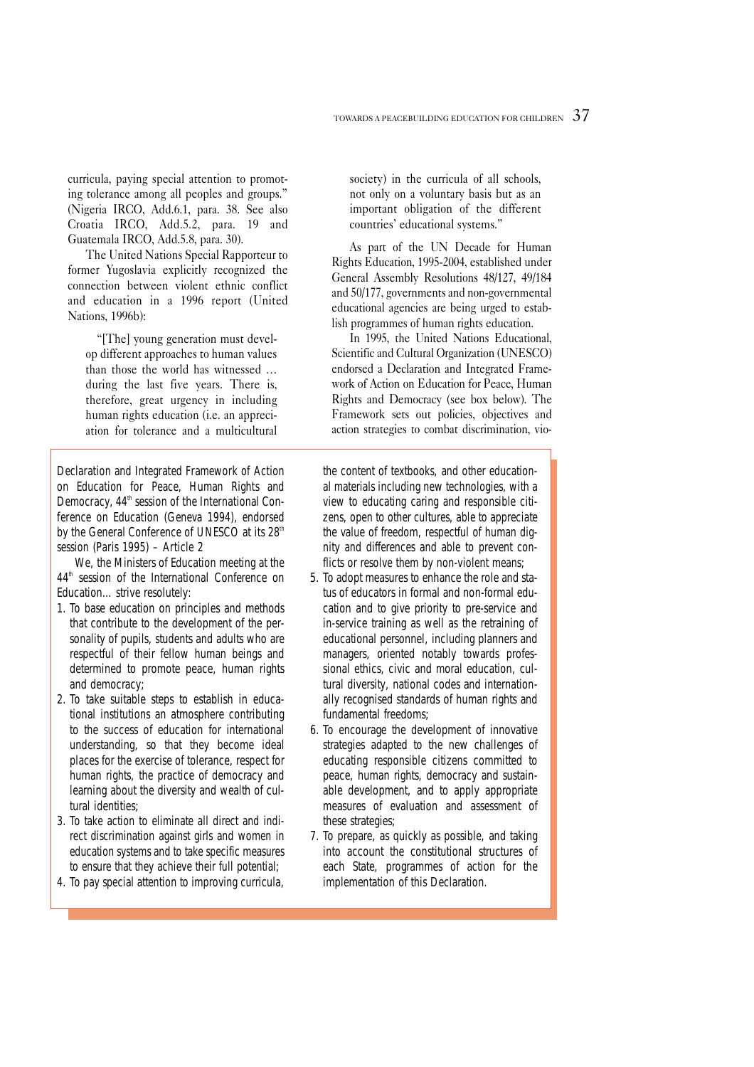curricula, paying special attention to promoting tolerance among all peoples and groups." (Nigeria IRCO, Add.6.1, para. 38. See also Croatia IRCO, Add.5.2, para. 19 and Guatemala IRCO, Add.5.8, para. 30).

The United Nations Special Rapporteur to former Yugoslavia explicitly recognized the connection between violent ethnic conflict and education in a 1996 report (United Nations, 1996b):

> "[The] young generation must develop different approaches to human values than those the world has witnessed … during the last five years. There is, therefore, great urgency in including human rights education (i.e. an appreciation for tolerance and a multicultural society) in the curricula of all schools, not only on a voluntary basis but as an important obligation of the different countries' educational systems."

As part of the UN Decade for Human Rights Education, 1995-2004, established under General Assembly Resolutions 48/127, 49/184 and 50/177, governments and non-governmental educational agencies are being urged to establish programmes of human rights education.

In 1995, the United Nations Educational, Scientific and Cultural Organization (UNESCO) endorsed a Declaration and Integrated Framework of Action on Education for Peace, Human Rights and Democracy (see box below). The Framework sets out policies, objectives and action strategies to combat discrimination, vio-

---

Declaration and Integrated Framework of Action on Education for Peace, Human Rights and Democracy, 44th session of the International Conference on Education (Geneva 1994), endorsed by the General Conference of UNESCO at its 28th session (Paris 1995) – Article 2

We, the Ministers of Education meeting at the 44th session of the International Conference on Education… strive resolutely:

1. To base education on principles and methods that contribute to the development of the personality of pupils, students and adults who are respectful of their fellow human beings and determined to promote peace, human rights and democracy;
2. To take suitable steps to establish in educational institutions an atmosphere contributing to the success of education for international understanding, so that they become ideal places for the exercise of tolerance, respect for human rights, the practice of democracy and learning about the diversity and wealth of cultural identities;
3. To take action to eliminate all direct and indirect discrimination against girls and women in education systems and to take specific measures to ensure that they achieve their full potential;
4. To pay special attention to improving curricula, the content of textbooks, and other educational materials including new technologies, with a view to educating caring and responsible citizens, open to other cultures, able to appreciate the value of freedom, respectful of human dignity and differences and able to prevent conflicts or resolve them by non-violent means;
5. To adopt measures to enhance the role and status of educators in formal and non-formal education and to give priority to pre-service and in-service training as well as the retraining of educational personnel, including planners and managers, oriented notably towards professional ethics, civic and moral education, cultural diversity, national codes and internationally recognised standards of human rights and fundamental freedoms;
6. To encourage the development of innovative strategies adapted to the new challenges of educating responsible citizens committed to peace, human rights, democracy and sustainable development, and to apply appropriate measures of evaluation and assessment of these strategies;
7. To prepare, as quickly as possible, and taking into account the constitutional structures of each State, programmes of action for the implementation of this Declaration.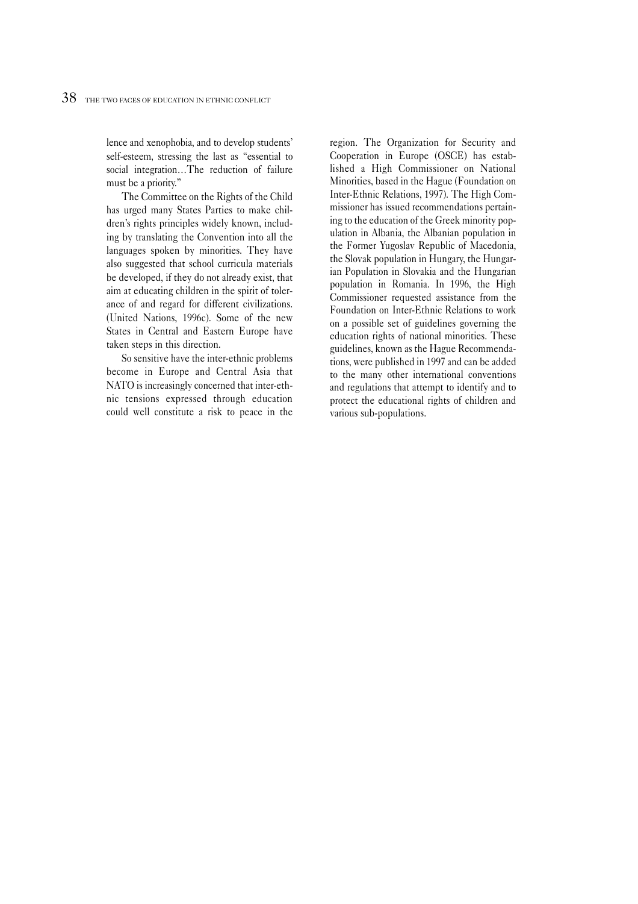lence and xenophobia, and to develop students' self-esteem, stressing the last as "essential to social integration…The reduction of failure must be a priority."

The Committee on the Rights of the Child has urged many States Parties to make children's rights principles widely known, including by translating the Convention into all the languages spoken by minorities. They have also suggested that school curricula materials be developed, if they do not already exist, that aim at educating children in the spirit of tolerance of and regard for different civilizations. (United Nations, 1996c). Some of the new States in Central and Eastern Europe have taken steps in this direction.

So sensitive have the inter-ethnic problems become in Europe and Central Asia that NATO is increasingly concerned that inter-ethnic tensions expressed through education could well constitute a risk to peace in the region. The Organization for Security and Cooperation in Europe (OSCE) has established a High Commissioner on National Minorities, based in the Hague (Foundation on Inter-Ethnic Relations, 1997). The High Commissioner has issued recommendations pertaining to the education of the Greek minority population in Albania, the Albanian population in the Former Yugoslav Republic of Macedonia, the Slovak population in Hungary, the Hungarian Population in Slovakia and the Hungarian population in Romania. In 1996, the High Commissioner requested assistance from the Foundation on Inter-Ethnic Relations to work on a possible set of guidelines governing the education rights of national minorities. These guidelines, known as the Hague Recommendations, were published in 1997 and can be added to the many other international conventions and regulations that attempt to identify and to protect the educational rights of children and various sub-populations.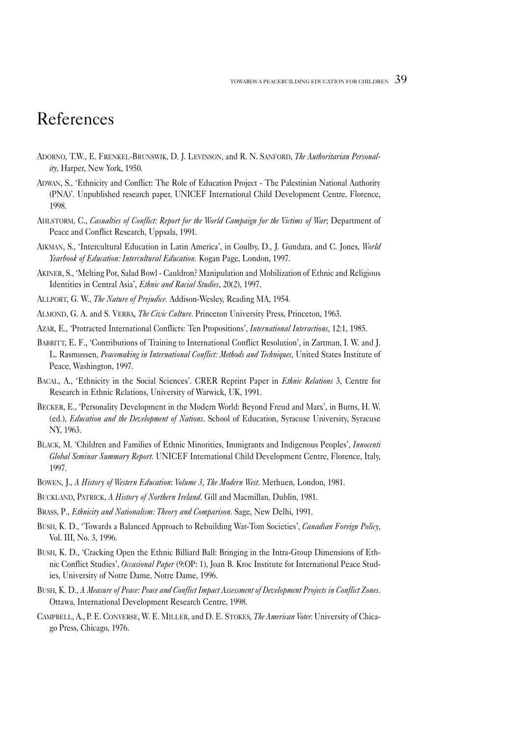# References

ADORNO, T.W., E. FRENKEL-BRUNSWIK, D. J. LEVINSON, and R. N. SANFORD, *The Authoritarian Personality*, Harper, New York, 1950.

ADWAN, S., 'Ethnicity and Conflict: The Role of Education Project - The Palestinian National Authority (PNA)'. Unpublished research paper, UNICEF International Child Development Centre, Florence, 1998.

AHLSTORM, C., *Casualties of Conflict: Report for the World Campaign for the Victims of War*; Department of Peace and Conflict Research, Uppsala, 1991.

AIKMAN, S., 'Intercultural Education in Latin America', in Coulby, D., J. Gundara, and C. Jones, *World Yearbook of Education: Intercultural Education*. Kogan Page, London, 1997.

AKINER, S., 'Melting Pot, Salad Bowl - Cauldron? Manipulation and Mobilization of Ethnic and Religious Identities in Central Asia', *Ethnic and Racial Studies*, 20(2), 1997.

ALLPORT, G. W., *The Nature of Prejudice*. Addison-Wesley, Reading MA, 1954.

ALMOND, G. A. and S. VERBA, *The Civic Culture*. Princeton University Press, Princeton, 1963.

AZAR, E., 'Protracted International Conflicts: Ten Propositions', *International Interactions*, 12:1, 1985.

BABBITT, E. F., 'Contributions of Training to International Conflict Resolution', in Zartman, I. W. and J. L. Rasmussen, *Peacemaking in International Conflict: Methods and Techniques*, United States Institute of Peace, Washington, 1997.

BACAL, A., 'Ethnicity in the Social Sciences'. CRER Reprint Paper in *Ethnic Relations* 3, Centre for Research in Ethnic Relations, University of Warwick, UK, 1991.

BECKER, E., 'Personality Development in the Modern World: Beyond Freud and Marx', in Burns, H. W. (ed.), *Education and the Development of Nations*. School of Education, Syracuse University, Syracuse NY, 1963.

BLACK, M. 'Children and Families of Ethnic Minorities, Immigrants and Indigenous Peoples', *Innocenti Global Seminar Summary Report*. UNICEF International Child Development Centre, Florence, Italy, 1997.

BOWEN, J., *A History of Western Education*: *Volume 3*, *The Modern West*. Methuen, London, 1981.

BUCKLAND, PATRICK, *A History of Northern Ireland*. Gill and Macmillan, Dublin, 1981.

BRASS, P., *Ethnicity and Nationalism: Theory and Comparison*. Sage, New Delhi, 1991.

BUSH, K. D., 'Towards a Balanced Approach to Rebuilding War-Torn Societies', *Canadian Foreign Policy*, Vol. III, No. 3, 1996.

BUSH, K. D., 'Cracking Open the Ethnic Billiard Ball: Bringing in the Intra-Group Dimensions of Ethnic Conflict Studies', *Occasional Paper* (9:OP: 1), Joan B. Kroc Institute for International Peace Studies, University of Notre Dame, Notre Dame, 1996.

BUSH, K. D., *A Measure of Peace: Peace and Conflict Impact Assessment of Development Projects in Conflict Zones*. Ottawa, International Development Research Centre, 1998.

CAMPBELL, A., P. E. CONVERSE, W. E. MILLER, and D. E. STOKES, *The American Voter.* University of Chicago Press, Chicago, 1976.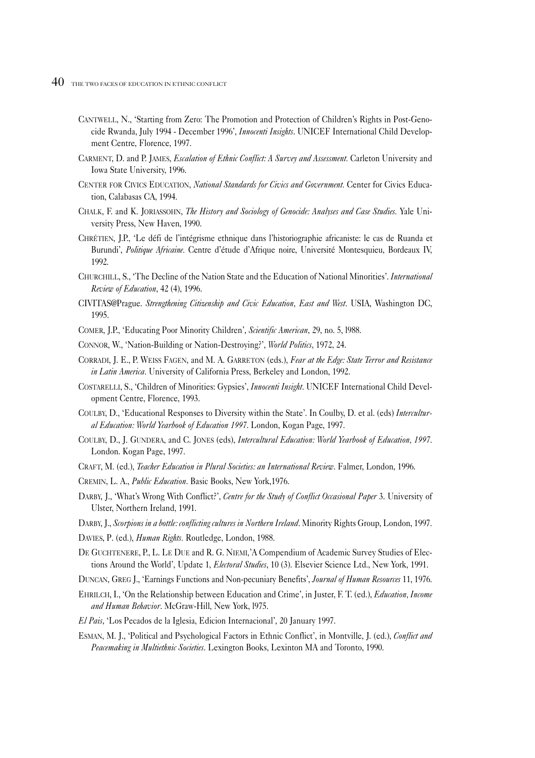Cantwell, N., 'Starting from Zero: The Promotion and Protection of Children's Rights in Post-Genocide Rwanda, July 1994 - December 1996', *Innocenti Insights*. UNICEF International Child Development Centre, Florence, 1997.

Carment, D. and P. James, *Escalation of Ethnic Conflict: A Survey and Assessment*. Carleton University and Iowa State University, 1996.

Center for Civics Education, *National Standards for Civics and Government*. Center for Civics Education, Calabasas CA, 1994.

Chalk, F. and K. Joriassohn, *The History and Sociology of Genocide: Analyses and Case Studies*. Yale University Press, New Haven, 1990.

Chrétien, J.P., 'Le défi de l'intégrisme ethnique dans l'historiographie africaniste: le cas de Ruanda et Burundi', *Politique Africaine*. Centre d'étude d'Afrique noire, Université Montesquieu, Bordeaux IV, 1992.

Churchill, S., 'The Decline of the Nation State and the Education of National Minorities'. *International Review of Education*, 42 (4), 1996.

CIVITAS@Prague. *Strengthening Citizenship and Civic Education, East and West*. USIA, Washington DC, 1995.

Comer, J.P., 'Educating Poor Minority Children', *Scientific American*, 29, no. 5, l988.

Connor, W., 'Nation-Building or Nation-Destroying?', *World Politics*, 1972, 24.

Corradi, J. E., P. Weiss Fagen, and M. A. Garreton (eds.), *Fear at the Edge: State Terror and Resistance in Latin America*. University of California Press, Berkeley and London, 1992.

Costarelli, S., 'Children of Minorities: Gypsies', *Innocenti Insight*. UNICEF International Child Development Centre, Florence, 1993.

Coulby, D., 'Educational Responses to Diversity within the State'. In Coulby, D. et al. (eds) *Intercultural Education: World Yearbook of Education 1997*. London, Kogan Page, 1997.

Coulby, D., J. Gundera, and C. Jones (eds), *Intercultural Education: World Yearbook of Education, 1997*. London. Kogan Page, 1997.

Craft, M. (ed.), *Teacher Education in Plural Societies: an International Review*. Falmer, London, 1996.

Cremin, L. A., *Public Education*. Basic Books, New York,1976.

Darby, J., 'What's Wrong With Conflict?', *Centre for the Study of Conflict Occasional Paper* 3. University of Ulster, Northern Ireland, 1991.

Darby, J., *Scorpions in a bottle: conflicting cultures in Northern Ireland*. Minority Rights Group, London, 1997.

Davies, P. (ed.), *Human Rights*. Routledge, London, 1988.

De Guchtenere, P., L. Le Due and R. G. Niemi,'A Compendium of Academic Survey Studies of Elections Around the World', Update 1, *Electoral Studies*, 10 (3). Elsevier Science Ltd., New York, 1991.

Duncan, Greg J., 'Earnings Functions and Non-pecuniary Benefits', *Journal of Human Resources* 11, 1976.

Ehrilch, I., 'On the Relationship between Education and Crime', in Juster, F. T. (ed.), *Education, Income and Human Behavior*. McGraw-Hill, New York, l975.

*El Pais*, 'Los Pecados de la Iglesia, Edicion Internacional', 20 January 1997.

Esman, M. J., 'Political and Psychological Factors in Ethnic Conflict', in Montville, J. (ed.), *Conflict and Peacemaking in Multiethnic Societies*. Lexington Books, Lexinton MA and Toronto, 1990.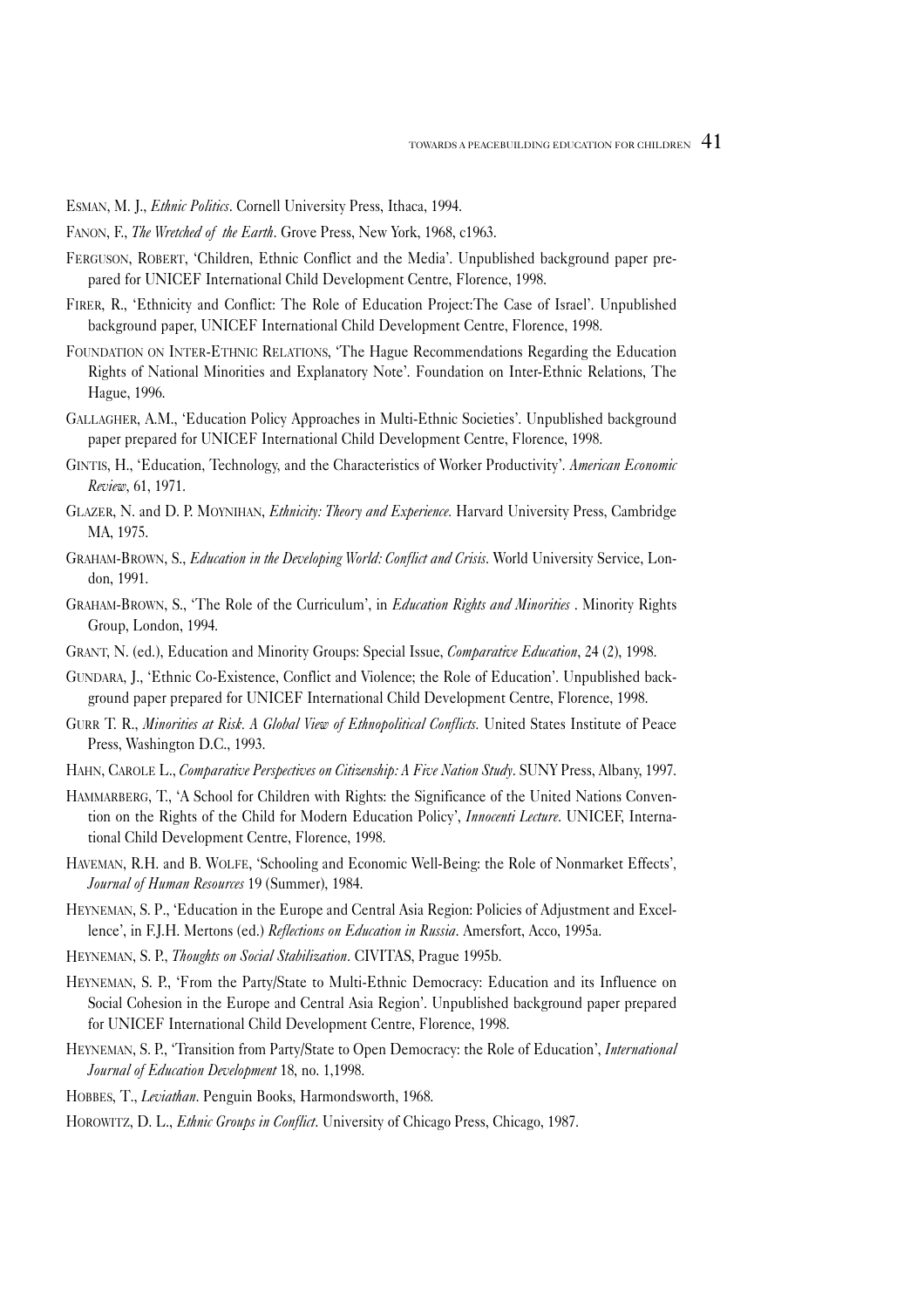ESMAN, M. J., *Ethnic Politics*. Cornell University Press, Ithaca, 1994.

FANON, F., *The Wretched of the Earth*. Grove Press, New York, 1968, c1963.

FERGUSON, ROBERT, 'Children, Ethnic Conflict and the Media'. Unpublished background paper prepared for UNICEF International Child Development Centre, Florence, 1998.

FIRER, R., 'Ethnicity and Conflict: The Role of Education Project:The Case of Israel'. Unpublished background paper, UNICEF International Child Development Centre, Florence, 1998.

FOUNDATION ON INTER-ETHNIC RELATIONS, 'The Hague Recommendations Regarding the Education Rights of National Minorities and Explanatory Note'. Foundation on Inter-Ethnic Relations, The Hague, 1996.

GALLAGHER, A.M., 'Education Policy Approaches in Multi-Ethnic Societies'. Unpublished background paper prepared for UNICEF International Child Development Centre, Florence, 1998.

GINTIS, H., 'Education, Technology, and the Characteristics of Worker Productivity'. *American Economic Review*, 61, 1971.

GLAZER, N. and D. P. MOYNIHAN, *Ethnicity: Theory and Experience*. Harvard University Press, Cambridge MA, 1975.

GRAHAM-BROWN, S., *Education in the Developing World: Conflict and Crisis*. World University Service, London, 1991.

GRAHAM-BROWN, S., 'The Role of the Curriculum', in *Education Rights and Minorities* . Minority Rights Group, London, 1994.

GRANT, N. (ed.), Education and Minority Groups: Special Issue, *Comparative Education*, 24 (2), 1998.

GUNDARA, J., 'Ethnic Co-Existence, Conflict and Violence; the Role of Education'. Unpublished background paper prepared for UNICEF International Child Development Centre, Florence, 1998.

GURR T. R., *Minorities at Risk. A Global View of Ethnopolitical Conflicts*. United States Institute of Peace Press, Washington D.C., 1993.

HAHN, CAROLE L., *Comparative Perspectives on Citizenship: A Five Nation Study*. SUNY Press, Albany, 1997.

HAMMARBERG, T., 'A School for Children with Rights: the Significance of the United Nations Convention on the Rights of the Child for Modern Education Policy', *Innocenti Lecture*. UNICEF, International Child Development Centre, Florence, 1998.

HAVEMAN, R.H. and B. WOLFE, 'Schooling and Economic Well-Being: the Role of Nonmarket Effects', *Journal of Human Resources* 19 (Summer), 1984.

HEYNEMAN, S. P., 'Education in the Europe and Central Asia Region: Policies of Adjustment and Excellence', in F.J.H. Mertons (ed.) *Reflections on Education in Russia*. Amersfort, Acco, 1995a.

HEYNEMAN, S. P., *Thoughts on Social Stabilization*. CIVITAS, Prague 1995b.

HEYNEMAN, S. P., 'From the Party/State to Multi-Ethnic Democracy: Education and its Influence on Social Cohesion in the Europe and Central Asia Region'. Unpublished background paper prepared for UNICEF International Child Development Centre, Florence, 1998.

HEYNEMAN, S. P., 'Transition from Party/State to Open Democracy: the Role of Education', *International Journal of Education Development* 18, no. 1,1998.

HOBBES, T., *Leviathan*. Penguin Books, Harmondsworth, 1968.

HOROWITZ, D. L., *Ethnic Groups in Conflict*. University of Chicago Press, Chicago, 1987.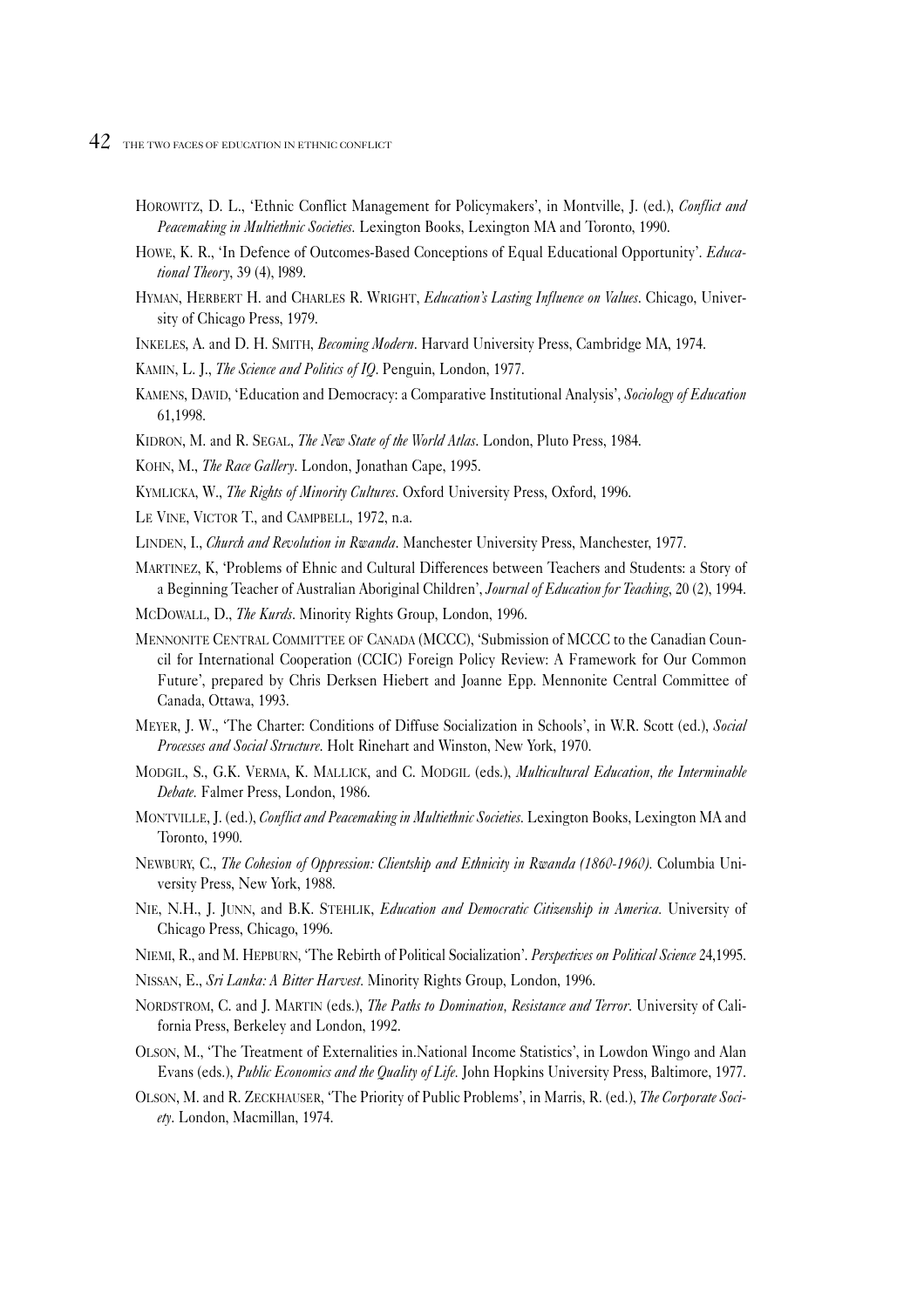HOROWITZ, D. L., 'Ethnic Conflict Management for Policymakers', in Montville, J. (ed.), *Conflict and Peacemaking in Multiethnic Societies*. Lexington Books, Lexington MA and Toronto, 1990.

HOWE, K. R., 'In Defence of Outcomes-Based Conceptions of Equal Educational Opportunity'. *Educational Theory*, 39 (4), l989.

HYMAN, HERBERT H. and CHARLES R. WRIGHT, *Education's Lasting Influence on Values*. Chicago, University of Chicago Press, 1979.

INKELES, A. and D. H. SMITH, *Becoming Modern*. Harvard University Press, Cambridge MA, 1974.

KAMIN, L. J., *The Science and Politics of IQ*. Penguin, London, 1977.

KAMENS, DAVID, 'Education and Democracy: a Comparative Institutional Analysis', *Sociology of Education* 61,1998.

KIDRON, M. and R. SEGAL, *The New State of the World Atlas*. London, Pluto Press, 1984.

KOHN, M., *The Race Gallery*. London, Jonathan Cape, 1995.

KYMLICKA, W., *The Rights of Minority Cultures*. Oxford University Press, Oxford, 1996.

LE VINE, VICTOR T., and CAMPBELL, 1972, n.a.

LINDEN, I., *Church and Revolution in Rwanda*. Manchester University Press, Manchester, 1977.

MARTINEZ, K, 'Problems of Ethnic and Cultural Differences between Teachers and Students: a Story of a Beginning Teacher of Australian Aboriginal Children', *Journal of Education for Teaching*, 20 (2), 1994.

MCDOWALL, D., *The Kurds*. Minority Rights Group, London, 1996.

MENNONITE CENTRAL COMMITTEE OF CANADA (MCCC), 'Submission of MCCC to the Canadian Council for International Cooperation (CCIC) Foreign Policy Review: A Framework for Our Common Future', prepared by Chris Derksen Hiebert and Joanne Epp. Mennonite Central Committee of Canada, Ottawa, 1993.

MEYER, J. W., 'The Charter: Conditions of Diffuse Socialization in Schools', in W.R. Scott (ed.), *Social Processes and Social Structure*. Holt Rinehart and Winston, New York, 1970.

MODGIL, S., G.K. VERMA, K. MALLICK, and C. MODGIL (eds.), *Multicultural Education, the Interminable Debate.* Falmer Press, London, 1986.

MONTVILLE, J. (ed.), *Conflict and Peacemaking in Multiethnic Societies*. Lexington Books, Lexington MA and Toronto, 1990.

NEWBURY, C., *The Cohesion of Oppression: Clientship and Ethnicity in Rwanda (1860-1960).* Columbia University Press, New York, 1988.

NIE, N.H., J. JUNN, and B.K. STEHLIK, *Education and Democratic Citizenship in America.* University of Chicago Press, Chicago, 1996.

NIEMI, R., and M. HEPBURN, 'The Rebirth of Political Socialization'. *Perspectives on Political Science* 24,1995.

NISSAN, E., *Sri Lanka: A Bitter Harvest*. Minority Rights Group, London, 1996.

NORDSTROM, C. and J. MARTIN (eds.), *The Paths to Domination, Resistance and Terror*. University of California Press, Berkeley and London, 1992.

OLSON, M., 'The Treatment of Externalities in.National Income Statistics', in Lowdon Wingo and Alan Evans (eds.), *Public Economics and the Quality of Life*. John Hopkins University Press, Baltimore, 1977.

OLSON, M. and R. ZECKHAUSER, 'The Priority of Public Problems', in Marris, R. (ed.), *The Corporate Society*. London, Macmillan, 1974.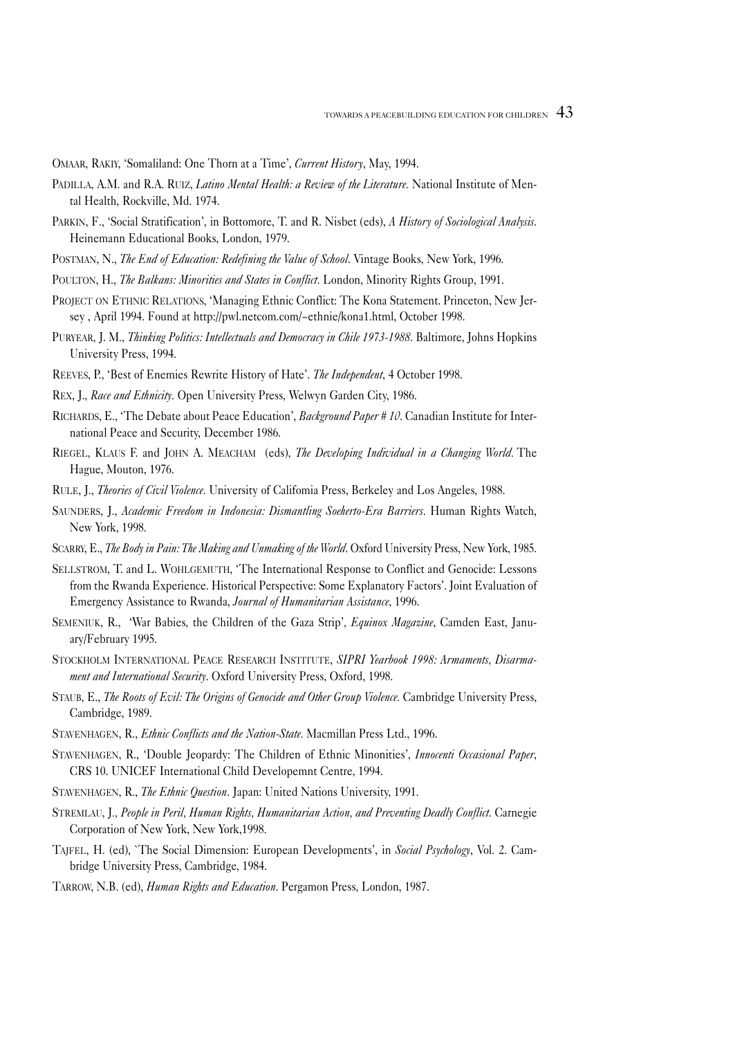OMAAR, RAKIY, 'Somaliland: One Thorn at a Time', *Current History*, May, 1994.

PADILLA, A.M. and R.A. RUIZ, *Latino Mental Health: a Review of the Literature*. National Institute of Mental Health, Rockville, Md. 1974.

PARKIN, F., 'Social Stratification', in Bottomore, T. and R. Nisbet (eds), *A History of Sociological Analysis*. Heinemann Educational Books, London, 1979.

POSTMAN, N., *The End of Education: Redefining the Value of School*. Vintage Books, New York, 1996.

POULTON, H., *The Balkans: Minorities and States in Conflict*. London, Minority Rights Group, 1991.

PROJECT ON ETHNIC RELATIONS, 'Managing Ethnic Conflict: The Kona Statement. Princeton, New Jersey , April 1994. Found at http://pwl.netcom.com/~ethnie/kona1.html, October 1998.

PURYEAR, J. M., *Thinking Politics: Intellectuals and Democracy in Chile 1973-1988*. Baltimore, Johns Hopkins University Press, 1994.

REEVES, P., 'Best of Enemies Rewrite History of Hate'. *The Independent*, 4 October 1998.

REX, J., *Race and Ethnicity*. Open University Press, Welwyn Garden City, 1986.

RICHARDS, E., 'The Debate about Peace Education', *Background Paper # 10*. Canadian Institute for International Peace and Security, December 1986.

RIEGEL, KLAUS F. and JOHN A. MEACHAM (eds), *The Developing Individual in a Changing World*. The Hague, Mouton, 1976.

RULE, J., *Theories of Civil Violence*. University of Califomia Press, Berkeley and Los Angeles, 1988.

SAUNDERS, J., *Academic Freedom in Indonesia: Dismantling Soeherto-Era Barriers*. Human Rights Watch, New York, 1998.

SCARRY, E., *The Body in Pain: The Making and Unmaking of the World*. Oxford University Press, New York, 1985.

SELLSTROM, T. and L. WOHLGEMUTH, 'The International Response to Conflict and Genocide: Lessons from the Rwanda Experience. Historical Perspective: Some Explanatory Factors'. Joint Evaluation of Emergency Assistance to Rwanda, *Journal of Humanitarian Assistance*, 1996.

SEMENIUK, R., 'War Babies, the Children of the Gaza Strip', *Equinox Magazine*, Camden East, January/February 1995.

STOCKHOLM INTERNATIONAL PEACE RESEARCH INSTITUTE, *SIPRI Yearbook 1998: Armaments, Disarmament and International Security*. Oxford University Press, Oxford, 1998.

STAUB, E., *The Roots of Evil: The Origins of Genocide and Other Group Violence*. Cambridge University Press, Cambridge, 1989.

STAVENHAGEN, R., *Ethnic Conflicts and the Nation-State*. Macmillan Press Ltd., 1996.

STAVENHAGEN, R., 'Double Jeopardy: The Children of Ethnic Minonities', *Innocenti Occasional Paper*, CRS 10. UNICEF International Child Developemnt Centre, 1994.

STAVENHAGEN, R., *The Ethnic Question*. Japan: United Nations University, 1991.

STREMLAU, J., *People in Peril, Human Rights, Humanitarian Action, and Preventing Deadly Conflict*. Carnegie Corporation of New York, New York,1998.

TAJFEL, H. (ed), 'The Social Dimension: European Developments', in *Social Psychology*, Vol. 2. Cambridge University Press, Cambridge, 1984.

TARROW, N.B. (ed), *Human Rights and Education*. Pergamon Press, London, 1987.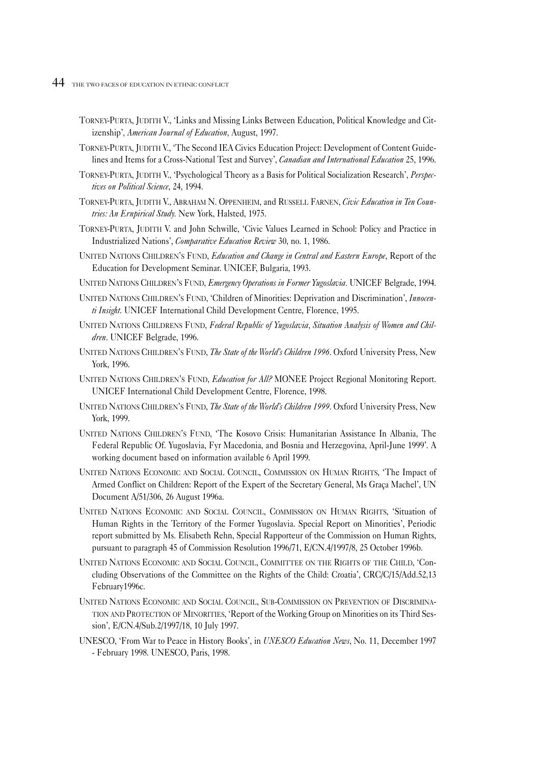TORNEY-PURTA, JUDITH V., 'Links and Missing Links Between Education, Political Knowledge and Citizenship', *American Journal of Education,* August, 1997.

TORNEY-PURTA, JUDITH V., 'The Second IEA Civics Education Project: Development of Content Guidelines and Items for a Cross-National Test and Survey', *Canadian and International Education* 25, 1996.

TORNEY-PURTA, JUDITH V., 'Psychological Theory as a Basis for Political Socialization Research', *Perspectives on Political Science*, 24, 1994.

TORNEY-PURTA, JUDITH V., ABRAHAM N. OPPENHEIM, and RUSSELL FARNEN, *Civic Education in Ten Countries: An Ernpirical Study.* New York, Halsted, 1975.

TORNEY-PURTA, JUDITH V. and John Schwille, 'Civic Values Learned in School: Policy and Practice in Industrialized Nations', *Comparative Education Review* 30, no. 1, 1986.

UNITED NATIONS CHILDREN'S FUND, *Education and Change in Central and Eastern Europe*, Report of the Education for Development Seminar. UNICEF, Bulgaria, 1993.

UNITED NATIONS CHILDREN'S FUND, *Emergency Operations in Former Yugoslavia*. UNICEF Belgrade, 1994.

UNITED NATIONS CHILDREN'S FUND, 'Children of Minorities: Deprivation and Discrimination', *Innocenti Insight*. UNICEF International Child Development Centre, Florence, 1995.

UNITED NATIONS CHILDRENS FUND, *Federal Republic of Yugoslavia*, *Situation Analysis of Women and Children*. UNICEF Belgrade, 1996.

UNITED NATIONS CHILDREN'S FUND, *The State of the World's Children 1996*. Oxford University Press, New York, 1996.

UNITED NATIONS CHILDREN'S FUND, *Education for All?* MONEE Project Regional Monitoring Report. UNICEF International Child Development Centre, Florence, 1998.

UNITED NATIONS CHILDREN'S FUND, *The State of the World's Children 1999*. Oxford University Press, New York, 1999.

UNITED NATIONS CHILDREN'S FUND, 'The Kosovo Crisis: Humanitarian Assistance In Albania, The Federal Republic Of. Yugoslavia, Fyr Macedonia, and Bosnia and Herzegovina, April-June 1999'. A working document based on information available 6 April 1999.

UNITED NATIONS ECONOMIC AND SOCIAL COUNCIL, COMMISSION ON HUMAN RIGHTS, 'The Impact of Armed Conflict on Children: Report of the Expert of the Secretary General, Ms Graça Machel', UN Document A/51/306, 26 August 1996a.

UNITED NATIONS ECONOMIC AND SOCIAL COUNCIL, COMMISSION ON HUMAN RIGHTS, 'Situation of Human Rights in the Territory of the Former Yugoslavia. Special Report on Minorities', Periodic report submitted by Ms. Elisabeth Rehn, Special Rapporteur of the Commission on Human Rights, pursuant to paragraph 45 of Commission Resolution 1996/71, E/CN.4/1997/8, 25 October 1996b.

UNITED NATIONS ECONOMIC AND SOCIAL COUNCIL, COMMITTEE ON THE RIGHTS OF THE CHILD, 'Concluding Observations of the Committee on the Rights of the Child: Croatia', CRC/C/15/Add.52,13 February1996c.

UNITED NATIONS ECONOMIC AND SOCIAL COUNCIL, SUB-COMMISSION ON PREVENTION OF DISCRIMINATION AND PROTECTION OF MINORITIES, 'Report of the Working Group on Minorities on its Third Session', E/CN.4/Sub.2/1997/18, 10 July 1997.

UNESCO, 'From War to Peace in History Books', in *UNESCO Education News*, No. 11, December 1997 - February 1998. UNESCO, Paris, 1998.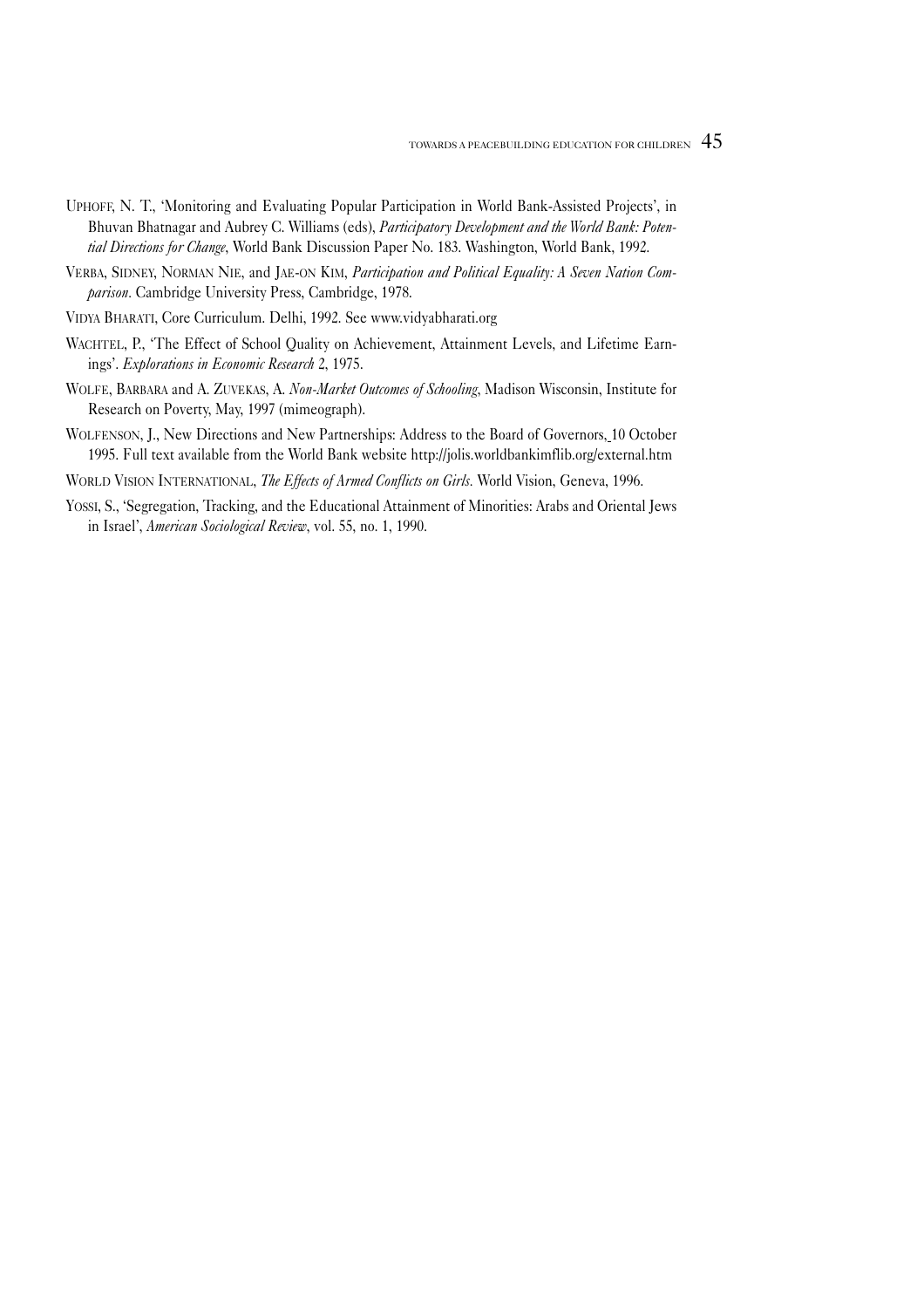UPHOFF, N. T., 'Monitoring and Evaluating Popular Participation in World Bank-Assisted Projects', in Bhuvan Bhatnagar and Aubrey C. Williams (eds), *Participatory Development and the World Bank: Potential Directions for Change*, World Bank Discussion Paper No. 183. Washington, World Bank, 1992.

VERBA, SIDNEY, NORMAN NIE, and JAE-ON KIM, *Participation and Political Equality: A Seven Nation Comparison*. Cambridge University Press, Cambridge, 1978.

VIDYA BHARATI, Core Curriculum. Delhi, 1992. See www.vidyabharati.org

WACHTEL, P., 'The Effect of School Quality on Achievement, Attainment Levels, and Lifetime Earnings'. *Explorations in Economic Research 2*, 1975.

WOLFE, BARBARA and A. ZUVEKAS, A. *Non-Market Outcomes of Schooling*, Madison Wisconsin, Institute for Research on Poverty, May, 1997 (mimeograph).

WOLFENSON, J., New Directions and New Partnerships: Address to the Board of Governors, 10 October 1995. Full text available from the World Bank website http://jolis.worldbankimflib.org/external.htm

WORLD VISION INTERNATIONAL, *The Effects of Armed Conflicts on Girls*. World Vision, Geneva, 1996.

YOSSI, S., 'Segregation, Tracking, and the Educational Attainment of Minorities: Arabs and Oriental Jews in Israel', *American Sociological Review*, vol. 55, no. 1, 1990.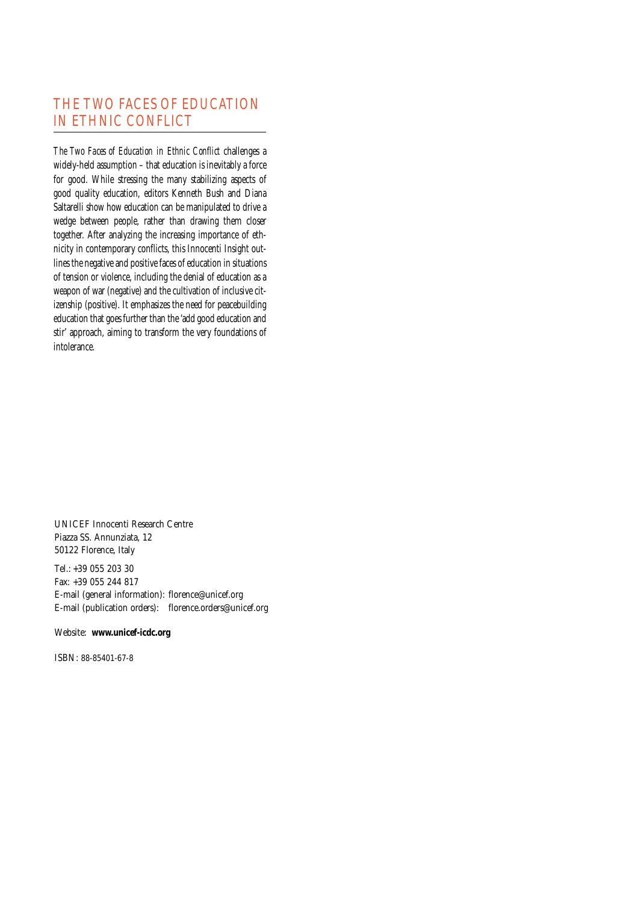# THE TWO FACES OF EDUCATION IN ETHNIC CONFLICT

*The Two Faces of Education in Ethnic Conflict* challenges a widely-held assumption – that education is inevitably a force for good. While stressing the many stabilizing aspects of good quality education, editors Kenneth Bush and Diana Saltarelli show how education can be manipulated to drive a wedge between people, rather than drawing them closer together. After analyzing the increasing importance of ethnicity in contemporary conflicts, this Innocenti Insight outlines the negative and positive faces of education in situations of tension or violence, including the denial of education as a weapon of war (negative) and the cultivation of inclusive citizenship (positive). It emphasizes the need for peacebuilding education that goes further than the 'add good education and stir' approach, aiming to transform the very foundations of intolerance.

UNICEF Innocenti Research Centre
Piazza SS. Annunziata, 12
50122 Florence, Italy

Tel.: +39 055 203 30
Fax: +39 055 244 817
E-mail (general information): florence@unicef.org
E-mail (publication orders): florence.orders@unicef.org

Website: **www.unicef-icdc.org**

ISBN: 88-85401-67-8